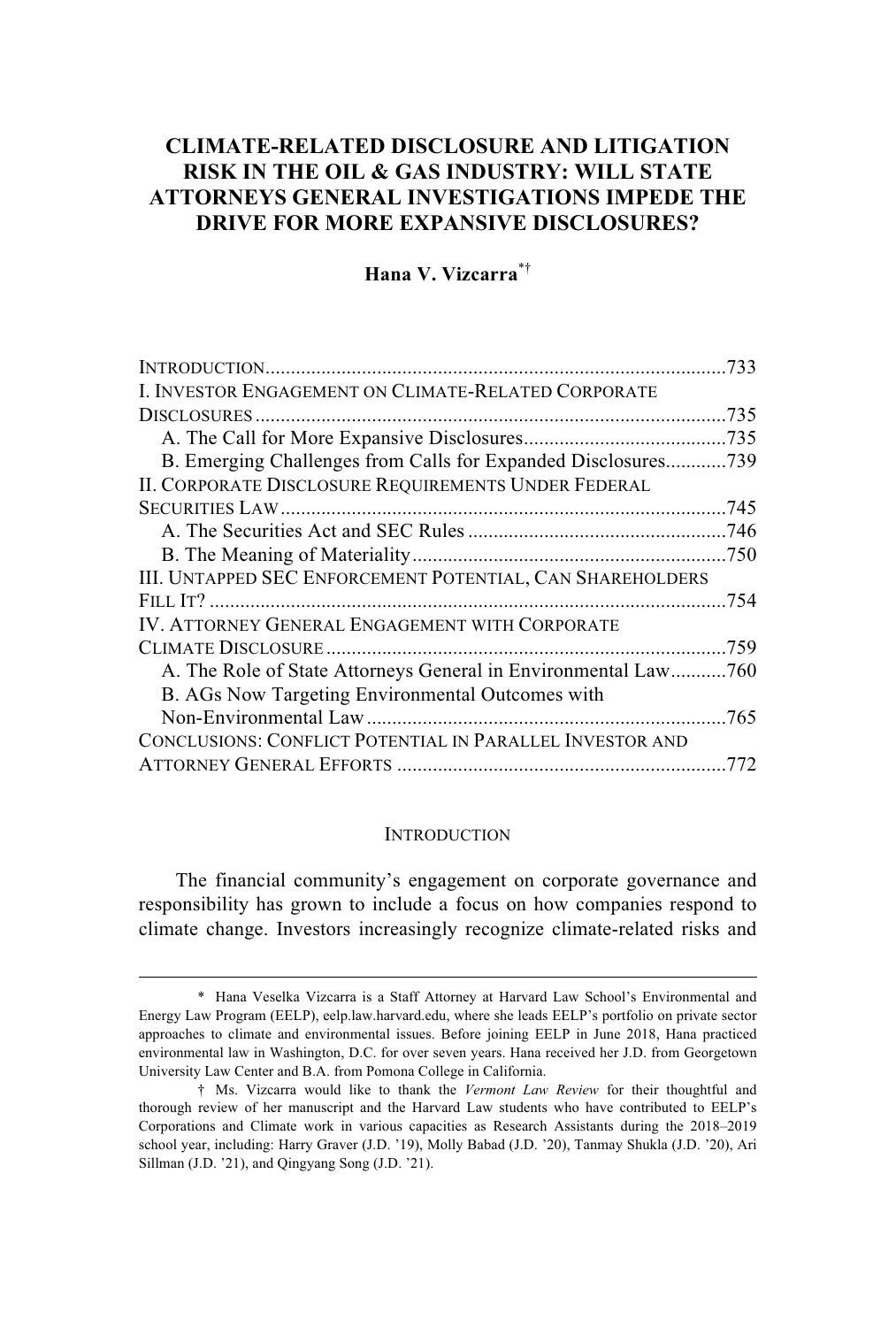# CLIMATE-RELATED DISCLOSURE AND LITIGATION RISK IN THE OIL & GAS INDUSTRY: WILL STATE ATTORNEYS GENERAL INVESTIGATIONS IMPEDE THE DRIVE FOR MORE EXPANSIVE DISCLOSURES?

**Hana V. Vizcarra**[*†]

INTRODUCTION .......................................................................................... 733
I. INVESTOR ENGAGEMENT ON CLIMATE-RELATED CORPORATE DISCLOSURES ............................................................................................ 735
  A. The Call for More Expansive Disclosures ........................................ 735
  B. Emerging Challenges from Calls for Expanded Disclosures ............ 739
II. CORPORATE DISCLOSURE REQUIREMENTS UNDER FEDERAL SECURITIES LAW ........................................................................................ 745
  A. The Securities Act and SEC Rules ................................................... 746
  B. The Meaning of Materiality .............................................................. 750
III. UNTAPPED SEC ENFORCEMENT POTENTIAL, CAN SHAREHOLDERS FILL IT? ...................................................................................................... 754
IV. ATTORNEY GENERAL ENGAGEMENT WITH CORPORATE CLIMATE DISCLOSURE ............................................................................... 759
  A. The Role of State Attorneys General in Environmental Law ........... 760
  B. AGs Now Targeting Environmental Outcomes with Non-Environmental Law ....................................................................... 765
CONCLUSIONS: CONFLICT POTENTIAL IN PARALLEL INVESTOR AND ATTORNEY GENERAL EFFORTS ................................................................. 772

## INTRODUCTION

The financial community's engagement on corporate governance and responsibility has grown to include a focus on how companies respond to climate change. Investors increasingly recognize climate-related risks and

---

[*] Hana Veselka Vizcarra is a Staff Attorney at Harvard Law School's Environmental and Energy Law Program (EELP), eelp.law.harvard.edu, where she leads EELP's portfolio on private sector approaches to climate and environmental issues. Before joining EELP in June 2018, Hana practiced environmental law in Washington, D.C. for over seven years. Hana received her J.D. from Georgetown University Law Center and B.A. from Pomona College in California.

[†] Ms. Vizcarra would like to thank the *Vermont Law Review* for their thoughtful and thorough review of her manuscript and the Harvard Law students who have contributed to EELP's Corporations and Climate work in various capacities as Research Assistants during the 2018–2019 school year, including: Harry Graver (J.D. '19), Molly Babad (J.D. '20), Tanmay Shukla (J.D. '20), Ari Sillman (J.D. '21), and Qingyang Song (J.D. '21).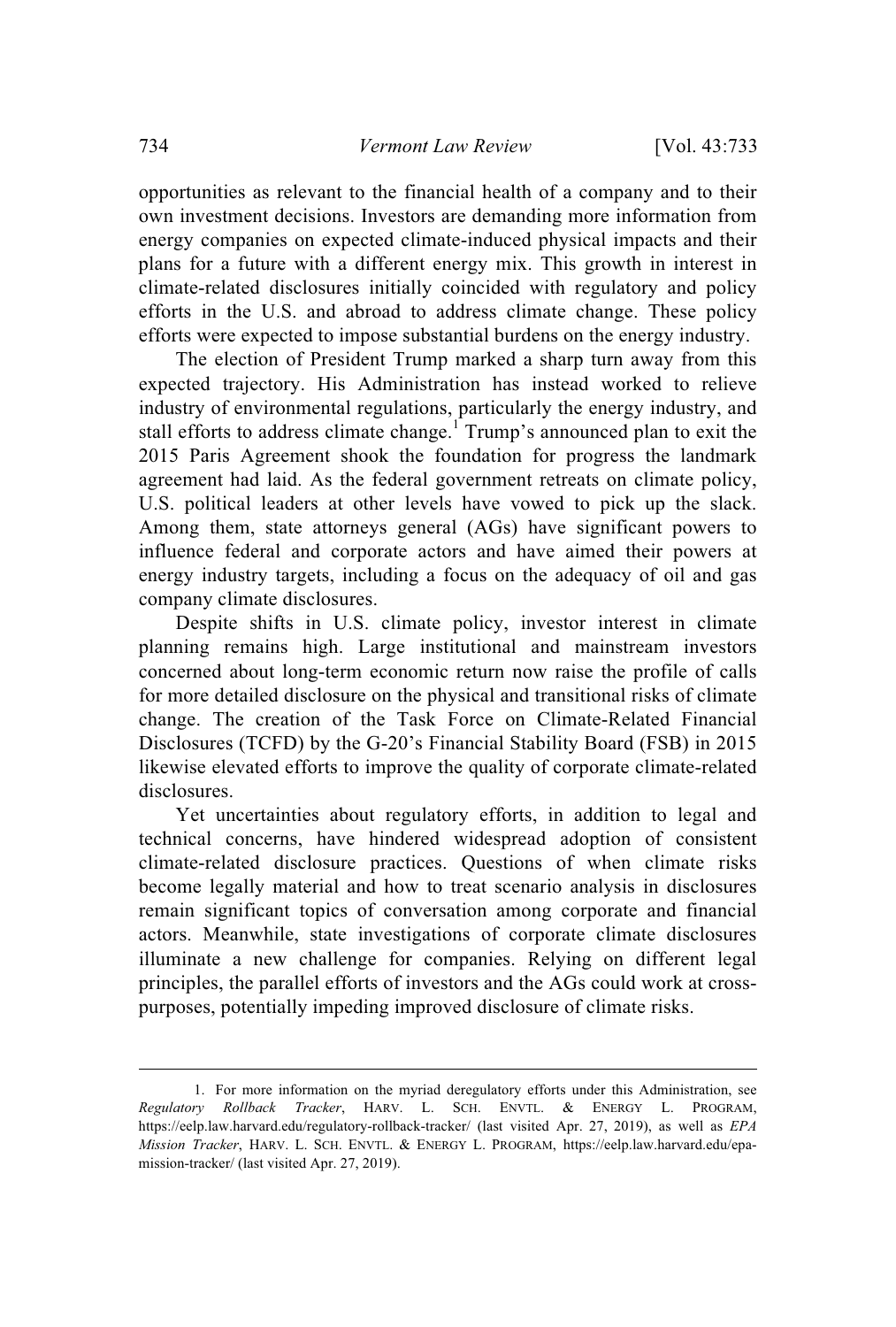opportunities as relevant to the financial health of a company and to their own investment decisions. Investors are demanding more information from energy companies on expected climate-induced physical impacts and their plans for a future with a different energy mix. This growth in interest in climate-related disclosures initially coincided with regulatory and policy efforts in the U.S. and abroad to address climate change. These policy efforts were expected to impose substantial burdens on the energy industry.

The election of President Trump marked a sharp turn away from this expected trajectory. His Administration has instead worked to relieve industry of environmental regulations, particularly the energy industry, and stall efforts to address climate change.[1] Trump's announced plan to exit the 2015 Paris Agreement shook the foundation for progress the landmark agreement had laid. As the federal government retreats on climate policy, U.S. political leaders at other levels have vowed to pick up the slack. Among them, state attorneys general (AGs) have significant powers to influence federal and corporate actors and have aimed their powers at energy industry targets, including a focus on the adequacy of oil and gas company climate disclosures.

Despite shifts in U.S. climate policy, investor interest in climate planning remains high. Large institutional and mainstream investors concerned about long-term economic return now raise the profile of calls for more detailed disclosure on the physical and transitional risks of climate change. The creation of the Task Force on Climate-Related Financial Disclosures (TCFD) by the G-20's Financial Stability Board (FSB) in 2015 likewise elevated efforts to improve the quality of corporate climate-related disclosures.

Yet uncertainties about regulatory efforts, in addition to legal and technical concerns, have hindered widespread adoption of consistent climate-related disclosure practices. Questions of when climate risks become legally material and how to treat scenario analysis in disclosures remain significant topics of conversation among corporate and financial actors. Meanwhile, state investigations of corporate climate disclosures illuminate a new challenge for companies. Relying on different legal principles, the parallel efforts of investors and the AGs could work at cross-purposes, potentially impeding improved disclosure of climate risks.

---

1. For more information on the myriad deregulatory efforts under this Administration, see *Regulatory Rollback Tracker*, HARV. L. SCH. ENVTL. & ENERGY L. PROGRAM, https://eelp.law.harvard.edu/regulatory-rollback-tracker/ (last visited Apr. 27, 2019), as well as *EPA Mission Tracker*, HARV. L. SCH. ENVTL. & ENERGY L. PROGRAM, https://eelp.law.harvard.edu/epa-mission-tracker/ (last visited Apr. 27, 2019).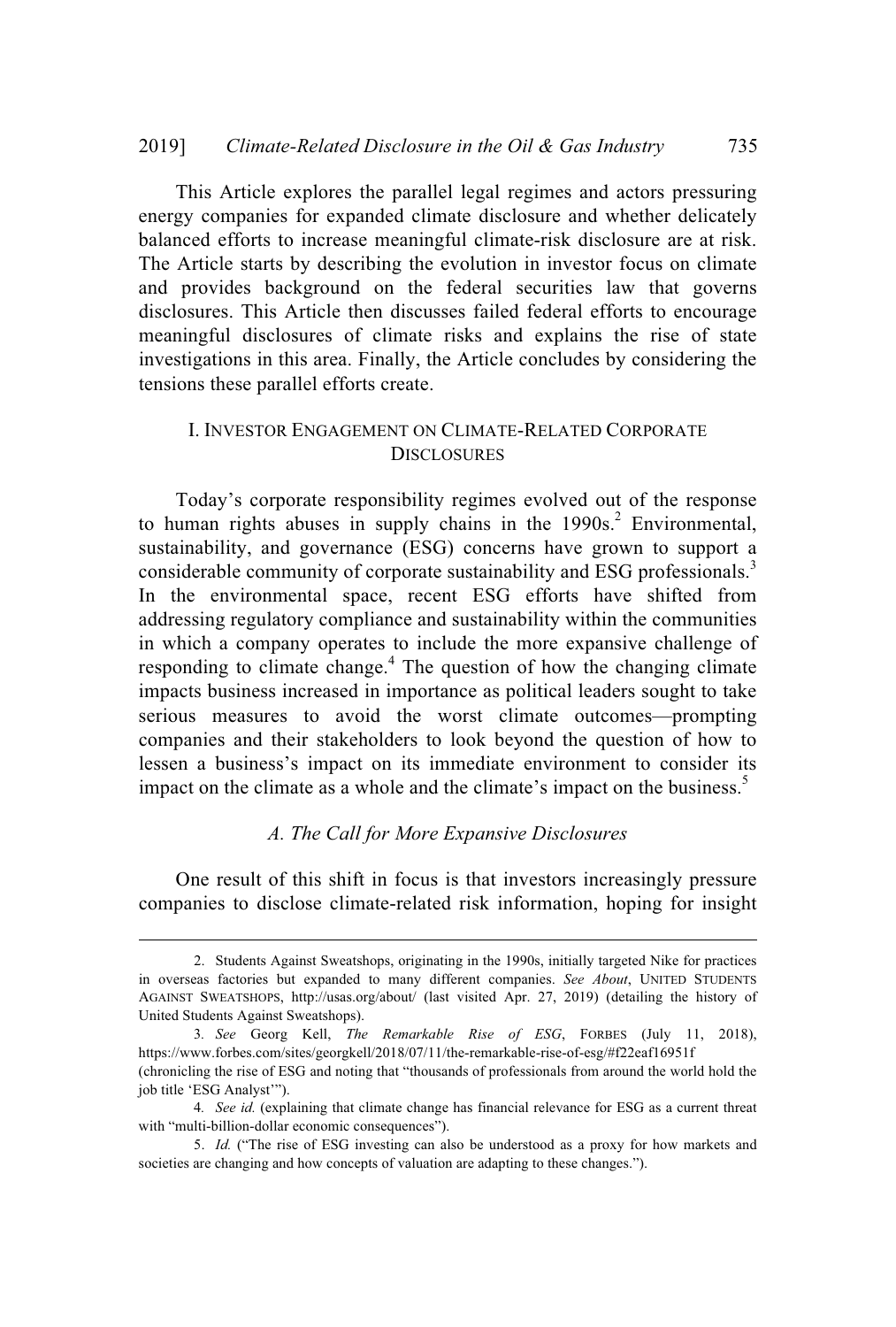This Article explores the parallel legal regimes and actors pressuring energy companies for expanded climate disclosure and whether delicately balanced efforts to increase meaningful climate-risk disclosure are at risk. The Article starts by describing the evolution in investor focus on climate and provides background on the federal securities law that governs disclosures. This Article then discusses failed federal efforts to encourage meaningful disclosures of climate risks and explains the rise of state investigations in this area. Finally, the Article concludes by considering the tensions these parallel efforts create.

## I. INVESTOR ENGAGEMENT ON CLIMATE-RELATED CORPORATE DISCLOSURES

Today's corporate responsibility regimes evolved out of the response to human rights abuses in supply chains in the 1990s.[2] Environmental, sustainability, and governance (ESG) concerns have grown to support a considerable community of corporate sustainability and ESG professionals.[3] In the environmental space, recent ESG efforts have shifted from addressing regulatory compliance and sustainability within the communities in which a company operates to include the more expansive challenge of responding to climate change.[4] The question of how the changing climate impacts business increased in importance as political leaders sought to take serious measures to avoid the worst climate outcomes—prompting companies and their stakeholders to look beyond the question of how to lessen a business's impact on its immediate environment to consider its impact on the climate as a whole and the climate's impact on the business.[5]

### *A. The Call for More Expansive Disclosures*

One result of this shift in focus is that investors increasingly pressure companies to disclose climate-related risk information, hoping for insight

---

2. Students Against Sweatshops, originating in the 1990s, initially targeted Nike for practices in overseas factories but expanded to many different companies. *See About*, UNITED STUDENTS AGAINST SWEATSHOPS, http://usas.org/about/ (last visited Apr. 27, 2019) (detailing the history of United Students Against Sweatshops).

3. *See* Georg Kell, *The Remarkable Rise of ESG*, FORBES (July 11, 2018), https://www.forbes.com/sites/georgkell/2018/07/11/the-remarkable-rise-of-esg/#f22eaf16951f (chronicling the rise of ESG and noting that "thousands of professionals from around the world hold the job title 'ESG Analyst'").

4. *See id.* (explaining that climate change has financial relevance for ESG as a current threat with "multi-billion-dollar economic consequences").

5. *Id.* ("The rise of ESG investing can also be understood as a proxy for how markets and societies are changing and how concepts of valuation are adapting to these changes.").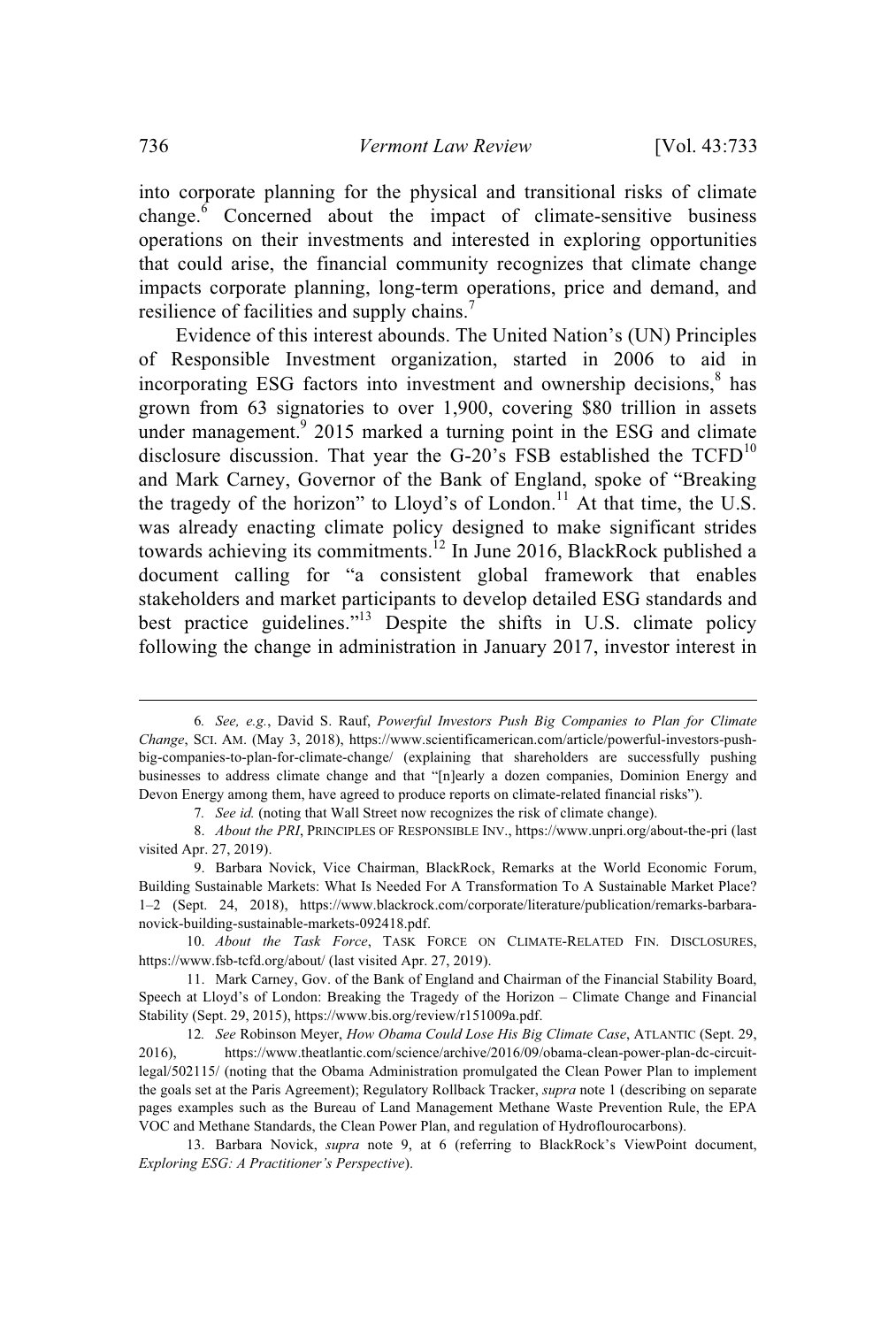into corporate planning for the physical and transitional risks of climate change.[6] Concerned about the impact of climate-sensitive business operations on their investments and interested in exploring opportunities that could arise, the financial community recognizes that climate change impacts corporate planning, long-term operations, price and demand, and resilience of facilities and supply chains.[7]

Evidence of this interest abounds. The United Nation's (UN) Principles of Responsible Investment organization, started in 2006 to aid in incorporating ESG factors into investment and ownership decisions,[8] has grown from 63 signatories to over 1,900, covering $80 trillion in assets under management.[9] 2015 marked a turning point in the ESG and climate disclosure discussion. That year the G-20's FSB established the TCFD[10] and Mark Carney, Governor of the Bank of England, spoke of "Breaking the tragedy of the horizon" to Lloyd's of London.[11] At that time, the U.S. was already enacting climate policy designed to make significant strides towards achieving its commitments.[12] In June 2016, BlackRock published a document calling for "a consistent global framework that enables stakeholders and market participants to develop detailed ESG standards and best practice guidelines."[13] Despite the shifts in U.S. climate policy following the change in administration in January 2017, investor interest in

---

6. *See, e.g.*, David S. Rauf, *Powerful Investors Push Big Companies to Plan for Climate Change*, SCI. AM. (May 3, 2018), https://www.scientificamerican.com/article/powerful-investors-push-big-companies-to-plan-for-climate-change/ (explaining that shareholders are successfully pushing businesses to address climate change and that "[n]early a dozen companies, Dominion Energy and Devon Energy among them, have agreed to produce reports on climate-related financial risks").

7. *See id.* (noting that Wall Street now recognizes the risk of climate change).

8. *About the PRI*, PRINCIPLES OF RESPONSIBLE INV., https://www.unpri.org/about-the-pri (last visited Apr. 27, 2019).

9. Barbara Novick, Vice Chairman, BlackRock, Remarks at the World Economic Forum, Building Sustainable Markets: What Is Needed For A Transformation To A Sustainable Market Place? 1–2 (Sept. 24, 2018), https://www.blackrock.com/corporate/literature/publication/remarks-barbara-novick-building-sustainable-markets-092418.pdf.

10. *About the Task Force*, TASK FORCE ON CLIMATE-RELATED FIN. DISCLOSURES, https://www.fsb-tcfd.org/about/ (last visited Apr. 27, 2019).

11. Mark Carney, Gov. of the Bank of England and Chairman of the Financial Stability Board, Speech at Lloyd's of London: Breaking the Tragedy of the Horizon – Climate Change and Financial Stability (Sept. 29, 2015), https://www.bis.org/review/r151009a.pdf.

12. *See* Robinson Meyer, *How Obama Could Lose His Big Climate Case*, ATLANTIC (Sept. 29, 2016), https://www.theatlantic.com/science/archive/2016/09/obama-clean-power-plan-dc-circuit-legal/502115/ (noting that the Obama Administration promulgated the Clean Power Plan to implement the goals set at the Paris Agreement); Regulatory Rollback Tracker, *supra* note 1 (describing on separate pages examples such as the Bureau of Land Management Methane Waste Prevention Rule, the EPA VOC and Methane Standards, the Clean Power Plan, and regulation of Hydroflourocarbons).

13. Barbara Novick, *supra* note 9, at 6 (referring to BlackRock's ViewPoint document, *Exploring ESG: A Practitioner's Perspective*).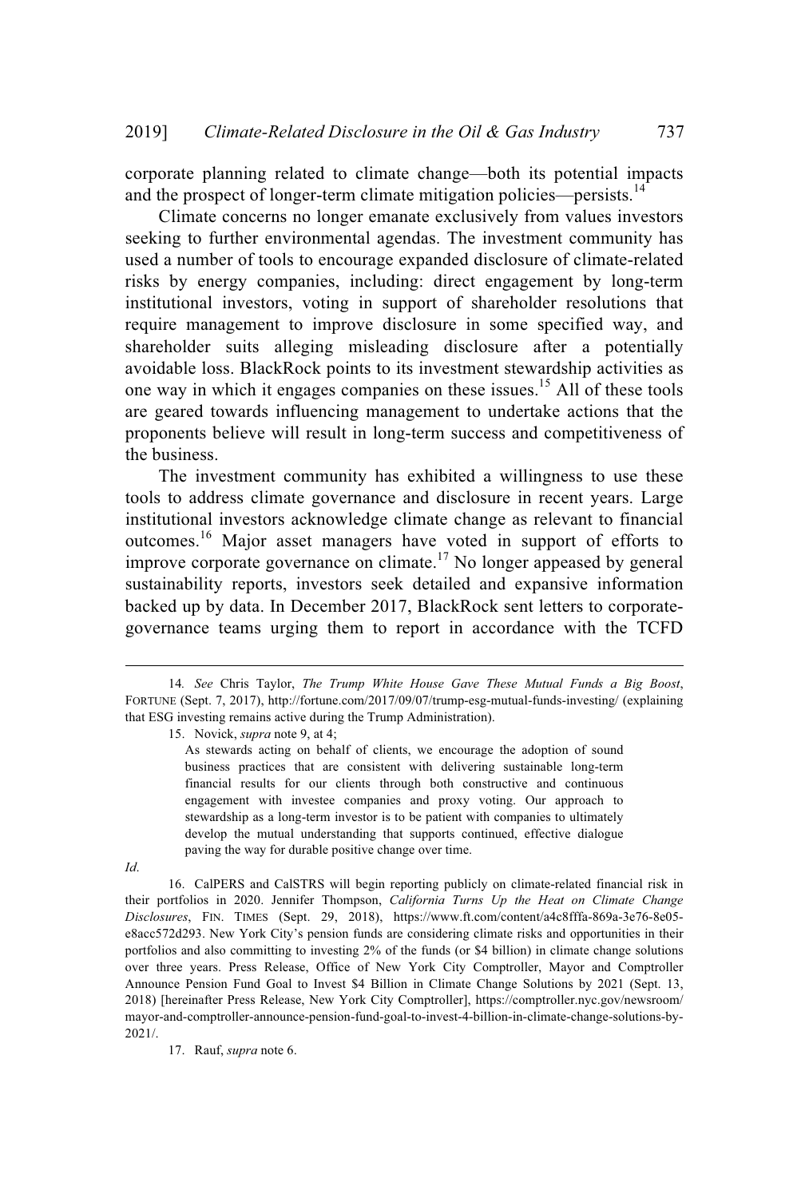corporate planning related to climate change—both its potential impacts and the prospect of longer-term climate mitigation policies—persists.[14]

Climate concerns no longer emanate exclusively from values investors seeking to further environmental agendas. The investment community has used a number of tools to encourage expanded disclosure of climate-related risks by energy companies, including: direct engagement by long-term institutional investors, voting in support of shareholder resolutions that require management to improve disclosure in some specified way, and shareholder suits alleging misleading disclosure after a potentially avoidable loss. BlackRock points to its investment stewardship activities as one way in which it engages companies on these issues.[15] All of these tools are geared towards influencing management to undertake actions that the proponents believe will result in long-term success and competitiveness of the business.

The investment community has exhibited a willingness to use these tools to address climate governance and disclosure in recent years. Large institutional investors acknowledge climate change as relevant to financial outcomes.[16] Major asset managers have voted in support of efforts to improve corporate governance on climate.[17] No longer appeased by general sustainability reports, investors seek detailed and expansive information backed up by data. In December 2017, BlackRock sent letters to corporate-governance teams urging them to report in accordance with the TCFD

---

14. *See* Chris Taylor, *The Trump White House Gave These Mutual Funds a Big Boost*, FORTUNE (Sept. 7, 2017), http://fortune.com/2017/09/07/trump-esg-mutual-funds-investing/ (explaining that ESG investing remains active during the Trump Administration).

15. Novick, *supra* note 9, at 4;

> As stewards acting on behalf of clients, we encourage the adoption of sound business practices that are consistent with delivering sustainable long-term financial results for our clients through both constructive and continuous engagement with investee companies and proxy voting. Our approach to stewardship as a long-term investor is to be patient with companies to ultimately develop the mutual understanding that supports continued, effective dialogue paving the way for durable positive change over time.

*Id.*

16. CalPERS and CalSTRS will begin reporting publicly on climate-related financial risk in their portfolios in 2020. Jennifer Thompson, *California Turns Up the Heat on Climate Change Disclosures*, FIN. TIMES (Sept. 29, 2018), https://www.ft.com/content/a4c8fffa-869a-3e76-8e05-e8acc572d293. New York City's pension funds are considering climate risks and opportunities in their portfolios and also committing to investing 2% of the funds (or $4 billion) in climate change solutions over three years. Press Release, Office of New York City Comptroller, Mayor and Comptroller Announce Pension Fund Goal to Invest $4 Billion in Climate Change Solutions by 2021 (Sept. 13, 2018) [hereinafter Press Release, New York City Comptroller], https://comptroller.nyc.gov/newsroom/mayor-and-comptroller-announce-pension-fund-goal-to-invest-4-billion-in-climate-change-solutions-by-2021/.

17. Rauf, *supra* note 6.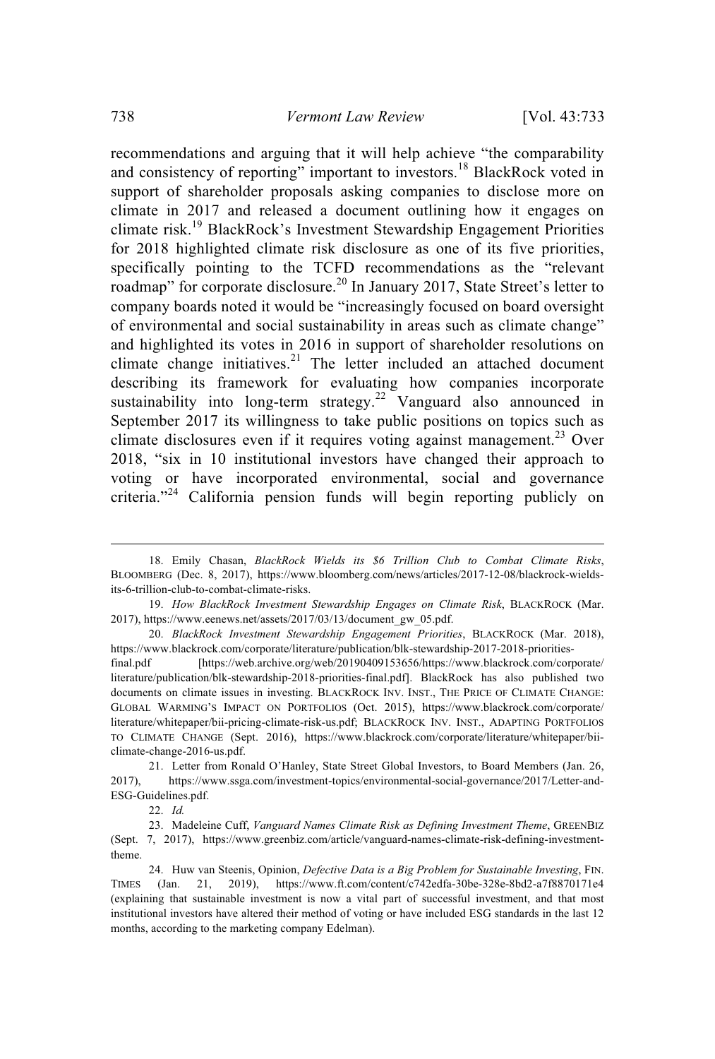recommendations and arguing that it will help achieve "the comparability and consistency of reporting" important to investors.[18] BlackRock voted in support of shareholder proposals asking companies to disclose more on climate in 2017 and released a document outlining how it engages on climate risk.[19] BlackRock's Investment Stewardship Engagement Priorities for 2018 highlighted climate risk disclosure as one of its five priorities, specifically pointing to the TCFD recommendations as the "relevant roadmap" for corporate disclosure.[20] In January 2017, State Street's letter to company boards noted it would be "increasingly focused on board oversight of environmental and social sustainability in areas such as climate change" and highlighted its votes in 2016 in support of shareholder resolutions on climate change initiatives.[21] The letter included an attached document describing its framework for evaluating how companies incorporate sustainability into long-term strategy.[22] Vanguard also announced in September 2017 its willingness to take public positions on topics such as climate disclosures even if it requires voting against management.[23] Over 2018, "six in 10 institutional investors have changed their approach to voting or have incorporated environmental, social and governance criteria."[24] California pension funds will begin reporting publicly on

---

18. Emily Chasan, *BlackRock Wields its $6 Trillion Club to Combat Climate Risks*, BLOOMBERG (Dec. 8, 2017), https://www.bloomberg.com/news/articles/2017-12-08/blackrock-wields-its-6-trillion-club-to-combat-climate-risks.

19. *How BlackRock Investment Stewardship Engages on Climate Risk*, BLACKROCK (Mar. 2017), https://www.eenews.net/assets/2017/03/13/document_gw_05.pdf.

20. *BlackRock Investment Stewardship Engagement Priorities*, BLACKROCK (Mar. 2018), https://www.blackrock.com/corporate/literature/publication/blk-stewardship-2017-2018-priorities-final.pdf [https://web.archive.org/web/20190409153656/https://www.blackrock.com/corporate/literature/publication/blk-stewardship-2018-priorities-final.pdf]. BlackRock has also published two documents on climate issues in investing. BLACKROCK INV. INST., THE PRICE OF CLIMATE CHANGE: GLOBAL WARMING'S IMPACT ON PORTFOLIOS (Oct. 2015), https://www.blackrock.com/corporate/literature/whitepaper/bii-pricing-climate-risk-us.pdf; BLACKROCK INV. INST., ADAPTING PORTFOLIOS TO CLIMATE CHANGE (Sept. 2016), https://www.blackrock.com/corporate/literature/whitepaper/bii-climate-change-2016-us.pdf.

21. Letter from Ronald O'Hanley, State Street Global Investors, to Board Members (Jan. 26, 2017), https://www.ssga.com/investment-topics/environmental-social-governance/2017/Letter-and-ESG-Guidelines.pdf.

22. *Id.*

23. Madeleine Cuff, *Vanguard Names Climate Risk as Defining Investment Theme*, GREENBIZ (Sept. 7, 2017), https://www.greenbiz.com/article/vanguard-names-climate-risk-defining-investment-theme.

24. Huw van Steenis, Opinion, *Defective Data is a Big Problem for Sustainable Investing*, FIN. TIMES (Jan. 21, 2019), https://www.ft.com/content/c742edfa-30be-328e-8bd2-a7f8870171e4 (explaining that sustainable investment is now a vital part of successful investment, and that most institutional investors have altered their method of voting or have included ESG standards in the last 12 months, according to the marketing company Edelman).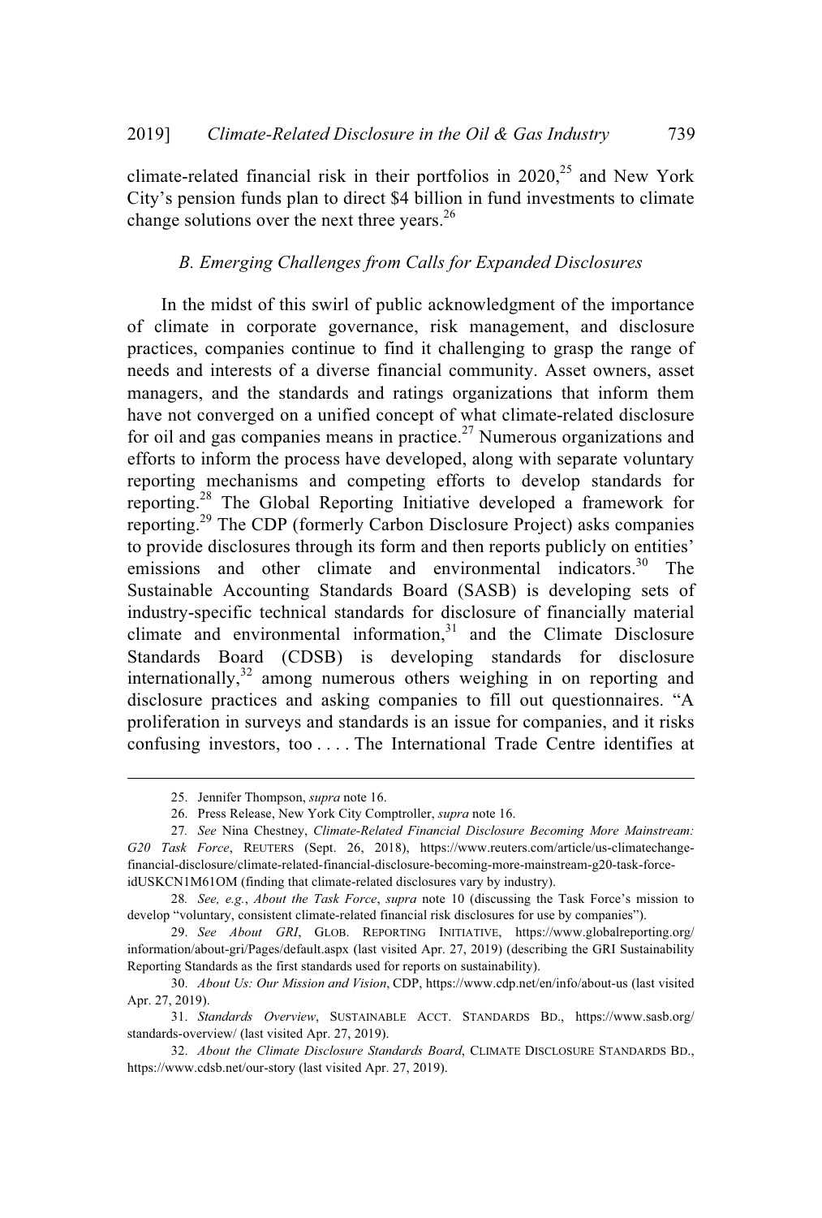climate-related financial risk in their portfolios in 2020,[25] and New York City's pension funds plan to direct $4 billion in fund investments to climate change solutions over the next three years.[26]

### *B. Emerging Challenges from Calls for Expanded Disclosures*

In the midst of this swirl of public acknowledgment of the importance of climate in corporate governance, risk management, and disclosure practices, companies continue to find it challenging to grasp the range of needs and interests of a diverse financial community. Asset owners, asset managers, and the standards and ratings organizations that inform them have not converged on a unified concept of what climate-related disclosure for oil and gas companies means in practice.[27] Numerous organizations and efforts to inform the process have developed, along with separate voluntary reporting mechanisms and competing efforts to develop standards for reporting.[28] The Global Reporting Initiative developed a framework for reporting.[29] The CDP (formerly Carbon Disclosure Project) asks companies to provide disclosures through its form and then reports publicly on entities' emissions and other climate and environmental indicators.[30] The Sustainable Accounting Standards Board (SASB) is developing sets of industry-specific technical standards for disclosure of financially material climate and environmental information,[31] and the Climate Disclosure Standards Board (CDSB) is developing standards for disclosure internationally,[32] among numerous others weighing in on reporting and disclosure practices and asking companies to fill out questionnaires. "A proliferation in surveys and standards is an issue for companies, and it risks confusing investors, too . . . . The International Trade Centre identifies at

---

25. Jennifer Thompson, *supra* note 16.

26. Press Release, New York City Comptroller, *supra* note 16.

27. *See* Nina Chestney, *Climate-Related Financial Disclosure Becoming More Mainstream: G20 Task Force*, REUTERS (Sept. 26, 2018), https://www.reuters.com/article/us-climatechange-financial-disclosure/climate-related-financial-disclosure-becoming-more-mainstream-g20-task-force-idUSKCN1M61OM (finding that climate-related disclosures vary by industry).

28. *See, e.g.*, *About the Task Force*, *supra* note 10 (discussing the Task Force's mission to develop "voluntary, consistent climate-related financial risk disclosures for use by companies").

29. *See About GRI*, GLOB. REPORTING INITIATIVE, https://www.globalreporting.org/information/about-gri/Pages/default.aspx (last visited Apr. 27, 2019) (describing the GRI Sustainability Reporting Standards as the first standards used for reports on sustainability).

30. *About Us: Our Mission and Vision*, CDP, https://www.cdp.net/en/info/about-us (last visited Apr. 27, 2019).

31. *Standards Overview*, SUSTAINABLE ACCT. STANDARDS BD., https://www.sasb.org/standards-overview/ (last visited Apr. 27, 2019).

32. *About the Climate Disclosure Standards Board*, CLIMATE DISCLOSURE STANDARDS BD., https://www.cdsb.net/our-story (last visited Apr. 27, 2019).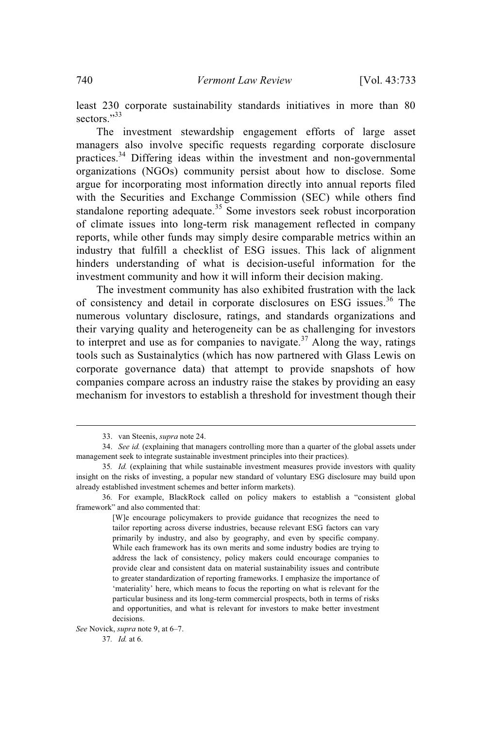least 230 corporate sustainability standards initiatives in more than 80 sectors."[33]

The investment stewardship engagement efforts of large asset managers also involve specific requests regarding corporate disclosure practices.[34] Differing ideas within the investment and non-governmental organizations (NGOs) community persist about how to disclose. Some argue for incorporating most information directly into annual reports filed with the Securities and Exchange Commission (SEC) while others find standalone reporting adequate.[35] Some investors seek robust incorporation of climate issues into long-term risk management reflected in company reports, while other funds may simply desire comparable metrics within an industry that fulfill a checklist of ESG issues. This lack of alignment hinders understanding of what is decision-useful information for the investment community and how it will inform their decision making.

The investment community has also exhibited frustration with the lack of consistency and detail in corporate disclosures on ESG issues.[36] The numerous voluntary disclosure, ratings, and standards organizations and their varying quality and heterogeneity can be as challenging for investors to interpret and use as for companies to navigate.[37] Along the way, ratings tools such as Sustainalytics (which has now partnered with Glass Lewis on corporate governance data) that attempt to provide snapshots of how companies compare across an industry raise the stakes by providing an easy mechanism for investors to establish a threshold for investment though their

---

33. van Steenis, *supra* note 24.

34. *See id.* (explaining that managers controlling more than a quarter of the global assets under management seek to integrate sustainable investment principles into their practices).

35. *Id.* (explaining that while sustainable investment measures provide investors with quality insight on the risks of investing, a popular new standard of voluntary ESG disclosure may build upon already established investment schemes and better inform markets).

36. For example, BlackRock called on policy makers to establish a "consistent global framework" and also commented that:

> [W]e encourage policymakers to provide guidance that recognizes the need to tailor reporting across diverse industries, because relevant ESG factors can vary primarily by industry, and also by geography, and even by specific company. While each framework has its own merits and some industry bodies are trying to address the lack of consistency, policy makers could encourage companies to provide clear and consistent data on material sustainability issues and contribute to greater standardization of reporting frameworks. I emphasize the importance of 'materiality' here, which means to focus the reporting on what is relevant for the particular business and its long-term commercial prospects, both in terms of risks and opportunities, and what is relevant for investors to make better investment decisions.

*See* Novick, *supra* note 9, at 6–7.

37. *Id.* at 6.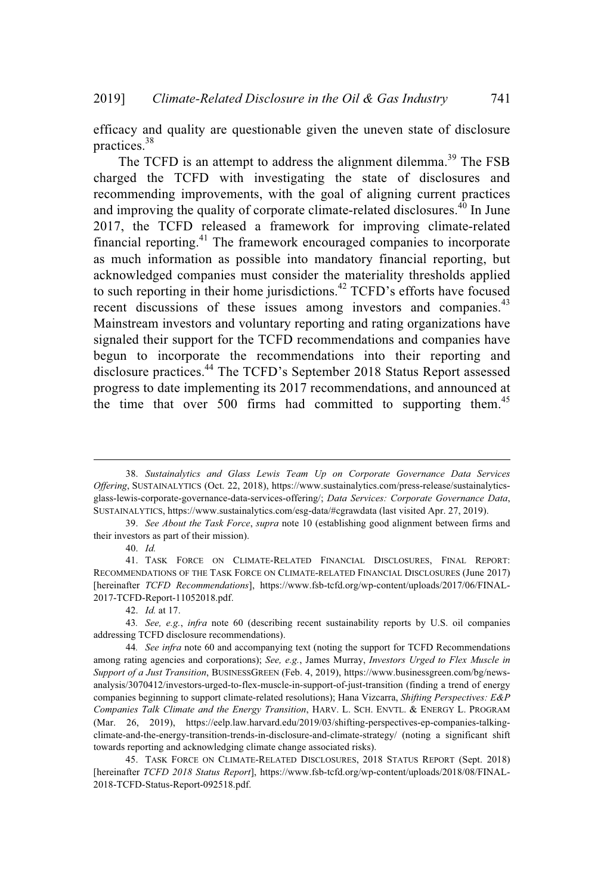efficacy and quality are questionable given the uneven state of disclosure practices.[38]

The TCFD is an attempt to address the alignment dilemma.[39] The FSB charged the TCFD with investigating the state of disclosures and recommending improvements, with the goal of aligning current practices and improving the quality of corporate climate-related disclosures.[40] In June 2017, the TCFD released a framework for improving climate-related financial reporting.[41] The framework encouraged companies to incorporate as much information as possible into mandatory financial reporting, but acknowledged companies must consider the materiality thresholds applied to such reporting in their home jurisdictions.[42] TCFD's efforts have focused recent discussions of these issues among investors and companies.[43] Mainstream investors and voluntary reporting and rating organizations have signaled their support for the TCFD recommendations and companies have begun to incorporate the recommendations into their reporting and disclosure practices.[44] The TCFD's September 2018 Status Report assessed progress to date implementing its 2017 recommendations, and announced at the time that over 500 firms had committed to supporting them.[45]

---

38. *Sustainalytics and Glass Lewis Team Up on Corporate Governance Data Services Offering*, SUSTAINALYTICS (Oct. 22, 2018), https://www.sustainalytics.com/press-release/sustainalytics-glass-lewis-corporate-governance-data-services-offering/; *Data Services: Corporate Governance Data*, SUSTAINALYTICS, https://www.sustainalytics.com/esg-data/#cgrawdata (last visited Apr. 27, 2019).

39. *See About the Task Force*, *supra* note 10 (establishing good alignment between firms and their investors as part of their mission).

40. *Id.*

41. TASK FORCE ON CLIMATE-RELATED FINANCIAL DISCLOSURES, FINAL REPORT: RECOMMENDATIONS OF THE TASK FORCE ON CLIMATE-RELATED FINANCIAL DISCLOSURES (June 2017) [hereinafter *TCFD Recommendations*], https://www.fsb-tcfd.org/wp-content/uploads/2017/06/FINAL-2017-TCFD-Report-11052018.pdf.

42. *Id.* at 17.

43. *See, e.g.*, *infra* note 60 (describing recent sustainability reports by U.S. oil companies addressing TCFD disclosure recommendations).

44. *See infra* note 60 and accompanying text (noting the support for TCFD Recommendations among rating agencies and corporations); *See, e.g.*, James Murray, *Investors Urged to Flex Muscle in Support of a Just Transition*, BUSINESSGREEN (Feb. 4, 2019), https://www.businessgreen.com/bg/news-analysis/3070412/investors-urged-to-flex-muscle-in-support-of-just-transition (finding a trend of energy companies beginning to support climate-related resolutions); Hana Vizcarra, *Shifting Perspectives: E&P Companies Talk Climate and the Energy Transition*, HARV. L. SCH. ENVTL. & ENERGY L. PROGRAM (Mar. 26, 2019), https://eelp.law.harvard.edu/2019/03/shifting-perspectives-ep-companies-talking-climate-and-the-energy-transition-trends-in-disclosure-and-climate-strategy/ (noting a significant shift towards reporting and acknowledging climate change associated risks).

45. TASK FORCE ON CLIMATE-RELATED DISCLOSURES, 2018 STATUS REPORT (Sept. 2018) [hereinafter *TCFD 2018 Status Report*], https://www.fsb-tcfd.org/wp-content/uploads/2018/08/FINAL-2018-TCFD-Status-Report-092518.pdf.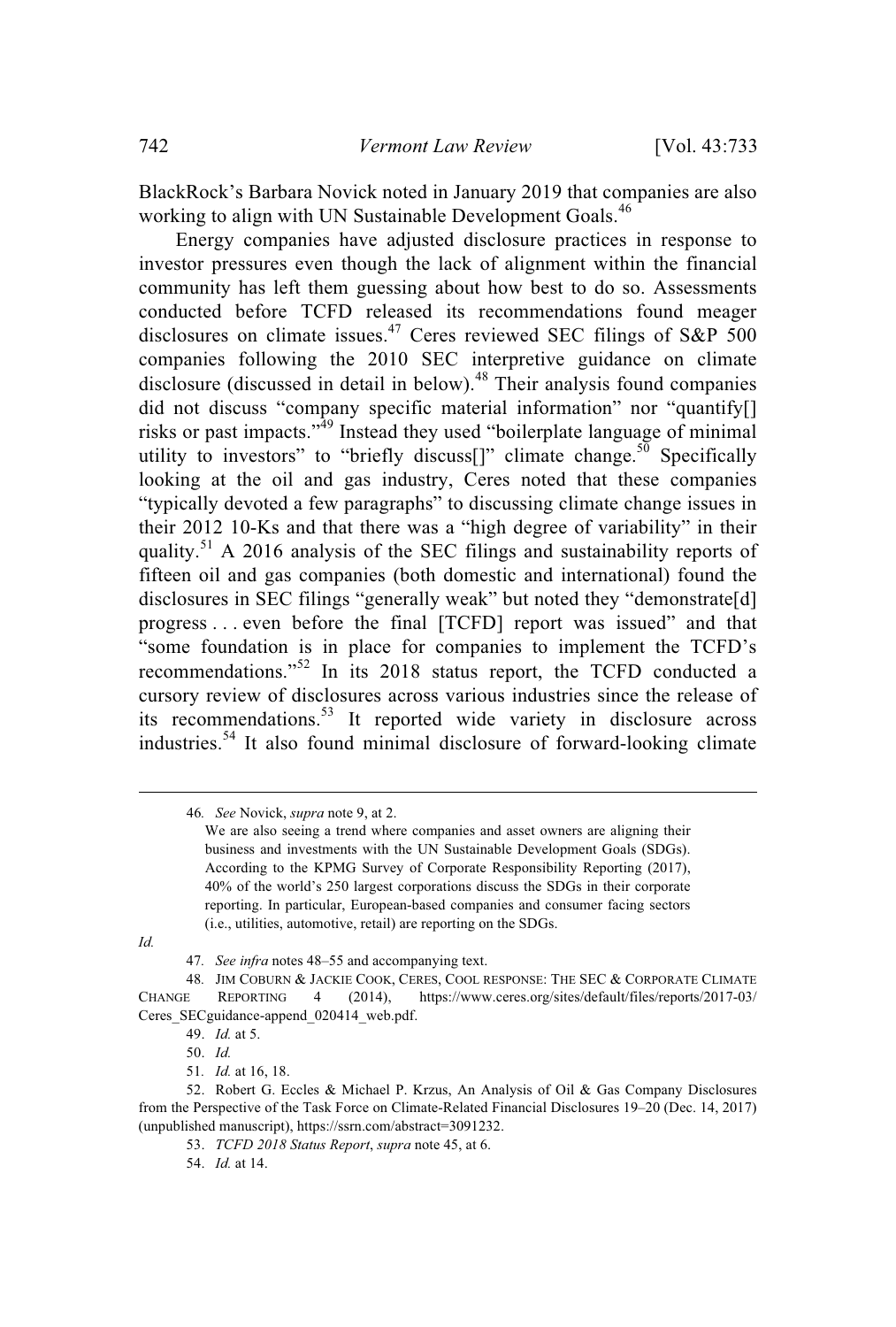BlackRock's Barbara Novick noted in January 2019 that companies are also working to align with UN Sustainable Development Goals.[46]

Energy companies have adjusted disclosure practices in response to investor pressures even though the lack of alignment within the financial community has left them guessing about how best to do so. Assessments conducted before TCFD released its recommendations found meager disclosures on climate issues.[47] Ceres reviewed SEC filings of S&P 500 companies following the 2010 SEC interpretive guidance on climate disclosure (discussed in detail in below).[48] Their analysis found companies did not discuss "company specific material information" nor "quantify[] risks or past impacts."[49] Instead they used "boilerplate language of minimal utility to investors" to "briefly discuss[]" climate change.[50] Specifically looking at the oil and gas industry, Ceres noted that these companies "typically devoted a few paragraphs" to discussing climate change issues in their 2012 10-Ks and that there was a "high degree of variability" in their quality.[51] A 2016 analysis of the SEC filings and sustainability reports of fifteen oil and gas companies (both domestic and international) found the disclosures in SEC filings "generally weak" but noted they "demonstrate[d] progress . . . even before the final [TCFD] report was issued" and that "some foundation is in place for companies to implement the TCFD's recommendations."[52] In its 2018 status report, the TCFD conducted a cursory review of disclosures across various industries since the release of its recommendations.[53] It reported wide variety in disclosure across industries.[54] It also found minimal disclosure of forward-looking climate

---

46. *See* Novick, *supra* note 9, at 2.

> We are also seeing a trend where companies and asset owners are aligning their business and investments with the UN Sustainable Development Goals (SDGs). According to the KPMG Survey of Corporate Responsibility Reporting (2017), 40% of the world's 250 largest corporations discuss the SDGs in their corporate reporting. In particular, European-based companies and consumer facing sectors (i.e., utilities, automotive, retail) are reporting on the SDGs.

*Id.*

47. *See infra* notes 48–55 and accompanying text.

48. JIM COBURN & JACKIE COOK, CERES, COOL RESPONSE: THE SEC & CORPORATE CLIMATE CHANGE REPORTING 4 (2014), https://www.ceres.org/sites/default/files/reports/2017-03/Ceres_SECguidance-append_020414_web.pdf.

49. *Id.* at 5.

50. *Id.*

51. *Id.* at 16, 18.

52. Robert G. Eccles & Michael P. Krzus, An Analysis of Oil & Gas Company Disclosures from the Perspective of the Task Force on Climate-Related Financial Disclosures 19–20 (Dec. 14, 2017) (unpublished manuscript), https://ssrn.com/abstract=3091232.

53. *TCFD 2018 Status Report*, *supra* note 45, at 6.

54. *Id.* at 14.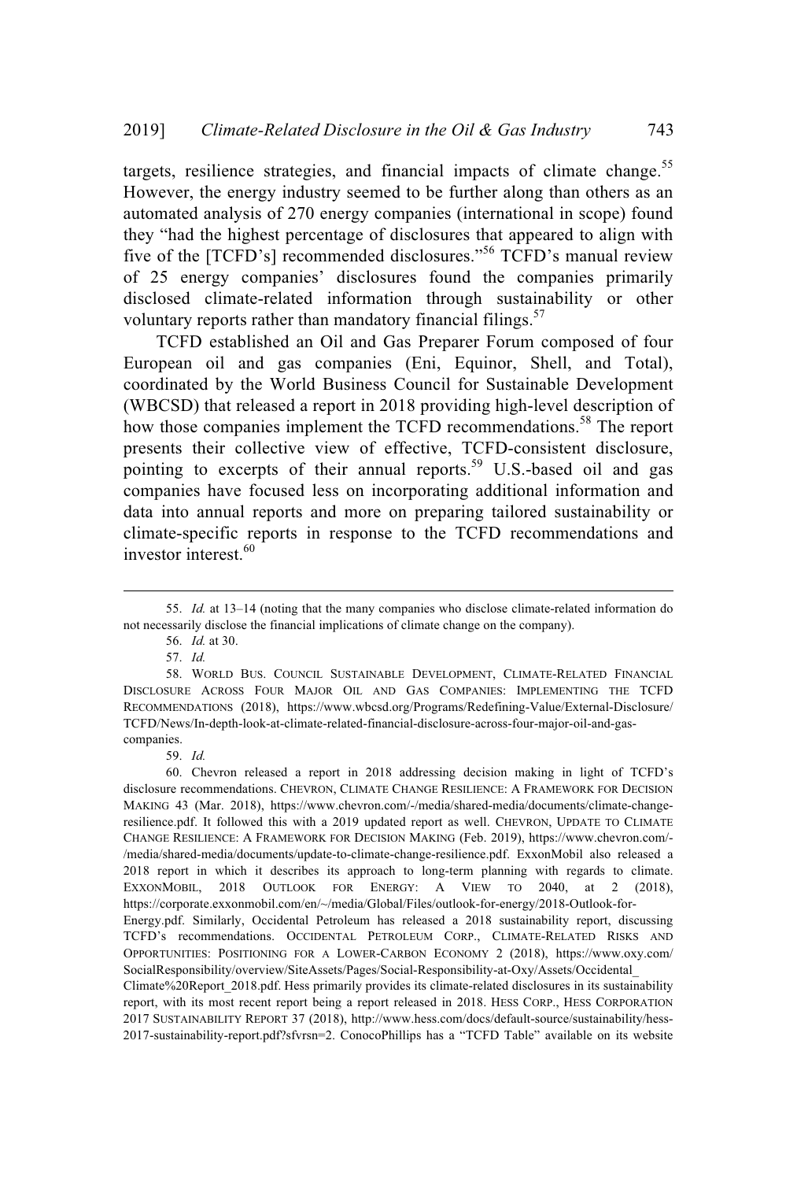targets, resilience strategies, and financial impacts of climate change.[55] However, the energy industry seemed to be further along than others as an automated analysis of 270 energy companies (international in scope) found they "had the highest percentage of disclosures that appeared to align with five of the [TCFD's] recommended disclosures."[56] TCFD's manual review of 25 energy companies' disclosures found the companies primarily disclosed climate-related information through sustainability or other voluntary reports rather than mandatory financial filings.[57]

TCFD established an Oil and Gas Preparer Forum composed of four European oil and gas companies (Eni, Equinor, Shell, and Total), coordinated by the World Business Council for Sustainable Development (WBCSD) that released a report in 2018 providing high-level description of how those companies implement the TCFD recommendations.[58] The report presents their collective view of effective, TCFD-consistent disclosure, pointing to excerpts of their annual reports.[59] U.S.-based oil and gas companies have focused less on incorporating additional information and data into annual reports and more on preparing tailored sustainability or climate-specific reports in response to the TCFD recommendations and investor interest.[60]

---

55. *Id.* at 13–14 (noting that the many companies who disclose climate-related information do not necessarily disclose the financial implications of climate change on the company).

56. *Id.* at 30.

57. *Id.*

58. WORLD BUS. COUNCIL SUSTAINABLE DEVELOPMENT, CLIMATE-RELATED FINANCIAL DISCLOSURE ACROSS FOUR MAJOR OIL AND GAS COMPANIES: IMPLEMENTING THE TCFD RECOMMENDATIONS (2018), https://www.wbcsd.org/Programs/Redefining-Value/External-Disclosure/TCFD/News/In-depth-look-at-climate-related-financial-disclosure-across-four-major-oil-and-gas-companies.

59. *Id.*

60. Chevron released a report in 2018 addressing decision making in light of TCFD's disclosure recommendations. CHEVRON, CLIMATE CHANGE RESILIENCE: A FRAMEWORK FOR DECISION MAKING 43 (Mar. 2018), https://www.chevron.com/-/media/shared-media/documents/climate-change-resilience.pdf. It followed this with a 2019 updated report as well. CHEVRON, UPDATE TO CLIMATE CHANGE RESILIENCE: A FRAMEWORK FOR DECISION MAKING (Feb. 2019), https://www.chevron.com/-/media/shared-media/documents/update-to-climate-change-resilience.pdf. ExxonMobil also released a 2018 report in which it describes its approach to long-term planning with regards to climate. EXXONMOBIL, 2018 OUTLOOK FOR ENERGY: A VIEW TO 2040, at 2 (2018), https://corporate.exxonmobil.com/en/~/media/Global/Files/outlook-for-energy/2018-Outlook-for-Energy.pdf. Similarly, Occidental Petroleum has released a 2018 sustainability report, discussing TCFD's recommendations. OCCIDENTAL PETROLEUM CORP., CLIMATE-RELATED RISKS AND OPPORTUNITIES: POSITIONING FOR A LOWER-CARBON ECONOMY 2 (2018), https://www.oxy.com/SocialResponsibility/overview/SiteAssets/Pages/Social-Responsibility-at-Oxy/Assets/Occidental_Climate%20Report_2018.pdf. Hess primarily provides its climate-related disclosures in its sustainability report, with its most recent report being a report released in 2018. HESS CORP., HESS CORPORATION 2017 SUSTAINABILITY REPORT 37 (2018), http://www.hess.com/docs/default-source/sustainability/hess-2017-sustainability-report.pdf?sfvrsn=2. ConocoPhillips has a "TCFD Table" available on its website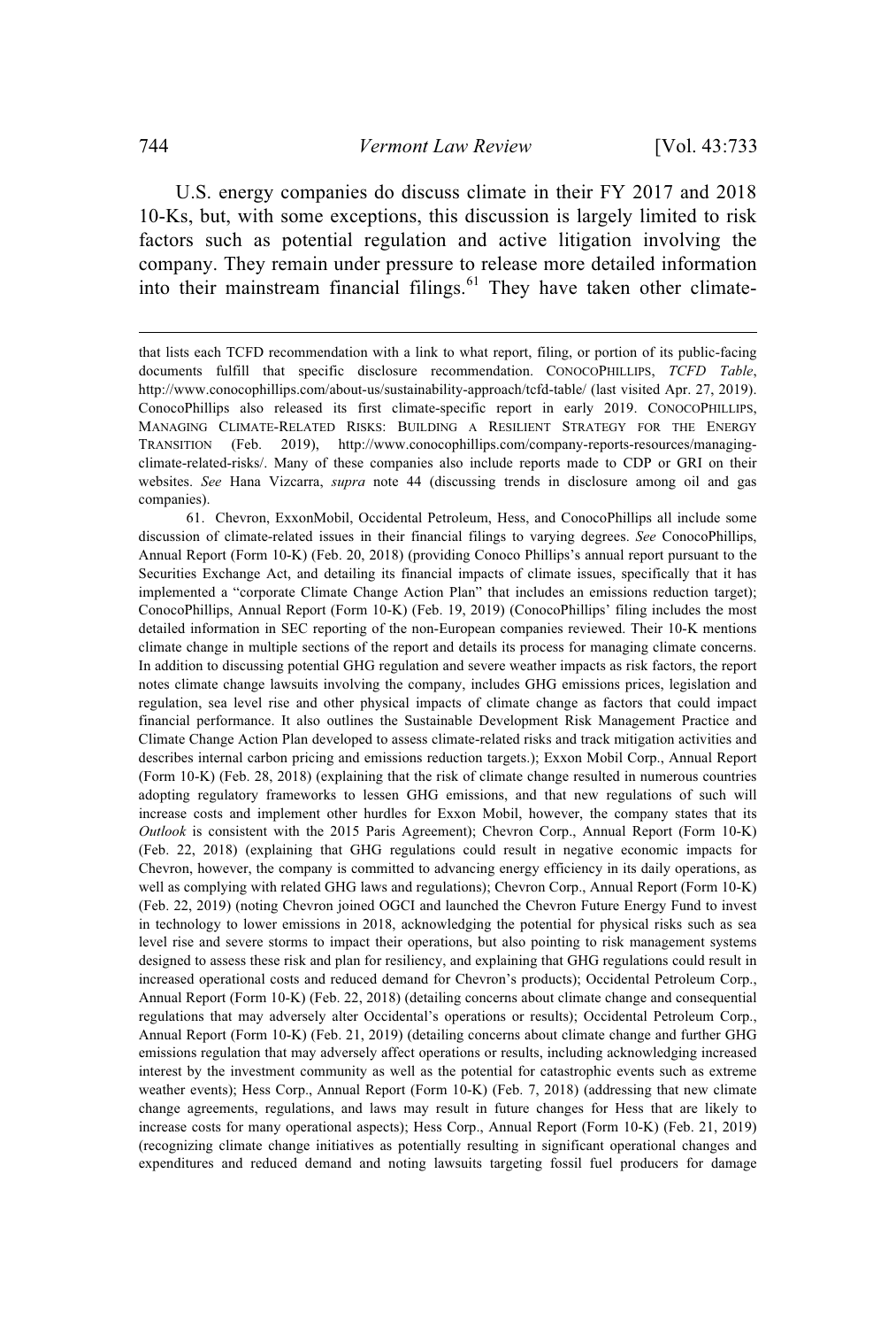U.S. energy companies do discuss climate in their FY 2017 and 2018 10-Ks, but, with some exceptions, this discussion is largely limited to risk factors such as potential regulation and active litigation involving the company. They remain under pressure to release more detailed information into their mainstream financial filings.[61] They have taken other climate-

---

that lists each TCFD recommendation with a link to what report, filing, or portion of its public-facing documents fulfill that specific disclosure recommendation. CONOCOPHILLIPS, *TCFD Table*, http://www.conocophillips.com/about-us/sustainability-approach/tcfd-table/ (last visited Apr. 27, 2019). ConocoPhillips also released its first climate-specific report in early 2019. CONOCOPHILLIPS, MANAGING CLIMATE-RELATED RISKS: BUILDING A RESILIENT STRATEGY FOR THE ENERGY TRANSITION (Feb. 2019), http://www.conocophillips.com/company-reports-resources/managing-climate-related-risks/. Many of these companies also include reports made to CDP or GRI on their websites. *See* Hana Vizcarra, *supra* note 44 (discussing trends in disclosure among oil and gas companies).

61. Chevron, ExxonMobil, Occidental Petroleum, Hess, and ConocoPhillips all include some discussion of climate-related issues in their financial filings to varying degrees. *See* ConocoPhillips, Annual Report (Form 10-K) (Feb. 20, 2018) (providing Conoco Phillips's annual report pursuant to the Securities Exchange Act, and detailing its financial impacts of climate issues, specifically that it has implemented a "corporate Climate Change Action Plan" that includes an emissions reduction target); ConocoPhillips, Annual Report (Form 10-K) (Feb. 19, 2019) (ConocoPhillips' filing includes the most detailed information in SEC reporting of the non-European companies reviewed. Their 10-K mentions climate change in multiple sections of the report and details its process for managing climate concerns. In addition to discussing potential GHG regulation and severe weather impacts as risk factors, the report notes climate change lawsuits involving the company, includes GHG emissions prices, legislation and regulation, sea level rise and other physical impacts of climate change as factors that could impact financial performance. It also outlines the Sustainable Development Risk Management Practice and Climate Change Action Plan developed to assess climate-related risks and track mitigation activities and describes internal carbon pricing and emissions reduction targets.); Exxon Mobil Corp., Annual Report (Form 10-K) (Feb. 28, 2018) (explaining that the risk of climate change resulted in numerous countries adopting regulatory frameworks to lessen GHG emissions, and that new regulations of such will increase costs and implement other hurdles for Exxon Mobil, however, the company states that its *Outlook* is consistent with the 2015 Paris Agreement); Chevron Corp., Annual Report (Form 10-K) (Feb. 22, 2018) (explaining that GHG regulations could result in negative economic impacts for Chevron, however, the company is committed to advancing energy efficiency in its daily operations, as well as complying with related GHG laws and regulations); Chevron Corp., Annual Report (Form 10-K) (Feb. 22, 2019) (noting Chevron joined OGCI and launched the Chevron Future Energy Fund to invest in technology to lower emissions in 2018, acknowledging the potential for physical risks such as sea level rise and severe storms to impact their operations, but also pointing to risk management systems designed to assess these risk and plan for resiliency, and explaining that GHG regulations could result in increased operational costs and reduced demand for Chevron's products); Occidental Petroleum Corp., Annual Report (Form 10-K) (Feb. 22, 2018) (detailing concerns about climate change and consequential regulations that may adversely alter Occidental's operations or results); Occidental Petroleum Corp., Annual Report (Form 10-K) (Feb. 21, 2019) (detailing concerns about climate change and further GHG emissions regulation that may adversely affect operations or results, including acknowledging increased interest by the investment community as well as the potential for catastrophic events such as extreme weather events); Hess Corp., Annual Report (Form 10-K) (Feb. 7, 2018) (addressing that new climate change agreements, regulations, and laws may result in future changes for Hess that are likely to increase costs for many operational aspects); Hess Corp., Annual Report (Form 10-K) (Feb. 21, 2019) (recognizing climate change initiatives as potentially resulting in significant operational changes and expenditures and reduced demand and noting lawsuits targeting fossil fuel producers for damage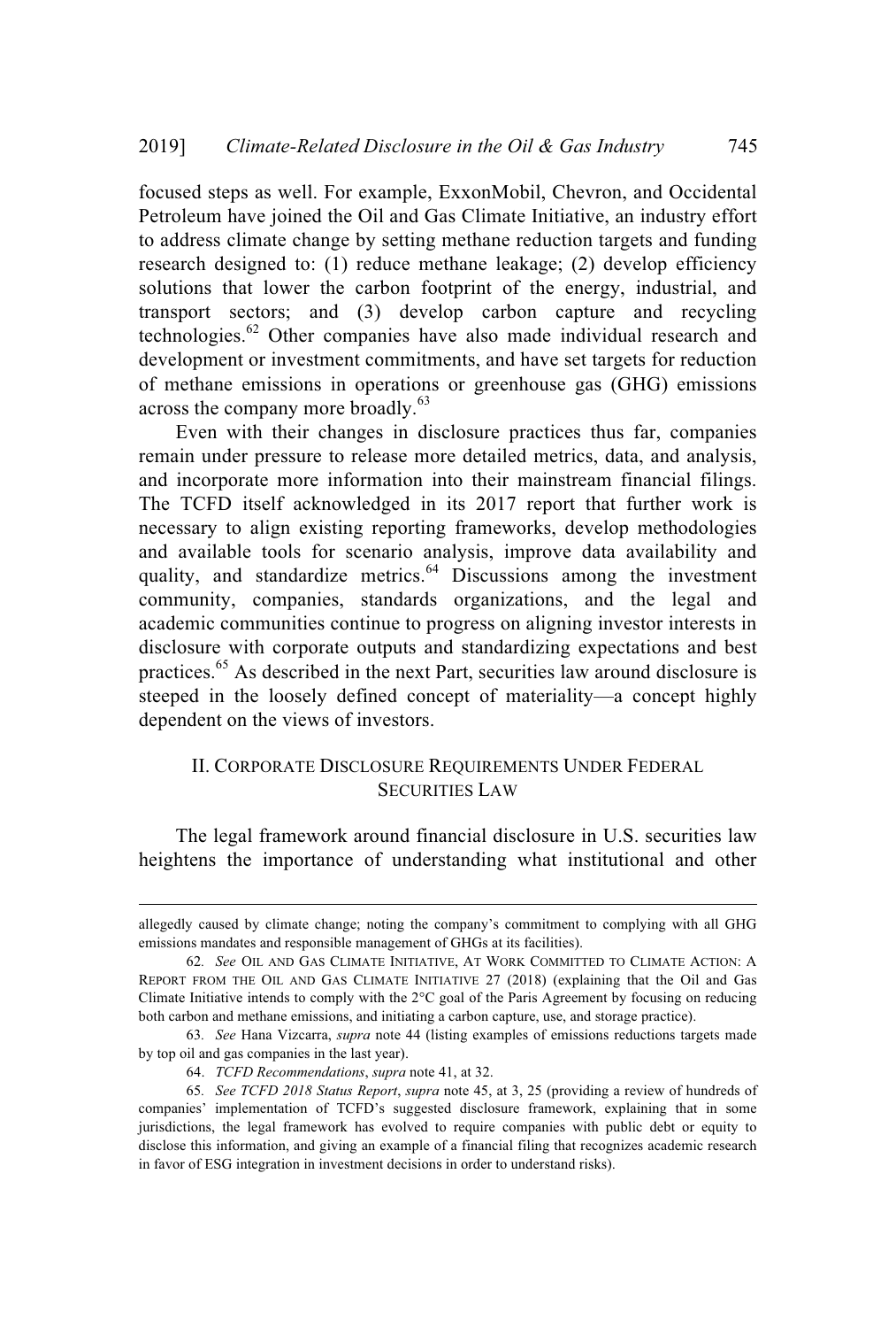focused steps as well. For example, ExxonMobil, Chevron, and Occidental Petroleum have joined the Oil and Gas Climate Initiative, an industry effort to address climate change by setting methane reduction targets and funding research designed to: (1) reduce methane leakage; (2) develop efficiency solutions that lower the carbon footprint of the energy, industrial, and transport sectors; and (3) develop carbon capture and recycling technologies.[62] Other companies have also made individual research and development or investment commitments, and have set targets for reduction of methane emissions in operations or greenhouse gas (GHG) emissions across the company more broadly.[63]

Even with their changes in disclosure practices thus far, companies remain under pressure to release more detailed metrics, data, and analysis, and incorporate more information into their mainstream financial filings. The TCFD itself acknowledged in its 2017 report that further work is necessary to align existing reporting frameworks, develop methodologies and available tools for scenario analysis, improve data availability and quality, and standardize metrics.[64] Discussions among the investment community, companies, standards organizations, and the legal and academic communities continue to progress on aligning investor interests in disclosure with corporate outputs and standardizing expectations and best practices.[65] As described in the next Part, securities law around disclosure is steeped in the loosely defined concept of materiality—a concept highly dependent on the views of investors.

## II. CORPORATE DISCLOSURE REQUIREMENTS UNDER FEDERAL SECURITIES LAW

The legal framework around financial disclosure in U.S. securities law heightens the importance of understanding what institutional and other

---

allegedly caused by climate change; noting the company's commitment to complying with all GHG emissions mandates and responsible management of GHGs at its facilities).

62. *See* OIL AND GAS CLIMATE INITIATIVE, AT WORK COMMITTED TO CLIMATE ACTION: A REPORT FROM THE OIL AND GAS CLIMATE INITIATIVE 27 (2018) (explaining that the Oil and Gas Climate Initiative intends to comply with the 2°C goal of the Paris Agreement by focusing on reducing both carbon and methane emissions, and initiating a carbon capture, use, and storage practice).

63. *See* Hana Vizcarra, *supra* note 44 (listing examples of emissions reductions targets made by top oil and gas companies in the last year).

64. *TCFD Recommendations*, *supra* note 41, at 32.

65. *See TCFD 2018 Status Report*, *supra* note 45, at 3, 25 (providing a review of hundreds of companies' implementation of TCFD's suggested disclosure framework, explaining that in some jurisdictions, the legal framework has evolved to require companies with public debt or equity to disclose this information, and giving an example of a financial filing that recognizes academic research in favor of ESG integration in investment decisions in order to understand risks).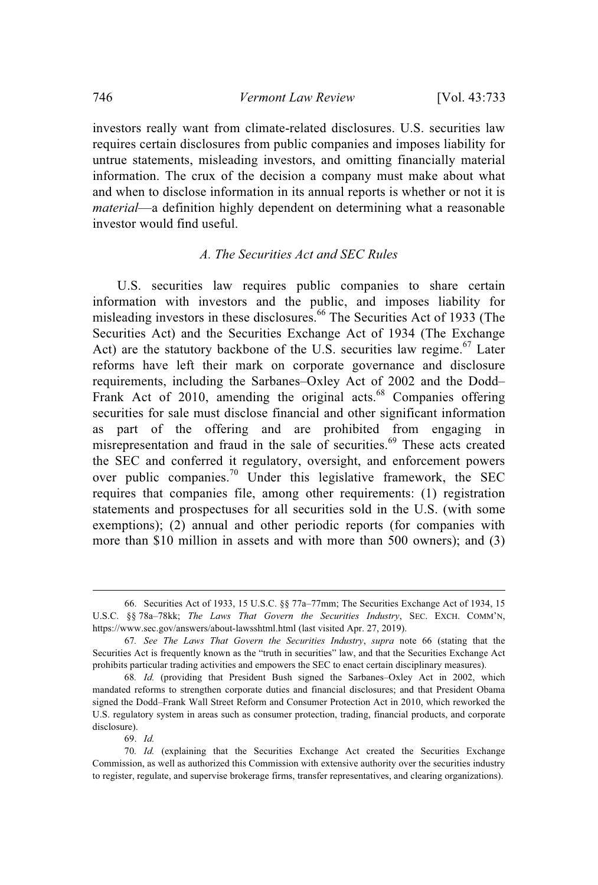investors really want from climate-related disclosures. U.S. securities law requires certain disclosures from public companies and imposes liability for untrue statements, misleading investors, and omitting financially material information. The crux of the decision a company must make about what and when to disclose information in its annual reports is whether or not it is *material*—a definition highly dependent on determining what a reasonable investor would find useful.

### *A. The Securities Act and SEC Rules*

U.S. securities law requires public companies to share certain information with investors and the public, and imposes liability for misleading investors in these disclosures.[66] The Securities Act of 1933 (The Securities Act) and the Securities Exchange Act of 1934 (The Exchange Act) are the statutory backbone of the U.S. securities law regime.[67] Later reforms have left their mark on corporate governance and disclosure requirements, including the Sarbanes–Oxley Act of 2002 and the Dodd–Frank Act of 2010, amending the original acts.[68] Companies offering securities for sale must disclose financial and other significant information as part of the offering and are prohibited from engaging in misrepresentation and fraud in the sale of securities.[69] These acts created the SEC and conferred it regulatory, oversight, and enforcement powers over public companies.[70] Under this legislative framework, the SEC requires that companies file, among other requirements: (1) registration statements and prospectuses for all securities sold in the U.S. (with some exemptions); (2) annual and other periodic reports (for companies with more than $10 million in assets and with more than 500 owners); and (3)

---

66. Securities Act of 1933, 15 U.S.C. §§ 77a–77mm; The Securities Exchange Act of 1934, 15 U.S.C. §§ 78a–78kk; *The Laws That Govern the Securities Industry*, SEC. EXCH. COMM'N, https://www.sec.gov/answers/about-lawsshtml.html (last visited Apr. 27, 2019).

67. *See The Laws That Govern the Securities Industry*, *supra* note 66 (stating that the Securities Act is frequently known as the "truth in securities" law, and that the Securities Exchange Act prohibits particular trading activities and empowers the SEC to enact certain disciplinary measures).

68. *Id.* (providing that President Bush signed the Sarbanes–Oxley Act in 2002, which mandated reforms to strengthen corporate duties and financial disclosures; and that President Obama signed the Dodd–Frank Wall Street Reform and Consumer Protection Act in 2010, which reworked the U.S. regulatory system in areas such as consumer protection, trading, financial products, and corporate disclosure).

69. *Id.*

70. *Id.* (explaining that the Securities Exchange Act created the Securities Exchange Commission, as well as authorized this Commission with extensive authority over the securities industry to register, regulate, and supervise brokerage firms, transfer representatives, and clearing organizations).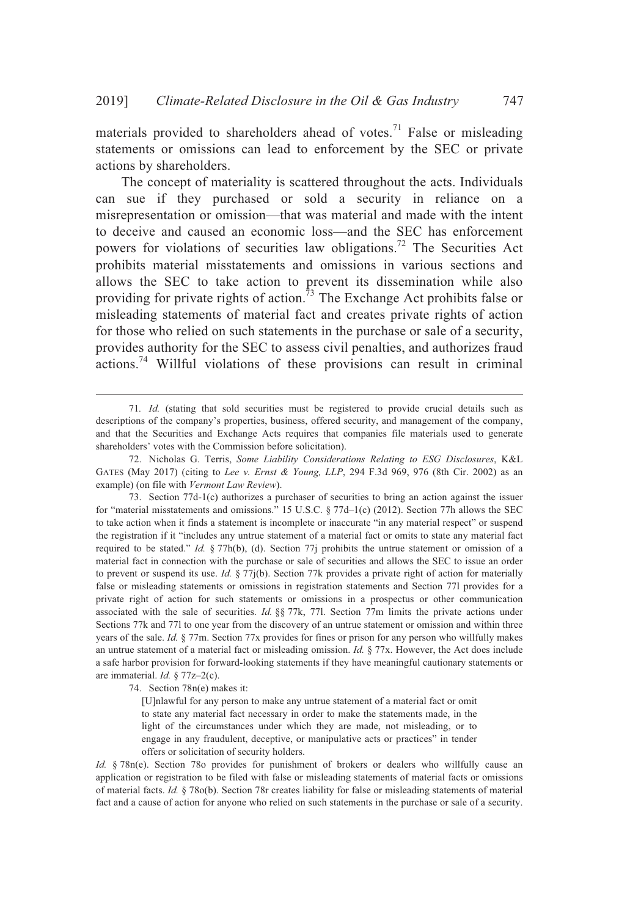materials provided to shareholders ahead of votes.[71] False or misleading statements or omissions can lead to enforcement by the SEC or private actions by shareholders.

The concept of materiality is scattered throughout the acts. Individuals can sue if they purchased or sold a security in reliance on a misrepresentation or omission—that was material and made with the intent to deceive and caused an economic loss—and the SEC has enforcement powers for violations of securities law obligations.[72] The Securities Act prohibits material misstatements and omissions in various sections and allows the SEC to take action to prevent its dissemination while also providing for private rights of action.[73] The Exchange Act prohibits false or misleading statements of material fact and creates private rights of action for those who relied on such statements in the purchase or sale of a security, provides authority for the SEC to assess civil penalties, and authorizes fraud actions.[74] Willful violations of these provisions can result in criminal

---

71. *Id.* (stating that sold securities must be registered to provide crucial details such as descriptions of the company's properties, business, offered security, and management of the company, and that the Securities and Exchange Acts requires that companies file materials used to generate shareholders' votes with the Commission before solicitation).

72. Nicholas G. Terris, *Some Liability Considerations Relating to ESG Disclosures*, K&L GATES (May 2017) (citing to *Lee v. Ernst & Young, LLP*, 294 F.3d 969, 976 (8th Cir. 2002) as an example) (on file with *Vermont Law Review*).

73. Section 77d-1(c) authorizes a purchaser of securities to bring an action against the issuer for "material misstatements and omissions." 15 U.S.C. § 77d–1(c) (2012). Section 77h allows the SEC to take action when it finds a statement is incomplete or inaccurate "in any material respect" or suspend the registration if it "includes any untrue statement of a material fact or omits to state any material fact required to be stated." *Id.* § 77h(b), (d). Section 77j prohibits the untrue statement or omission of a material fact in connection with the purchase or sale of securities and allows the SEC to issue an order to prevent or suspend its use. *Id.* § 77j(b). Section 77k provides a private right of action for materially false or misleading statements or omissions in registration statements and Section 77l provides for a private right of action for such statements or omissions in a prospectus or other communication associated with the sale of securities. *Id.* §§ 77k, 77l. Section 77m limits the private actions under Sections 77k and 77l to one year from the discovery of an untrue statement or omission and within three years of the sale. *Id.* § 77m. Section 77x provides for fines or prison for any person who willfully makes an untrue statement of a material fact or misleading omission. *Id.* § 77x. However, the Act does include a safe harbor provision for forward-looking statements if they have meaningful cautionary statements or are immaterial. *Id.* § 77z–2(c).

74. Section 78n(e) makes it:

> [U]nlawful for any person to make any untrue statement of a material fact or omit to state any material fact necessary in order to make the statements made, in the light of the circumstances under which they are made, not misleading, or to engage in any fraudulent, deceptive, or manipulative acts or practices" in tender offers or solicitation of security holders.

*Id.* § 78n(e). Section 78o provides for punishment of brokers or dealers who willfully cause an application or registration to be filed with false or misleading statements of material facts or omissions of material facts. *Id.* § 78o(b). Section 78r creates liability for false or misleading statements of material fact and a cause of action for anyone who relied on such statements in the purchase or sale of a security.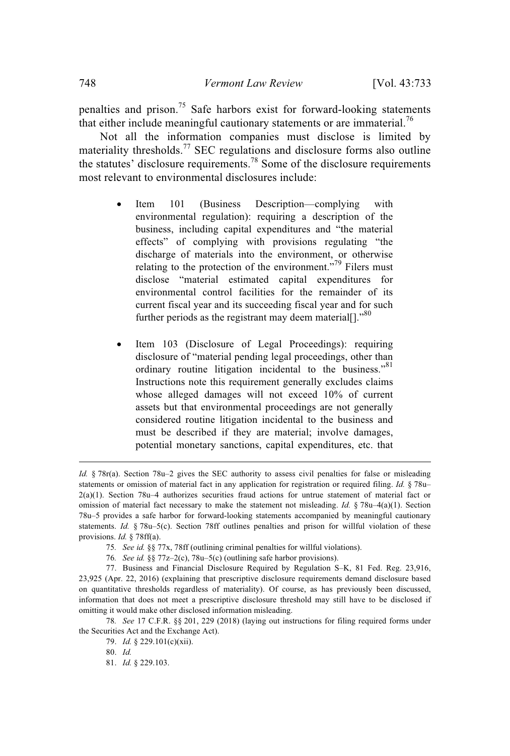penalties and prison.[75] Safe harbors exist for forward-looking statements that either include meaningful cautionary statements or are immaterial.[76]

Not all the information companies must disclose is limited by materiality thresholds.[77] SEC regulations and disclosure forms also outline the statutes' disclosure requirements.[78] Some of the disclosure requirements most relevant to environmental disclosures include:

- Item 101 (Business Description—complying with environmental regulation): requiring a description of the business, including capital expenditures and "the material effects" of complying with provisions regulating "the discharge of materials into the environment, or otherwise relating to the protection of the environment."[79] Filers must disclose "material estimated capital expenditures for environmental control facilities for the remainder of its current fiscal year and its succeeding fiscal year and for such further periods as the registrant may deem material[]."[80]

- Item 103 (Disclosure of Legal Proceedings): requiring disclosure of "material pending legal proceedings, other than ordinary routine litigation incidental to the business."[81] Instructions note this requirement generally excludes claims whose alleged damages will not exceed 10% of current assets but that environmental proceedings are not generally considered routine litigation incidental to the business and must be described if they are material; involve damages, potential monetary sanctions, capital expenditures, etc. that

---

*Id.* § 78r(a). Section 78u–2 gives the SEC authority to assess civil penalties for false or misleading statements or omission of material fact in any application for registration or required filing. *Id.* § 78u–2(a)(1). Section 78u–4 authorizes securities fraud actions for untrue statement of material fact or omission of material fact necessary to make the statement not misleading. *Id.* § 78u–4(a)(1). Section 78u–5 provides a safe harbor for forward-looking statements accompanied by meaningful cautionary statements. *Id.* § 78u–5(c). Section 78ff outlines penalties and prison for willful violation of these provisions. *Id.* § 78ff(a).

75. *See id.* §§ 77x, 78ff (outlining criminal penalties for willful violations).

76. *See id.* §§ 77z–2(c), 78u–5(c) (outlining safe harbor provisions).

77. Business and Financial Disclosure Required by Regulation S–K, 81 Fed. Reg. 23,916, 23,925 (Apr. 22, 2016) (explaining that prescriptive disclosure requirements demand disclosure based on quantitative thresholds regardless of materiality). Of course, as has previously been discussed, information that does not meet a prescriptive disclosure threshold may still have to be disclosed if omitting it would make other disclosed information misleading.

78. *See* 17 C.F.R. §§ 201, 229 (2018) (laying out instructions for filing required forms under the Securities Act and the Exchange Act).

79. *Id.* § 229.101(c)(xii).

80. *Id.*

81. *Id.* § 229.103.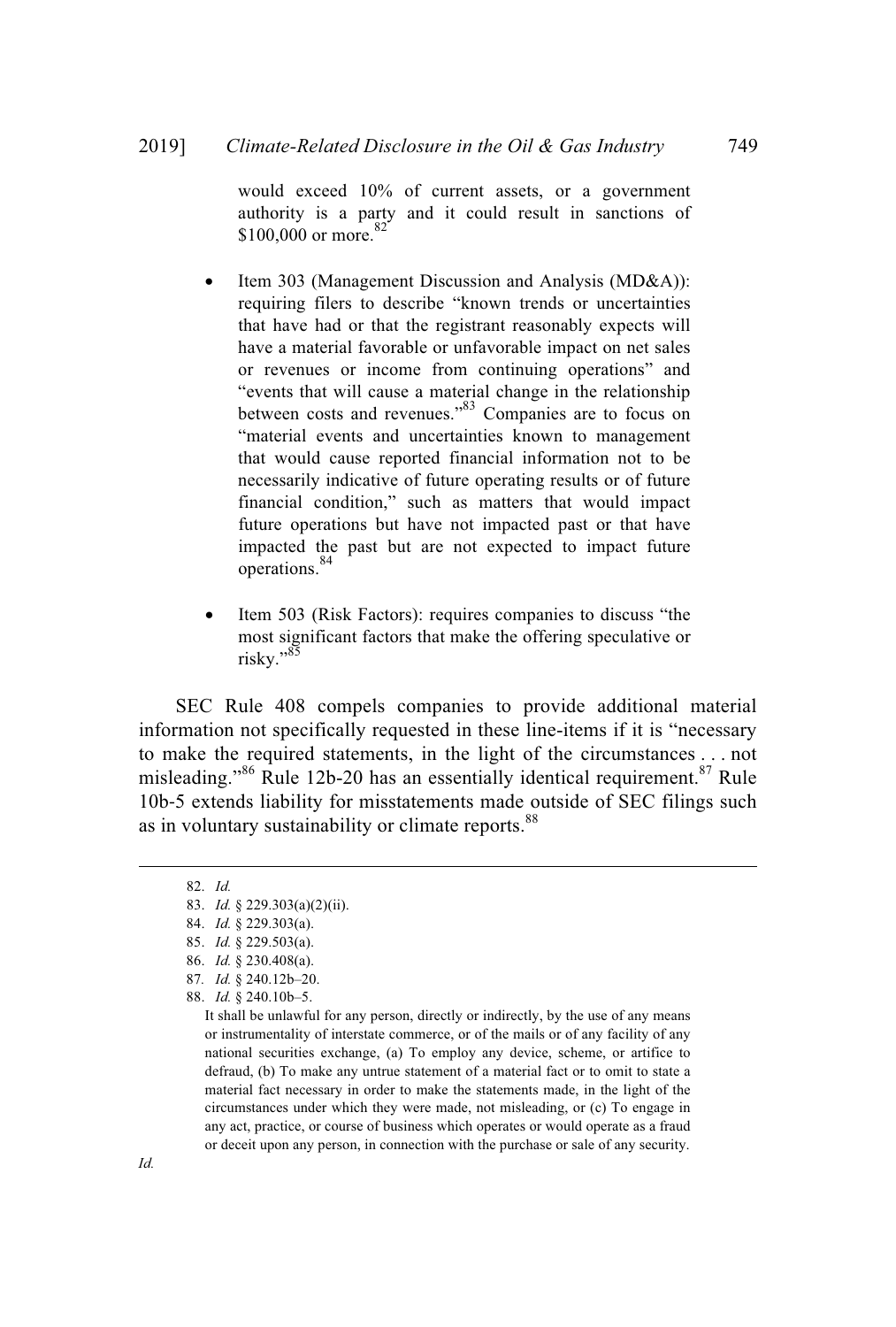would exceed 10% of current assets, or a government authority is a party and it could result in sanctions of $100,000 or more.[82]

- Item 303 (Management Discussion and Analysis (MD&A)): requiring filers to describe "known trends or uncertainties that have had or that the registrant reasonably expects will have a material favorable or unfavorable impact on net sales or revenues or income from continuing operations" and "events that will cause a material change in the relationship between costs and revenues."[83] Companies are to focus on "material events and uncertainties known to management that would cause reported financial information not to be necessarily indicative of future operating results or of future financial condition," such as matters that would impact future operations but have not impacted past or that have impacted the past but are not expected to impact future operations.[84]

- Item 503 (Risk Factors): requires companies to discuss "the most significant factors that make the offering speculative or risky."[85]

SEC Rule 408 compels companies to provide additional material information not specifically requested in these line-items if it is "necessary to make the required statements, in the light of the circumstances . . . not misleading."[86] Rule 12b-20 has an essentially identical requirement.[87] Rule 10b-5 extends liability for misstatements made outside of SEC filings such as in voluntary sustainability or climate reports.[88]

---

82. *Id.*

83. *Id.* § 229.303(a)(2)(ii).

84. *Id.* § 229.303(a).

85. *Id.* § 229.503(a).

86. *Id.* § 230.408(a).

87. *Id.* § 240.12b–20.

88. *Id.* § 240.10b–5.

> It shall be unlawful for any person, directly or indirectly, by the use of any means or instrumentality of interstate commerce, or of the mails or of any facility of any national securities exchange, (a) To employ any device, scheme, or artifice to defraud, (b) To make any untrue statement of a material fact or to omit to state a material fact necessary in order to make the statements made, in the light of the circumstances under which they were made, not misleading, or (c) To engage in any act, practice, or course of business which operates or would operate as a fraud or deceit upon any person, in connection with the purchase or sale of any security.

*Id.*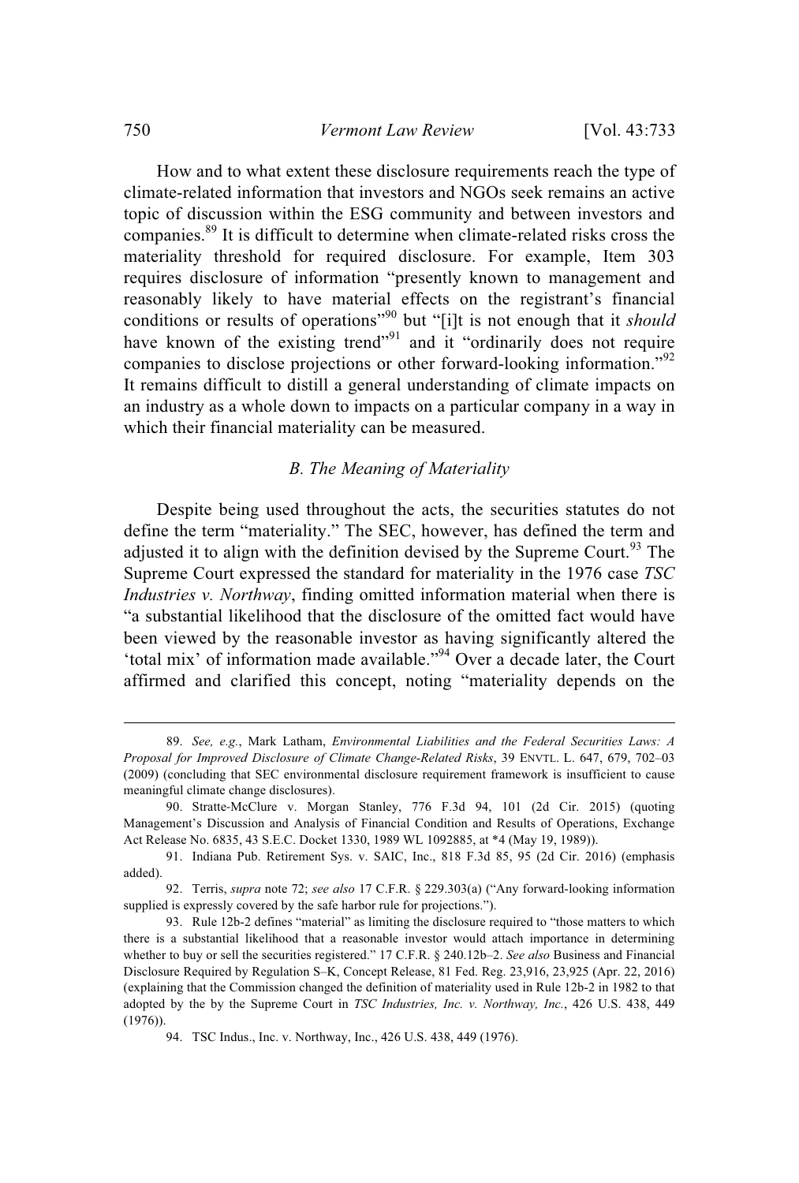How and to what extent these disclosure requirements reach the type of climate-related information that investors and NGOs seek remains an active topic of discussion within the ESG community and between investors and companies.[89] It is difficult to determine when climate-related risks cross the materiality threshold for required disclosure. For example, Item 303 requires disclosure of information "presently known to management and reasonably likely to have material effects on the registrant's financial conditions or results of operations"[90] but "[i]t is not enough that it *should* have known of the existing trend"[91] and it "ordinarily does not require companies to disclose projections or other forward-looking information."[92] It remains difficult to distill a general understanding of climate impacts on an industry as a whole down to impacts on a particular company in a way in which their financial materiality can be measured.

### *B. The Meaning of Materiality*

Despite being used throughout the acts, the securities statutes do not define the term "materiality." The SEC, however, has defined the term and adjusted it to align with the definition devised by the Supreme Court.[93] The Supreme Court expressed the standard for materiality in the 1976 case *TSC Industries v. Northway*, finding omitted information material when there is "a substantial likelihood that the disclosure of the omitted fact would have been viewed by the reasonable investor as having significantly altered the 'total mix' of information made available."[94] Over a decade later, the Court affirmed and clarified this concept, noting "materiality depends on the

---

89. *See, e.g.*, Mark Latham, *Environmental Liabilities and the Federal Securities Laws: A Proposal for Improved Disclosure of Climate Change-Related Risks*, 39 ENVTL. L. 647, 679, 702–03 (2009) (concluding that SEC environmental disclosure requirement framework is insufficient to cause meaningful climate change disclosures).

90. Stratte-McClure v. Morgan Stanley, 776 F.3d 94, 101 (2d Cir. 2015) (quoting Management's Discussion and Analysis of Financial Condition and Results of Operations, Exchange Act Release No. 6835, 43 S.E.C. Docket 1330, 1989 WL 1092885, at *4 (May 19, 1989)).

91. Indiana Pub. Retirement Sys. v. SAIC, Inc., 818 F.3d 85, 95 (2d Cir. 2016) (emphasis added).

92. Terris, *supra* note 72; *see also* 17 C.F.R. § 229.303(a) ("Any forward-looking information supplied is expressly covered by the safe harbor rule for projections.").

93. Rule 12b-2 defines "material" as limiting the disclosure required to "those matters to which there is a substantial likelihood that a reasonable investor would attach importance in determining whether to buy or sell the securities registered." 17 C.F.R. § 240.12b–2. *See also* Business and Financial Disclosure Required by Regulation S–K, Concept Release, 81 Fed. Reg. 23,916, 23,925 (Apr. 22, 2016) (explaining that the Commission changed the definition of materiality used in Rule 12b-2 in 1982 to that adopted by the by the Supreme Court in *TSC Industries, Inc. v. Northway, Inc.*, 426 U.S. 438, 449 (1976)).

94. TSC Indus., Inc. v. Northway, Inc., 426 U.S. 438, 449 (1976).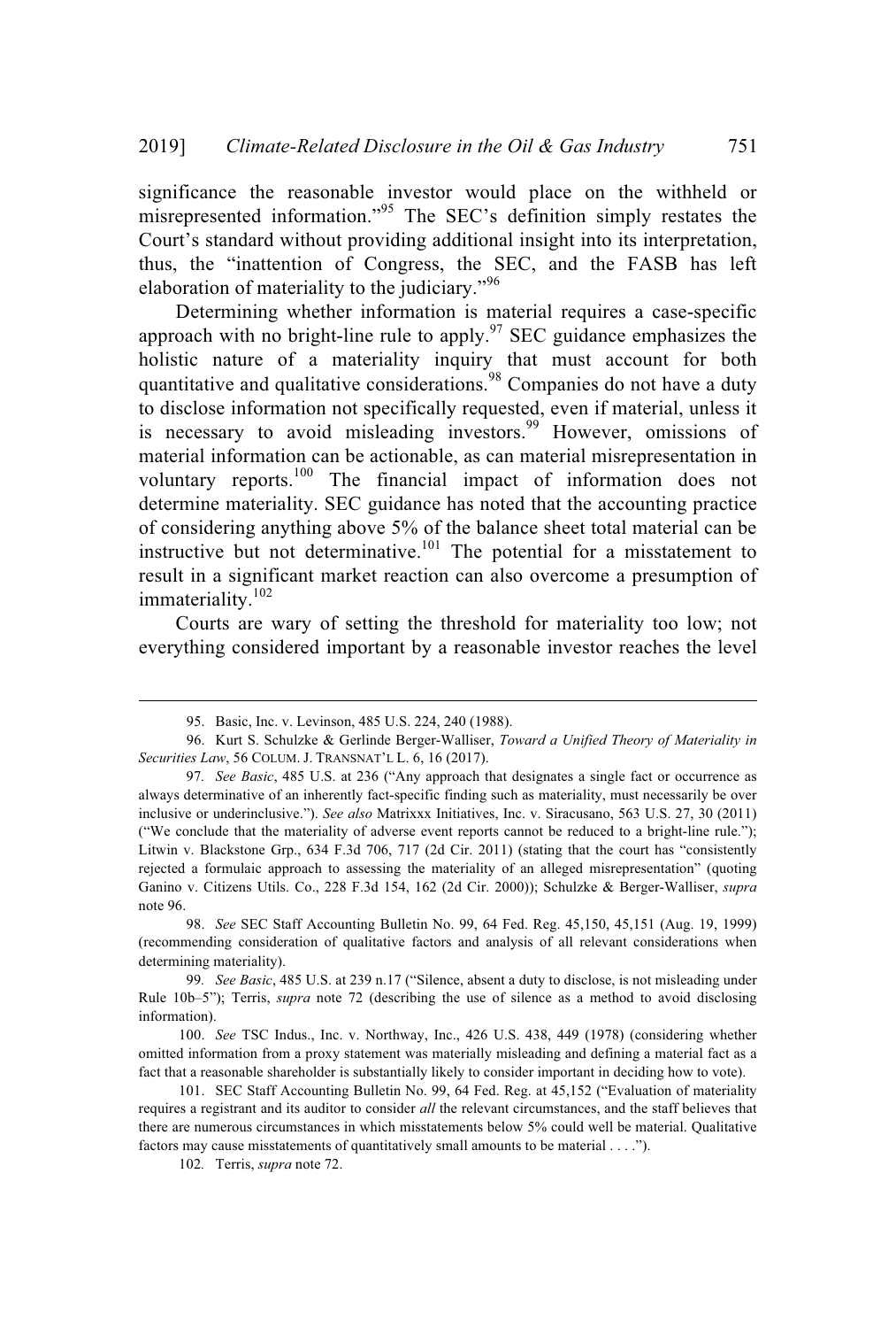significance the reasonable investor would place on the withheld or misrepresented information."[95] The SEC's definition simply restates the Court's standard without providing additional insight into its interpretation, thus, the "inattention of Congress, the SEC, and the FASB has left elaboration of materiality to the judiciary."[96]

Determining whether information is material requires a case-specific approach with no bright-line rule to apply.[97] SEC guidance emphasizes the holistic nature of a materiality inquiry that must account for both quantitative and qualitative considerations.[98] Companies do not have a duty to disclose information not specifically requested, even if material, unless it is necessary to avoid misleading investors.[99] However, omissions of material information can be actionable, as can material misrepresentation in voluntary reports.[100] The financial impact of information does not determine materiality. SEC guidance has noted that the accounting practice of considering anything above 5% of the balance sheet total material can be instructive but not determinative.[101] The potential for a misstatement to result in a significant market reaction can also overcome a presumption of immateriality.[102]

Courts are wary of setting the threshold for materiality too low; not everything considered important by a reasonable investor reaches the level

---

95. Basic, Inc. v. Levinson, 485 U.S. 224, 240 (1988).

96. Kurt S. Schulzke & Gerlinde Berger-Walliser, *Toward a Unified Theory of Materiality in Securities Law*, 56 COLUM. J. TRANSNAT'L L. 6, 16 (2017).

97. *See Basic*, 485 U.S. at 236 ("Any approach that designates a single fact or occurrence as always determinative of an inherently fact-specific finding such as materiality, must necessarily be over inclusive or underinclusive."). *See also* Matrixx Initiatives, Inc. v. Siracusano, 563 U.S. 27, 30 (2011) ("We conclude that the materiality of adverse event reports cannot be reduced to a bright-line rule."); Litwin v. Blackstone Grp., 634 F.3d 706, 717 (2d Cir. 2011) (stating that the court has "consistently rejected a formulaic approach to assessing the materiality of an alleged misrepresentation" (quoting Ganino v. Citizens Utils. Co., 228 F.3d 154, 162 (2d Cir. 2000)); Schulzke & Berger-Walliser, *supra* note 96.

98. *See* SEC Staff Accounting Bulletin No. 99, 64 Fed. Reg. 45,150, 45,151 (Aug. 19, 1999) (recommending consideration of qualitative factors and analysis of all relevant considerations when determining materiality).

99. *See Basic*, 485 U.S. at 239 n.17 ("Silence, absent a duty to disclose, is not misleading under Rule 10b–5"); Terris, *supra* note 72 (describing the use of silence as a method to avoid disclosing information).

100. *See* TSC Indus., Inc. v. Northway, Inc., 426 U.S. 438, 449 (1978) (considering whether omitted information from a proxy statement was materially misleading and defining a material fact as a fact that a reasonable shareholder is substantially likely to consider important in deciding how to vote).

101. SEC Staff Accounting Bulletin No. 99, 64 Fed. Reg. at 45,152 ("Evaluation of materiality requires a registrant and its auditor to consider *all* the relevant circumstances, and the staff believes that there are numerous circumstances in which misstatements below 5% could well be material. Qualitative factors may cause misstatements of quantitatively small amounts to be material . . . .").

102. Terris, *supra* note 72.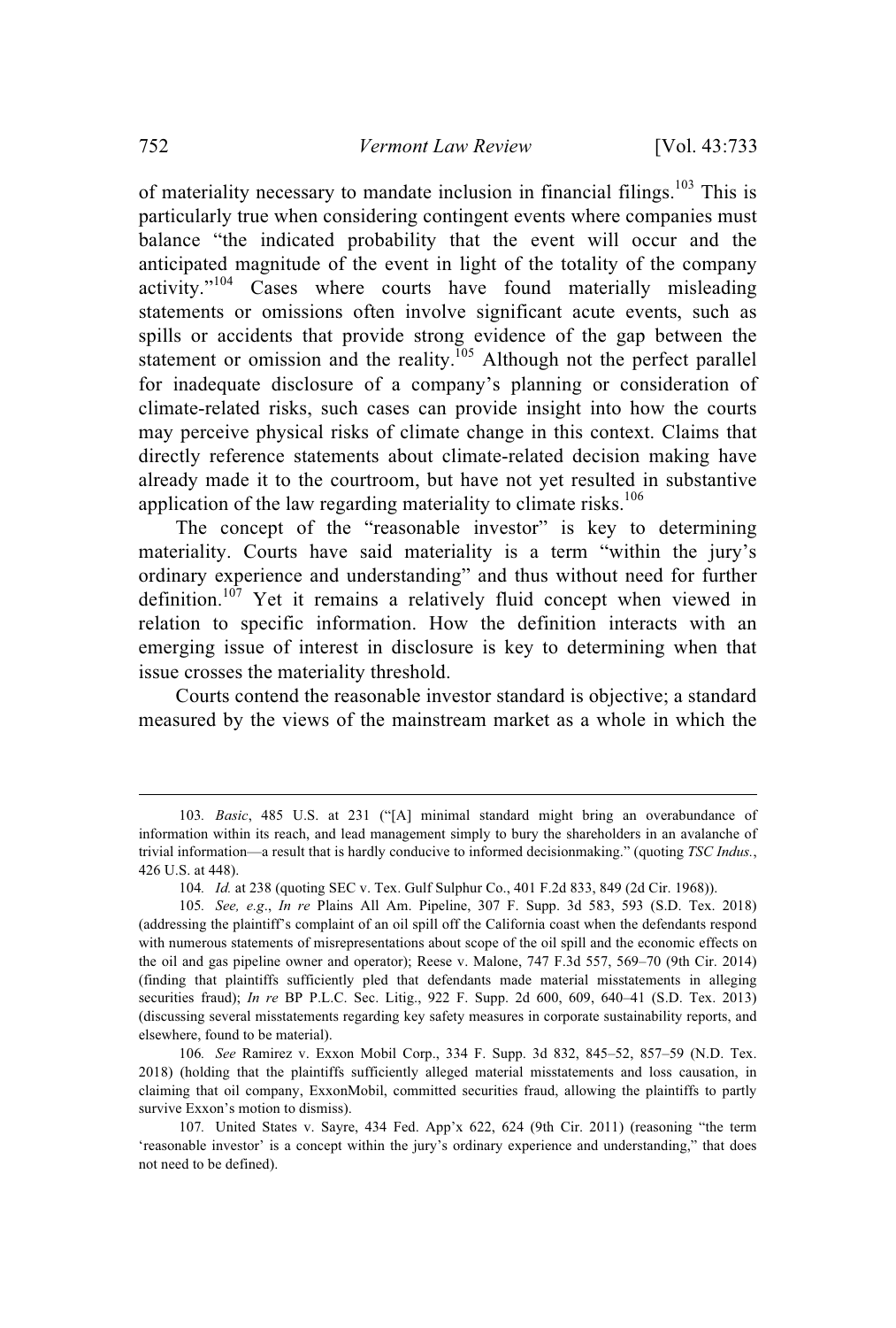of materiality necessary to mandate inclusion in financial filings.[103] This is particularly true when considering contingent events where companies must balance "the indicated probability that the event will occur and the anticipated magnitude of the event in light of the totality of the company activity."[104] Cases where courts have found materially misleading statements or omissions often involve significant acute events, such as spills or accidents that provide strong evidence of the gap between the statement or omission and the reality.[105] Although not the perfect parallel for inadequate disclosure of a company's planning or consideration of climate-related risks, such cases can provide insight into how the courts may perceive physical risks of climate change in this context. Claims that directly reference statements about climate-related decision making have already made it to the courtroom, but have not yet resulted in substantive application of the law regarding materiality to climate risks.[106]

The concept of the "reasonable investor" is key to determining materiality. Courts have said materiality is a term "within the jury's ordinary experience and understanding" and thus without need for further definition.[107] Yet it remains a relatively fluid concept when viewed in relation to specific information. How the definition interacts with an emerging issue of interest in disclosure is key to determining when that issue crosses the materiality threshold.

Courts contend the reasonable investor standard is objective; a standard measured by the views of the mainstream market as a whole in which the

---

103. *Basic*, 485 U.S. at 231 ("[A] minimal standard might bring an overabundance of information within its reach, and lead management simply to bury the shareholders in an avalanche of trivial information—a result that is hardly conducive to informed decisionmaking." (quoting *TSC Indus.*, 426 U.S. at 448).

104. *Id.* at 238 (quoting SEC v. Tex. Gulf Sulphur Co., 401 F.2d 833, 849 (2d Cir. 1968)).

105. *See, e.g.*, *In re* Plains All Am. Pipeline, 307 F. Supp. 3d 583, 593 (S.D. Tex. 2018) (addressing the plaintiff's complaint of an oil spill off the California coast when the defendants respond with numerous statements of misrepresentations about scope of the oil spill and the economic effects on the oil and gas pipeline owner and operator); Reese v. Malone, 747 F.3d 557, 569–70 (9th Cir. 2014) (finding that plaintiffs sufficiently pled that defendants made material misstatements in alleging securities fraud); *In re* BP P.L.C. Sec. Litig., 922 F. Supp. 2d 600, 609, 640–41 (S.D. Tex. 2013) (discussing several misstatements regarding key safety measures in corporate sustainability reports, and elsewhere, found to be material).

106. *See* Ramirez v. Exxon Mobil Corp., 334 F. Supp. 3d 832, 845–52, 857–59 (N.D. Tex. 2018) (holding that the plaintiffs sufficiently alleged material misstatements and loss causation, in claiming that oil company, ExxonMobil, committed securities fraud, allowing the plaintiffs to partly survive Exxon's motion to dismiss).

107. United States v. Sayre, 434 Fed. App'x 622, 624 (9th Cir. 2011) (reasoning "the term 'reasonable investor' is a concept within the jury's ordinary experience and understanding," that does not need to be defined).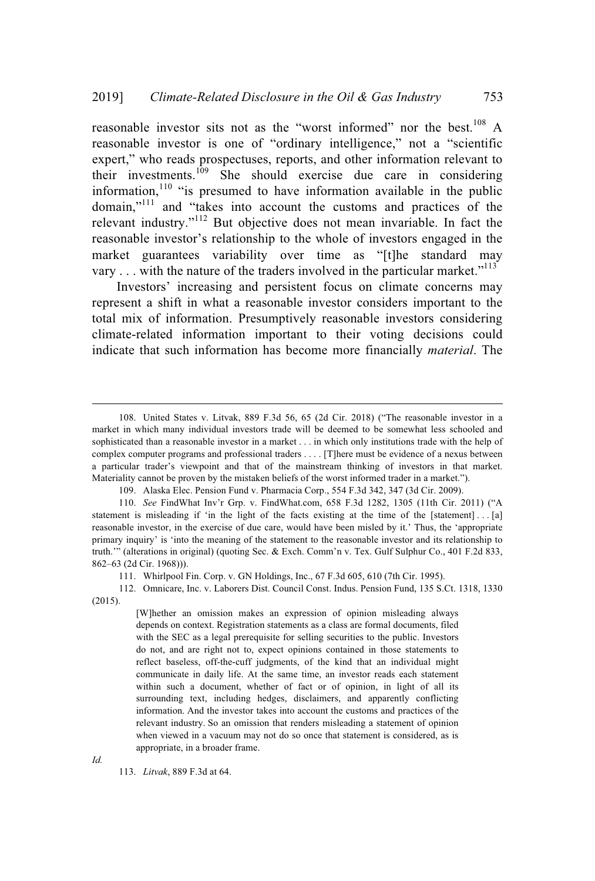reasonable investor sits not as the "worst informed" nor the best.[108] A reasonable investor is one of "ordinary intelligence," not a "scientific expert," who reads prospectuses, reports, and other information relevant to their investments.[109] She should exercise due care in considering information,[110] "is presumed to have information available in the public domain,"[111] and "takes into account the customs and practices of the relevant industry."[112] But objective does not mean invariable. In fact the reasonable investor's relationship to the whole of investors engaged in the market guarantees variability over time as "[t]he standard may vary . . . with the nature of the traders involved in the particular market."[113]

Investors' increasing and persistent focus on climate concerns may represent a shift in what a reasonable investor considers important to the total mix of information. Presumptively reasonable investors considering climate-related information important to their voting decisions could indicate that such information has become more financially *material*. The

---

108. United States v. Litvak, 889 F.3d 56, 65 (2d Cir. 2018) ("The reasonable investor in a market in which many individual investors trade will be deemed to be somewhat less schooled and sophisticated than a reasonable investor in a market . . . in which only institutions trade with the help of complex computer programs and professional traders . . . . [T]here must be evidence of a nexus between a particular trader's viewpoint and that of the mainstream thinking of investors in that market. Materiality cannot be proven by the mistaken beliefs of the worst informed trader in a market.").

109. Alaska Elec. Pension Fund v. Pharmacia Corp., 554 F.3d 342, 347 (3d Cir. 2009).

110. *See* FindWhat Inv'r Grp. v. FindWhat.com, 658 F.3d 1282, 1305 (11th Cir. 2011) ("A statement is misleading if 'in the light of the facts existing at the time of the [statement] . . . [a] reasonable investor, in the exercise of due care, would have been misled by it.' Thus, the 'appropriate primary inquiry' is 'into the meaning of the statement to the reasonable investor and its relationship to truth.'" (alterations in original) (quoting Sec. & Exch. Comm'n v. Tex. Gulf Sulphur Co., 401 F.2d 833, 862–63 (2d Cir. 1968))).

111. Whirlpool Fin. Corp. v. GN Holdings, Inc., 67 F.3d 605, 610 (7th Cir. 1995).

112. Omnicare, Inc. v. Laborers Dist. Council Const. Indus. Pension Fund, 135 S.Ct. 1318, 1330 (2015).

> [W]hether an omission makes an expression of opinion misleading always depends on context. Registration statements as a class are formal documents, filed with the SEC as a legal prerequisite for selling securities to the public. Investors do not, and are right not to, expect opinions contained in those statements to reflect baseless, off-the-cuff judgments, of the kind that an individual might communicate in daily life. At the same time, an investor reads each statement within such a document, whether of fact or of opinion, in light of all its surrounding text, including hedges, disclaimers, and apparently conflicting information. And the investor takes into account the customs and practices of the relevant industry. So an omission that renders misleading a statement of opinion when viewed in a vacuum may not do so once that statement is considered, as is appropriate, in a broader frame.

*Id.*

113. *Litvak*, 889 F.3d at 64.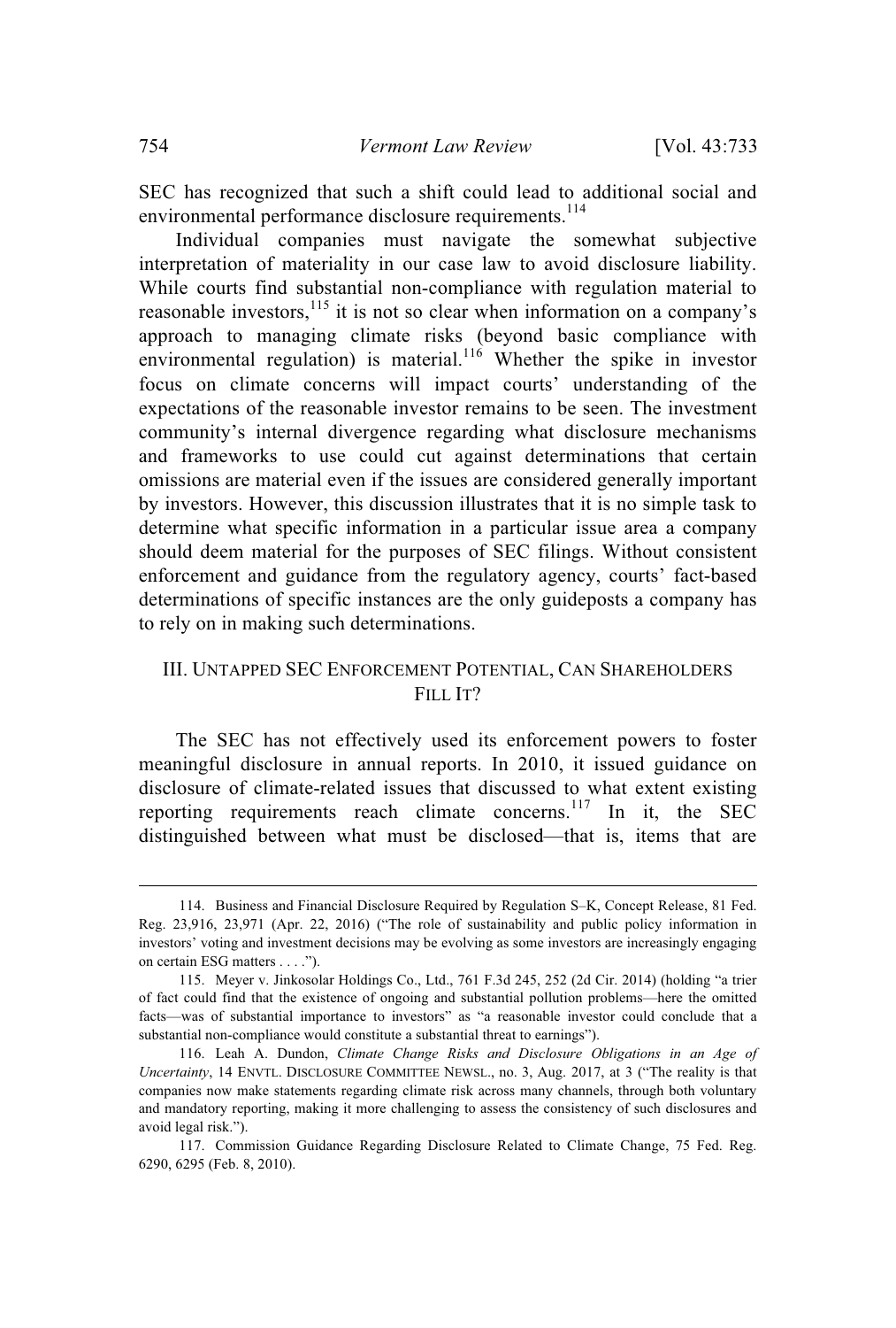SEC has recognized that such a shift could lead to additional social and environmental performance disclosure requirements.[114]

Individual companies must navigate the somewhat subjective interpretation of materiality in our case law to avoid disclosure liability. While courts find substantial non-compliance with regulation material to reasonable investors,[115] it is not so clear when information on a company's approach to managing climate risks (beyond basic compliance with environmental regulation) is material.[116] Whether the spike in investor focus on climate concerns will impact courts' understanding of the expectations of the reasonable investor remains to be seen. The investment community's internal divergence regarding what disclosure mechanisms and frameworks to use could cut against determinations that certain omissions are material even if the issues are considered generally important by investors. However, this discussion illustrates that it is no simple task to determine what specific information in a particular issue area a company should deem material for the purposes of SEC filings. Without consistent enforcement and guidance from the regulatory agency, courts' fact-based determinations of specific instances are the only guideposts a company has to rely on in making such determinations.

## III. Untapped SEC Enforcement Potential, Can Shareholders Fill It?

The SEC has not effectively used its enforcement powers to foster meaningful disclosure in annual reports. In 2010, it issued guidance on disclosure of climate-related issues that discussed to what extent existing reporting requirements reach climate concerns.[117] In it, the SEC distinguished between what must be disclosed—that is, items that are

---

114. Business and Financial Disclosure Required by Regulation S–K, Concept Release, 81 Fed. Reg. 23,916, 23,971 (Apr. 22, 2016) ("The role of sustainability and public policy information in investors' voting and investment decisions may be evolving as some investors are increasingly engaging on certain ESG matters . . . .").

115. Meyer v. Jinkosolar Holdings Co., Ltd., 761 F.3d 245, 252 (2d Cir. 2014) (holding "a trier of fact could find that the existence of ongoing and substantial pollution problems—here the omitted facts—was of substantial importance to investors" as "a reasonable investor could conclude that a substantial non-compliance would constitute a substantial threat to earnings").

116. Leah A. Dundon, *Climate Change Risks and Disclosure Obligations in an Age of Uncertainty*, 14 Envtl. Disclosure Committee Newsl., no. 3, Aug. 2017, at 3 ("The reality is that companies now make statements regarding climate risk across many channels, through both voluntary and mandatory reporting, making it more challenging to assess the consistency of such disclosures and avoid legal risk.").

117. Commission Guidance Regarding Disclosure Related to Climate Change, 75 Fed. Reg. 6290, 6295 (Feb. 8, 2010).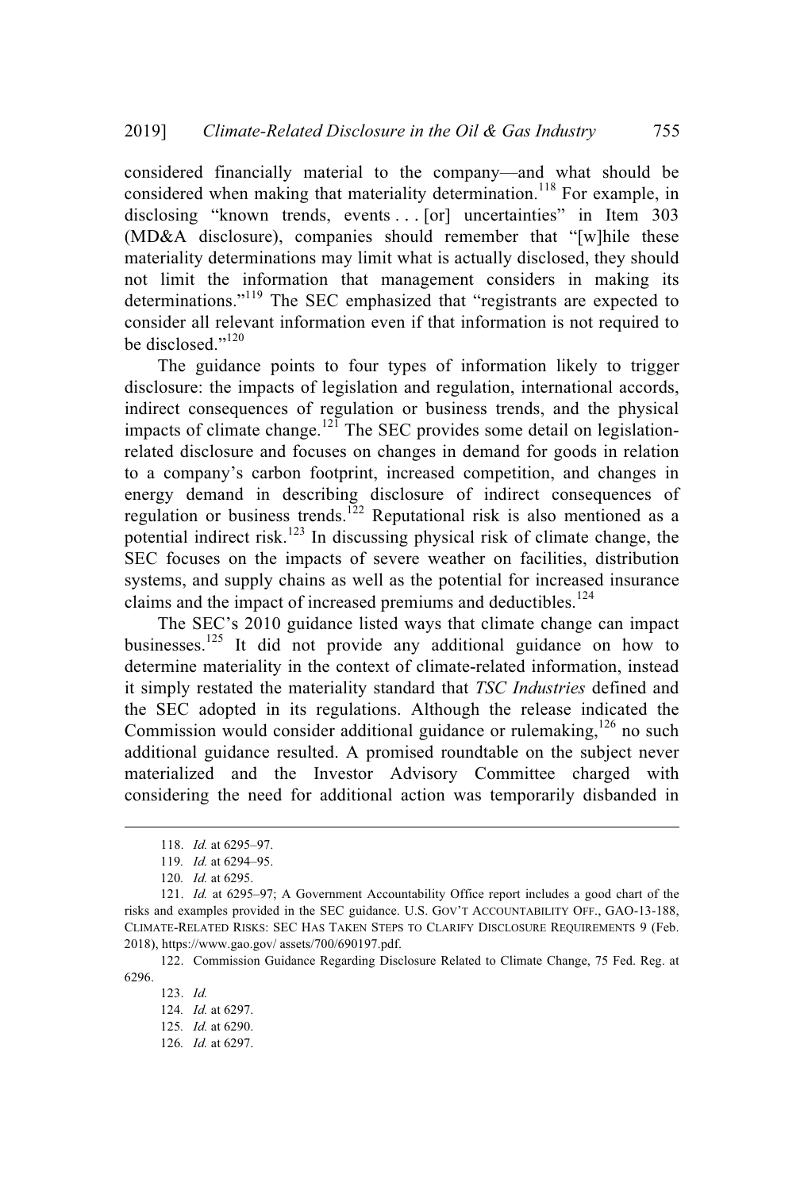considered financially material to the company—and what should be considered when making that materiality determination.[118] For example, in disclosing "known trends, events . . . [or] uncertainties" in Item 303 (MD&A disclosure), companies should remember that "[w]hile these materiality determinations may limit what is actually disclosed, they should not limit the information that management considers in making its determinations."[119] The SEC emphasized that "registrants are expected to consider all relevant information even if that information is not required to be disclosed."[120]

The guidance points to four types of information likely to trigger disclosure: the impacts of legislation and regulation, international accords, indirect consequences of regulation or business trends, and the physical impacts of climate change.[121] The SEC provides some detail on legislation-related disclosure and focuses on changes in demand for goods in relation to a company's carbon footprint, increased competition, and changes in energy demand in describing disclosure of indirect consequences of regulation or business trends.[122] Reputational risk is also mentioned as a potential indirect risk.[123] In discussing physical risk of climate change, the SEC focuses on the impacts of severe weather on facilities, distribution systems, and supply chains as well as the potential for increased insurance claims and the impact of increased premiums and deductibles.[124]

The SEC's 2010 guidance listed ways that climate change can impact businesses.[125] It did not provide any additional guidance on how to determine materiality in the context of climate-related information, instead it simply restated the materiality standard that *TSC Industries* defined and the SEC adopted in its regulations. Although the release indicated the Commission would consider additional guidance or rulemaking,[126] no such additional guidance resulted. A promised roundtable on the subject never materialized and the Investor Advisory Committee charged with considering the need for additional action was temporarily disbanded in

---

118. *Id.* at 6295–97.

119. *Id.* at 6294–95.

120. *Id.* at 6295.

121. *Id.* at 6295–97; A Government Accountability Office report includes a good chart of the risks and examples provided in the SEC guidance. U.S. GOV'T ACCOUNTABILITY OFF., GAO-13-188, CLIMATE-RELATED RISKS: SEC HAS TAKEN STEPS TO CLARIFY DISCLOSURE REQUIREMENTS 9 (Feb. 2018), https://www.gao.gov/ assets/700/690197.pdf.

122. Commission Guidance Regarding Disclosure Related to Climate Change, 75 Fed. Reg. at 6296.

123. *Id.*

124. *Id.* at 6297.

125. *Id.* at 6290.

126. *Id.* at 6297.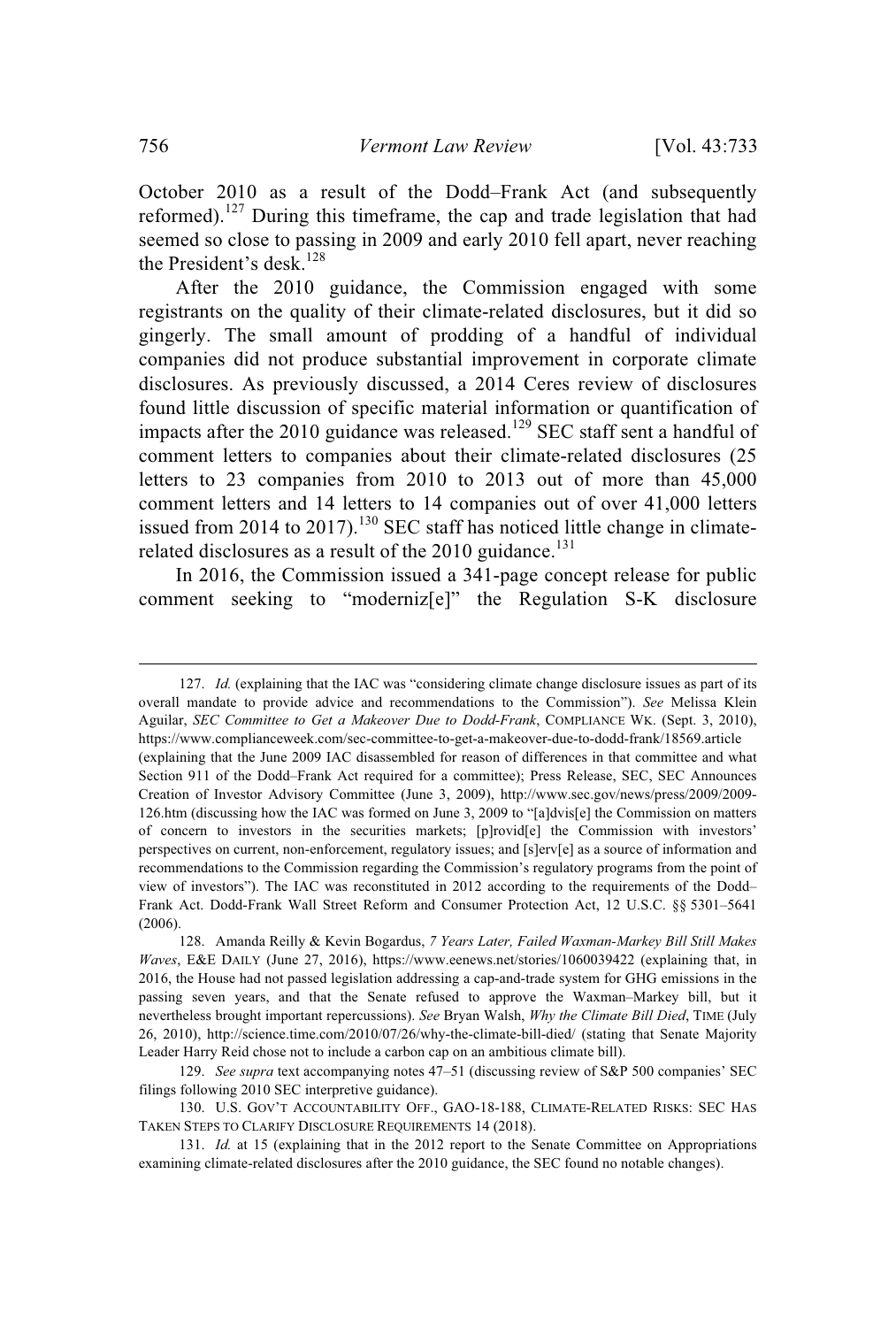October 2010 as a result of the Dodd–Frank Act (and subsequently reformed).[127] During this timeframe, the cap and trade legislation that had seemed so close to passing in 2009 and early 2010 fell apart, never reaching the President's desk.[128]

After the 2010 guidance, the Commission engaged with some registrants on the quality of their climate-related disclosures, but it did so gingerly. The small amount of prodding of a handful of individual companies did not produce substantial improvement in corporate climate disclosures. As previously discussed, a 2014 Ceres review of disclosures found little discussion of specific material information or quantification of impacts after the 2010 guidance was released.[129] SEC staff sent a handful of comment letters to companies about their climate-related disclosures (25 letters to 23 companies from 2010 to 2013 out of more than 45,000 comment letters and 14 letters to 14 companies out of over 41,000 letters issued from 2014 to 2017).[130] SEC staff has noticed little change in climate-related disclosures as a result of the 2010 guidance.[131]

In 2016, the Commission issued a 341-page concept release for public comment seeking to "moderniz[e]" the Regulation S-K disclosure

---

127. *Id.* (explaining that the IAC was "considering climate change disclosure issues as part of its overall mandate to provide advice and recommendations to the Commission"). *See* Melissa Klein Aguilar, *SEC Committee to Get a Makeover Due to Dodd-Frank*, COMPLIANCE WK. (Sept. 3, 2010), https://www.complianceweek.com/sec-committee-to-get-a-makeover-due-to-dodd-frank/18569.article (explaining that the June 2009 IAC disassembled for reason of differences in that committee and what Section 911 of the Dodd–Frank Act required for a committee); Press Release, SEC, SEC Announces Creation of Investor Advisory Committee (June 3, 2009), http://www.sec.gov/news/press/2009/2009-126.htm (discussing how the IAC was formed on June 3, 2009 to "[a]dvis[e] the Commission on matters of concern to investors in the securities markets; [p]rovid[e] the Commission with investors' perspectives on current, non-enforcement, regulatory issues; and [s]erv[e] as a source of information and recommendations to the Commission regarding the Commission's regulatory programs from the point of view of investors"). The IAC was reconstituted in 2012 according to the requirements of the Dodd–Frank Act. Dodd-Frank Wall Street Reform and Consumer Protection Act, 12 U.S.C. §§ 5301–5641 (2006).

128. Amanda Reilly & Kevin Bogardus, *7 Years Later, Failed Waxman-Markey Bill Still Makes Waves*, E&E DAILY (June 27, 2016), https://www.eenews.net/stories/1060039422 (explaining that, in 2016, the House had not passed legislation addressing a cap-and-trade system for GHG emissions in the passing seven years, and that the Senate refused to approve the Waxman–Markey bill, but it nevertheless brought important repercussions). *See* Bryan Walsh, *Why the Climate Bill Died*, TIME (July 26, 2010), http://science.time.com/2010/07/26/why-the-climate-bill-died/ (stating that Senate Majority Leader Harry Reid chose not to include a carbon cap on an ambitious climate bill).

129. *See supra* text accompanying notes 47–51 (discussing review of S&P 500 companies' SEC filings following 2010 SEC interpretive guidance).

130. U.S. GOV'T ACCOUNTABILITY OFF., GAO-18-188, CLIMATE-RELATED RISKS: SEC HAS TAKEN STEPS TO CLARIFY DISCLOSURE REQUIREMENTS 14 (2018).

131. *Id.* at 15 (explaining that in the 2012 report to the Senate Committee on Appropriations examining climate-related disclosures after the 2010 guidance, the SEC found no notable changes).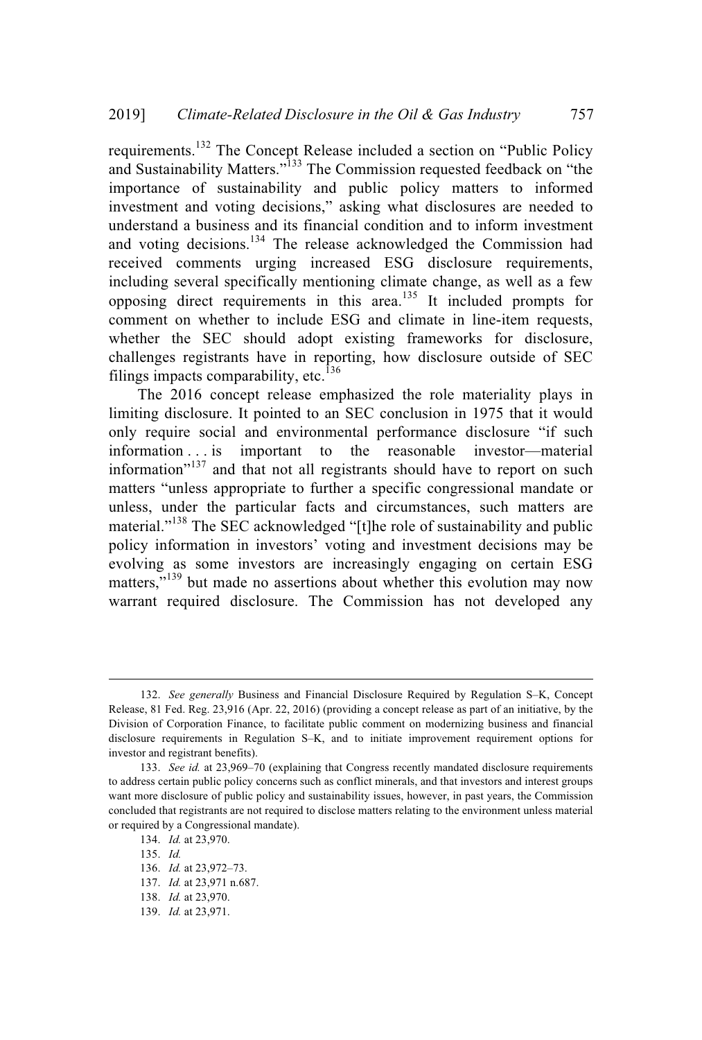requirements.[132] The Concept Release included a section on "Public Policy and Sustainability Matters."[133] The Commission requested feedback on "the importance of sustainability and public policy matters to informed investment and voting decisions," asking what disclosures are needed to understand a business and its financial condition and to inform investment and voting decisions.[134] The release acknowledged the Commission had received comments urging increased ESG disclosure requirements, including several specifically mentioning climate change, as well as a few opposing direct requirements in this area.[135] It included prompts for comment on whether to include ESG and climate in line-item requests, whether the SEC should adopt existing frameworks for disclosure, challenges registrants have in reporting, how disclosure outside of SEC filings impacts comparability, etc.[136]

The 2016 concept release emphasized the role materiality plays in limiting disclosure. It pointed to an SEC conclusion in 1975 that it would only require social and environmental performance disclosure "if such information . . . is important to the reasonable investor—material information"[137] and that not all registrants should have to report on such matters "unless appropriate to further a specific congressional mandate or unless, under the particular facts and circumstances, such matters are material."[138] The SEC acknowledged "[t]he role of sustainability and public policy information in investors' voting and investment decisions may be evolving as some investors are increasingly engaging on certain ESG matters,"[139] but made no assertions about whether this evolution may now warrant required disclosure. The Commission has not developed any

---

132. *See generally* Business and Financial Disclosure Required by Regulation S–K, Concept Release, 81 Fed. Reg. 23,916 (Apr. 22, 2016) (providing a concept release as part of an initiative, by the Division of Corporation Finance, to facilitate public comment on modernizing business and financial disclosure requirements in Regulation S–K, and to initiate improvement requirement options for investor and registrant benefits).

133. *See id.* at 23,969–70 (explaining that Congress recently mandated disclosure requirements to address certain public policy concerns such as conflict minerals, and that investors and interest groups want more disclosure of public policy and sustainability issues, however, in past years, the Commission concluded that registrants are not required to disclose matters relating to the environment unless material or required by a Congressional mandate).

134. *Id.* at 23,970.

135. *Id.*

136. *Id.* at 23,972–73.

137. *Id.* at 23,971 n.687.

138. *Id.* at 23,970.

139. *Id.* at 23,971.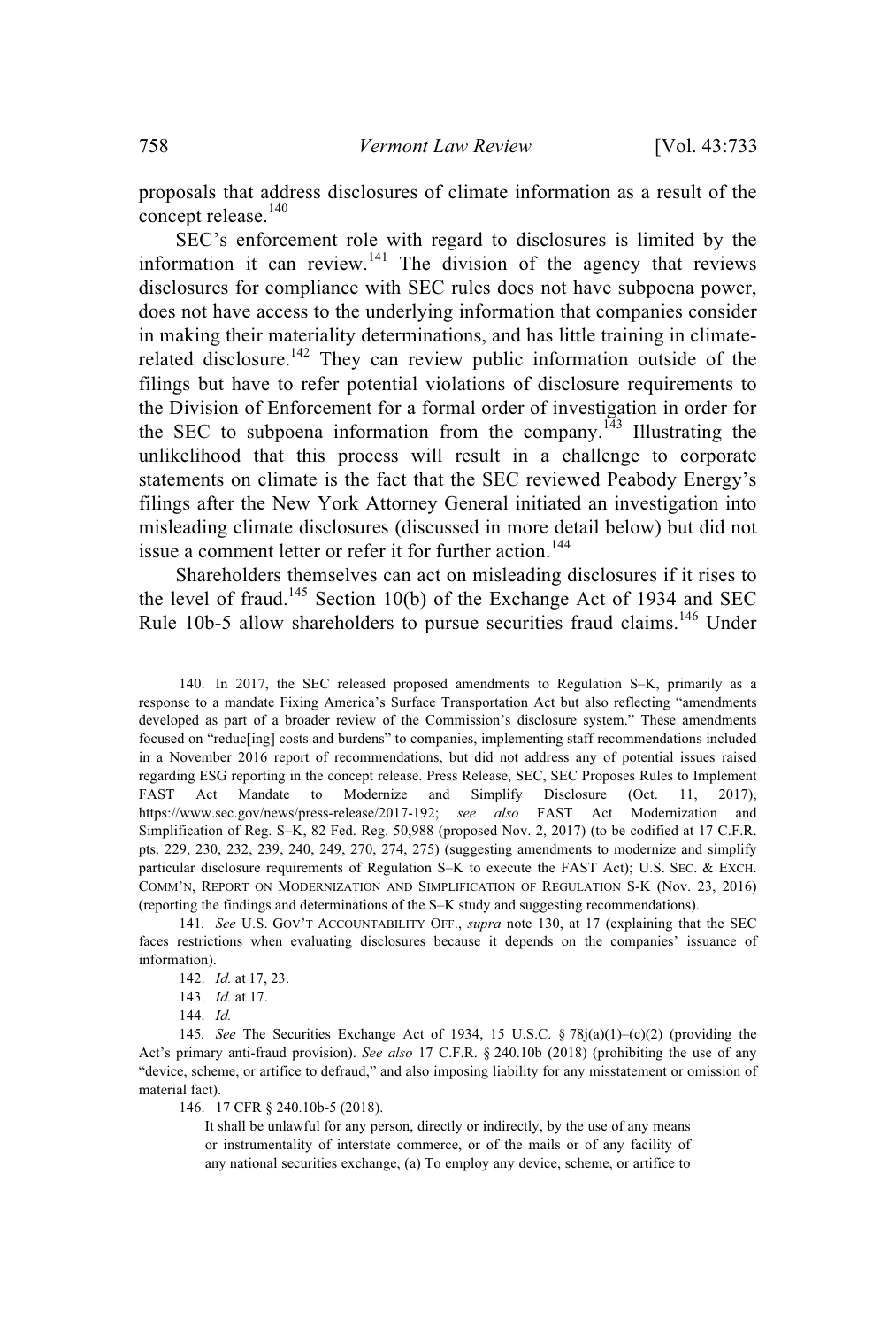proposals that address disclosures of climate information as a result of the concept release.[140]

SEC's enforcement role with regard to disclosures is limited by the information it can review.[141] The division of the agency that reviews disclosures for compliance with SEC rules does not have subpoena power, does not have access to the underlying information that companies consider in making their materiality determinations, and has little training in climate-related disclosure.[142] They can review public information outside of the filings but have to refer potential violations of disclosure requirements to the Division of Enforcement for a formal order of investigation in order for the SEC to subpoena information from the company.[143] Illustrating the unlikelihood that this process will result in a challenge to corporate statements on climate is the fact that the SEC reviewed Peabody Energy's filings after the New York Attorney General initiated an investigation into misleading climate disclosures (discussed in more detail below) but did not issue a comment letter or refer it for further action.[144]

Shareholders themselves can act on misleading disclosures if it rises to the level of fraud.[145] Section 10(b) of the Exchange Act of 1934 and SEC Rule 10b-5 allow shareholders to pursue securities fraud claims.[146] Under

---

140. In 2017, the SEC released proposed amendments to Regulation S–K, primarily as a response to a mandate Fixing America's Surface Transportation Act but also reflecting "amendments developed as part of a broader review of the Commission's disclosure system." These amendments focused on "reduc[ing] costs and burdens" to companies, implementing staff recommendations included in a November 2016 report of recommendations, but did not address any of potential issues raised regarding ESG reporting in the concept release. Press Release, SEC, SEC Proposes Rules to Implement FAST Act Mandate to Modernize and Simplify Disclosure (Oct. 11, 2017), https://www.sec.gov/news/press-release/2017-192; *see also* FAST Act Modernization and Simplification of Reg. S–K, 82 Fed. Reg. 50,988 (proposed Nov. 2, 2017) (to be codified at 17 C.F.R. pts. 229, 230, 232, 239, 240, 249, 270, 274, 275) (suggesting amendments to modernize and simplify particular disclosure requirements of Regulation S–K to execute the FAST Act); U.S. SEC. & EXCH. COMM'N, REPORT ON MODERNIZATION AND SIMPLIFICATION OF REGULATION S-K (Nov. 23, 2016) (reporting the findings and determinations of the S–K study and suggesting recommendations).

141. *See* U.S. GOV'T ACCOUNTABILITY OFF., *supra* note 130, at 17 (explaining that the SEC faces restrictions when evaluating disclosures because it depends on the companies' issuance of information).

142. *Id.* at 17, 23.

143. *Id.* at 17.

144. *Id.*

145. *See* The Securities Exchange Act of 1934, 15 U.S.C. § 78j(a)(1)–(c)(2) (providing the Act's primary anti-fraud provision). *See also* 17 C.F.R. § 240.10b (2018) (prohibiting the use of any "device, scheme, or artifice to defraud," and also imposing liability for any misstatement or omission of material fact).

146. 17 CFR § 240.10b-5 (2018).

> It shall be unlawful for any person, directly or indirectly, by the use of any means or instrumentality of interstate commerce, or of the mails or of any facility of any national securities exchange, (a) To employ any device, scheme, or artifice to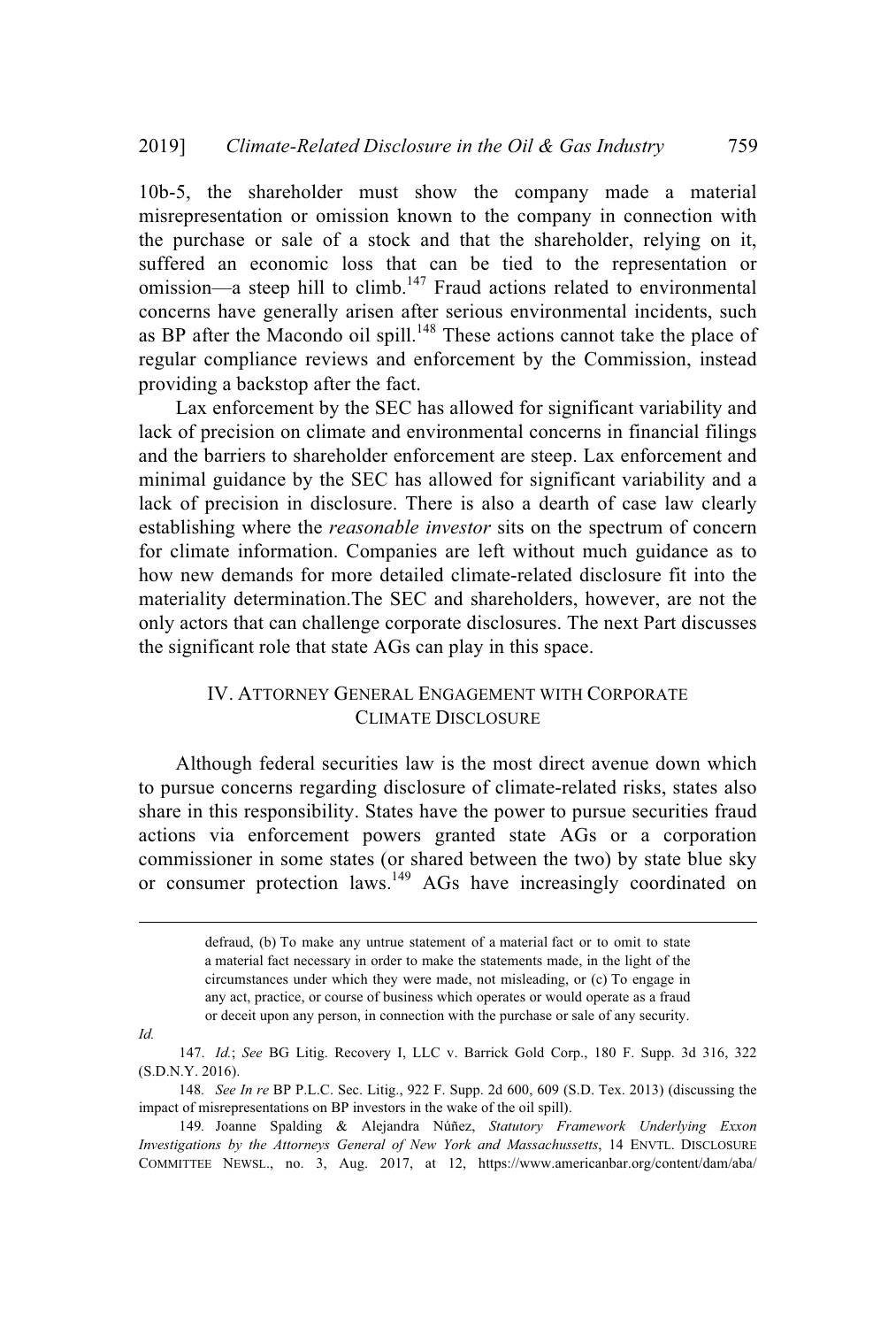10b-5, the shareholder must show the company made a material misrepresentation or omission known to the company in connection with the purchase or sale of a stock and that the shareholder, relying on it, suffered an economic loss that can be tied to the representation or omission—a steep hill to climb.[147] Fraud actions related to environmental concerns have generally arisen after serious environmental incidents, such as BP after the Macondo oil spill.[148] These actions cannot take the place of regular compliance reviews and enforcement by the Commission, instead providing a backstop after the fact.

Lax enforcement by the SEC has allowed for significant variability and lack of precision on climate and environmental concerns in financial filings and the barriers to shareholder enforcement are steep. Lax enforcement and minimal guidance by the SEC has allowed for significant variability and a lack of precision in disclosure. There is also a dearth of case law clearly establishing where the *reasonable investor* sits on the spectrum of concern for climate information. Companies are left without much guidance as to how new demands for more detailed climate-related disclosure fit into the materiality determination.The SEC and shareholders, however, are not the only actors that can challenge corporate disclosures. The next Part discusses the significant role that state AGs can play in this space.

## IV. Attorney General Engagement with Corporate Climate Disclosure

Although federal securities law is the most direct avenue down which to pursue concerns regarding disclosure of climate-related risks, states also share in this responsibility. States have the power to pursue securities fraud actions via enforcement powers granted state AGs or a corporation commissioner in some states (or shared between the two) by state blue sky or consumer protection laws.[149] AGs have increasingly coordinated on

---

> defraud, (b) To make any untrue statement of a material fact or to omit to state a material fact necessary in order to make the statements made, in the light of the circumstances under which they were made, not misleading, or (c) To engage in any act, practice, or course of business which operates or would operate as a fraud or deceit upon any person, in connection with the purchase or sale of any security.

*Id.*

147. *Id.*; *See* BG Litig. Recovery I, LLC v. Barrick Gold Corp., 180 F. Supp. 3d 316, 322 (S.D.N.Y. 2016).

148. *See In re* BP P.L.C. Sec. Litig., 922 F. Supp. 2d 600, 609 (S.D. Tex. 2013) (discussing the impact of misrepresentations on BP investors in the wake of the oil spill).

149. Joanne Spalding & Alejandra Núñez, *Statutory Framework Underlying Exxon Investigations by the Attorneys General of New York and Massachussetts*, 14 ENVTL. DISCLOSURE COMMITTEE NEWSL., no. 3, Aug. 2017, at 12, https://www.americanbar.org/content/dam/aba/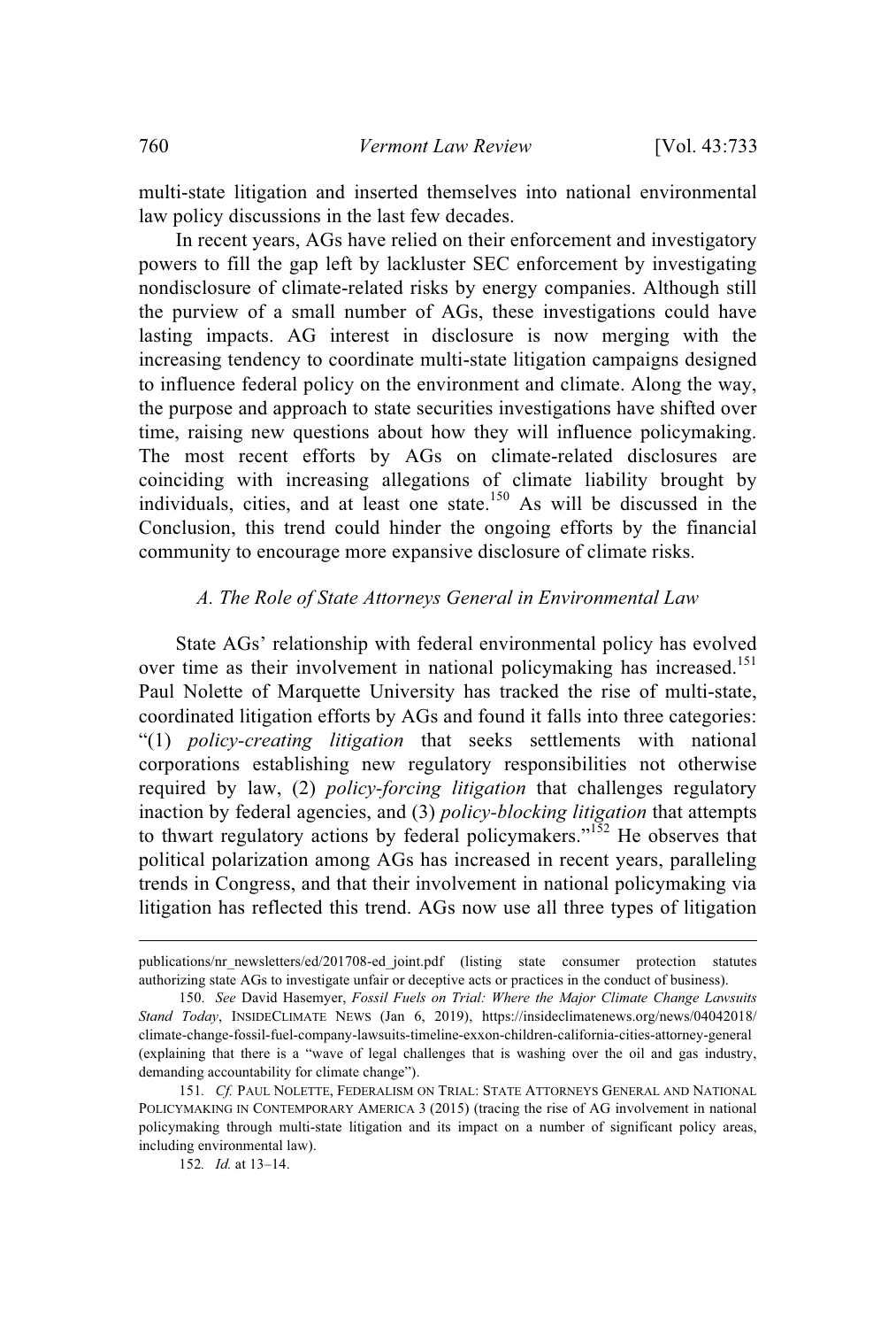multi-state litigation and inserted themselves into national environmental law policy discussions in the last few decades.

In recent years, AGs have relied on their enforcement and investigatory powers to fill the gap left by lackluster SEC enforcement by investigating nondisclosure of climate-related risks by energy companies. Although still the purview of a small number of AGs, these investigations could have lasting impacts. AG interest in disclosure is now merging with the increasing tendency to coordinate multi-state litigation campaigns designed to influence federal policy on the environment and climate. Along the way, the purpose and approach to state securities investigations have shifted over time, raising new questions about how they will influence policymaking. The most recent efforts by AGs on climate-related disclosures are coinciding with increasing allegations of climate liability brought by individuals, cities, and at least one state.[150] As will be discussed in the Conclusion, this trend could hinder the ongoing efforts by the financial community to encourage more expansive disclosure of climate risks.

### *A. The Role of State Attorneys General in Environmental Law*

State AGs' relationship with federal environmental policy has evolved over time as their involvement in national policymaking has increased.[151] Paul Nolette of Marquette University has tracked the rise of multi-state, coordinated litigation efforts by AGs and found it falls into three categories: "(1) *policy-creating litigation* that seeks settlements with national corporations establishing new regulatory responsibilities not otherwise required by law, (2) *policy-forcing litigation* that challenges regulatory inaction by federal agencies, and (3) *policy-blocking litigation* that attempts to thwart regulatory actions by federal policymakers."[152] He observes that political polarization among AGs has increased in recent years, paralleling trends in Congress, and that their involvement in national policymaking via litigation has reflected this trend. AGs now use all three types of litigation

---

publications/nr_newsletters/ed/201708-ed_joint.pdf (listing state consumer protection statutes authorizing state AGs to investigate unfair or deceptive acts or practices in the conduct of business).

150. *See* David Hasemyer, *Fossil Fuels on Trial: Where the Major Climate Change Lawsuits Stand Today*, INSIDECLIMATE NEWS (Jan 6, 2019), https://insideclimatenews.org/news/04042018/climate-change-fossil-fuel-company-lawsuits-timeline-exxon-children-california-cities-attorney-general (explaining that there is a "wave of legal challenges that is washing over the oil and gas industry, demanding accountability for climate change").

151. *Cf.* PAUL NOLETTE, FEDERALISM ON TRIAL: STATE ATTORNEYS GENERAL AND NATIONAL POLICYMAKING IN CONTEMPORARY AMERICA 3 (2015) (tracing the rise of AG involvement in national policymaking through multi-state litigation and its impact on a number of significant policy areas, including environmental law).

152. *Id.* at 13–14.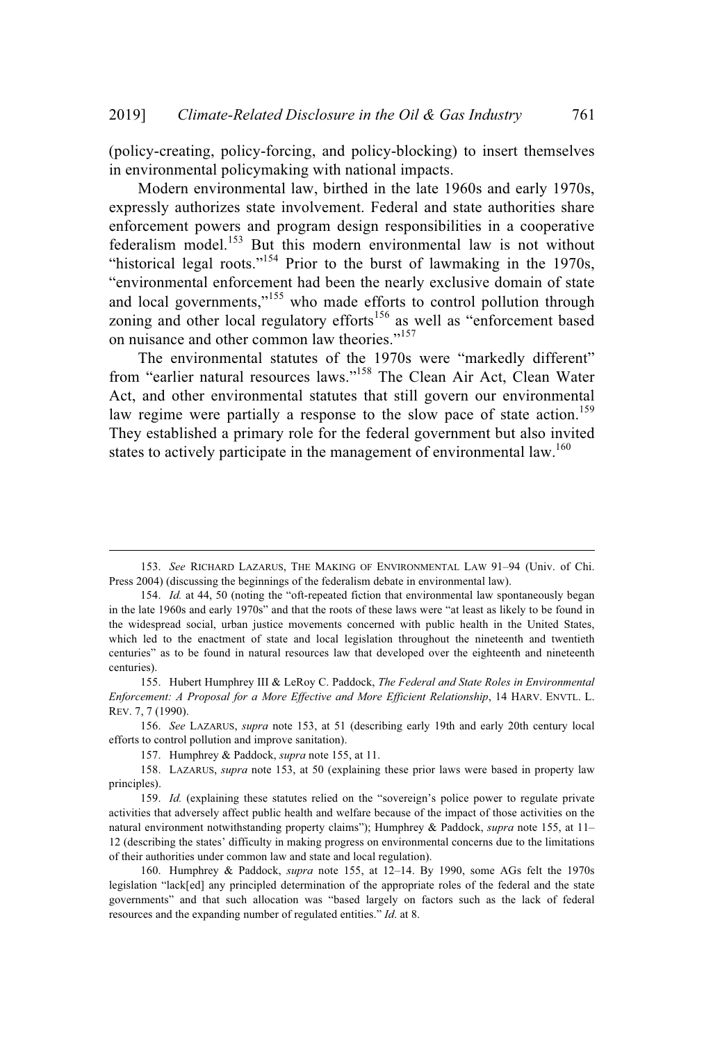(policy-creating, policy-forcing, and policy-blocking) to insert themselves in environmental policymaking with national impacts.

Modern environmental law, birthed in the late 1960s and early 1970s, expressly authorizes state involvement. Federal and state authorities share enforcement powers and program design responsibilities in a cooperative federalism model.[153] But this modern environmental law is not without "historical legal roots."[154] Prior to the burst of lawmaking in the 1970s, "environmental enforcement had been the nearly exclusive domain of state and local governments,"[155] who made efforts to control pollution through zoning and other local regulatory efforts[156] as well as "enforcement based on nuisance and other common law theories."[157]

The environmental statutes of the 1970s were "markedly different" from "earlier natural resources laws."[158] The Clean Air Act, Clean Water Act, and other environmental statutes that still govern our environmental law regime were partially a response to the slow pace of state action.[159] They established a primary role for the federal government but also invited states to actively participate in the management of environmental law.[160]

---

153. *See* RICHARD LAZARUS, THE MAKING OF ENVIRONMENTAL LAW 91–94 (Univ. of Chi. Press 2004) (discussing the beginnings of the federalism debate in environmental law).

154. *Id.* at 44, 50 (noting the "oft-repeated fiction that environmental law spontaneously began in the late 1960s and early 1970s" and that the roots of these laws were "at least as likely to be found in the widespread social, urban justice movements concerned with public health in the United States, which led to the enactment of state and local legislation throughout the nineteenth and twentieth centuries" as to be found in natural resources law that developed over the eighteenth and nineteenth centuries).

155. Hubert Humphrey III & LeRoy C. Paddock, *The Federal and State Roles in Environmental Enforcement: A Proposal for a More Effective and More Efficient Relationship*, 14 HARV. ENVTL. L. REV. 7, 7 (1990).

156. *See* LAZARUS, *supra* note 153, at 51 (describing early 19th and early 20th century local efforts to control pollution and improve sanitation).

157. Humphrey & Paddock, *supra* note 155, at 11.

158. LAZARUS, *supra* note 153, at 50 (explaining these prior laws were based in property law principles).

159. *Id.* (explaining these statutes relied on the "sovereign's police power to regulate private activities that adversely affect public health and welfare because of the impact of those activities on the natural environment notwithstanding property claims"); Humphrey & Paddock, *supra* note 155, at 11–12 (describing the states' difficulty in making progress on environmental concerns due to the limitations of their authorities under common law and state and local regulation).

160. Humphrey & Paddock, *supra* note 155, at 12–14. By 1990, some AGs felt the 1970s legislation "lack[ed] any principled determination of the appropriate roles of the federal and the state governments" and that such allocation was "based largely on factors such as the lack of federal resources and the expanding number of regulated entities." *Id.* at 8.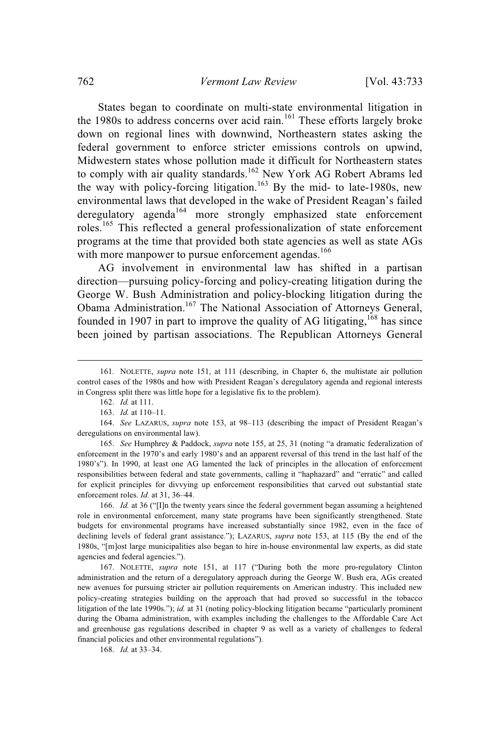States began to coordinate on multi-state environmental litigation in the 1980s to address concerns over acid rain.[161] These efforts largely broke down on regional lines with downwind, Northeastern states asking the federal government to enforce stricter emissions controls on upwind, Midwestern states whose pollution made it difficult for Northeastern states to comply with air quality standards.[162] New York AG Robert Abrams led the way with policy-forcing litigation.[163] By the mid- to late-1980s, new environmental laws that developed in the wake of President Reagan's failed deregulatory agenda[164] more strongly emphasized state enforcement roles.[165] This reflected a general professionalization of state enforcement programs at the time that provided both state agencies as well as state AGs with more manpower to pursue enforcement agendas.[166]

AG involvement in environmental law has shifted in a partisan direction—pursuing policy-forcing and policy-creating litigation during the George W. Bush Administration and policy-blocking litigation during the Obama Administration.[167] The National Association of Attorneys General, founded in 1907 in part to improve the quality of AG litigating,[168] has since been joined by partisan associations. The Republican Attorneys General

---

161. NOLETTE, *supra* note 151, at 111 (describing, in Chapter 6, the multistate air pollution control cases of the 1980s and how with President Reagan's deregulatory agenda and regional interests in Congress split there was little hope for a legislative fix to the problem).

162. *Id.* at 111.

163. *Id.* at 110–11.

164. *See* LAZARUS, *supra* note 153, at 98–113 (describing the impact of President Reagan's deregulations on environmental law).

165. *See* Humphrey & Paddock, *supra* note 155, at 25, 31 (noting "a dramatic federalization of enforcement in the 1970's and early 1980's and an apparent reversal of this trend in the last half of the 1980's"). In 1990, at least one AG lamented the lack of principles in the allocation of enforcement responsibilities between federal and state governments, calling it "haphazard" and "erratic" and called for explicit principles for divvying up enforcement responsibilities that carved out substantial state enforcement roles. *Id.* at 31, 36–44.

166. *Id.* at 36 ("[I]n the twenty years since the federal government began assuming a heightened role in environmental enforcement, many state programs have been significantly strengthened. State budgets for environmental programs have increased substantially since 1982, even in the face of declining levels of federal grant assistance."); LAZARUS, *supra* note 153, at 115 (By the end of the 1980s, "[m]ost large municipalities also began to hire in-house environmental law experts, as did state agencies and federal agencies.").

167. NOLETTE, *supra* note 151, at 117 ("During both the more pro-regulatory Clinton administration and the return of a deregulatory approach during the George W. Bush era, AGs created new avenues for pursuing stricter air pollution requirements on American industry. This included new policy-creating strategies building on the approach that had proved so successful in the tobacco litigation of the late 1990s."); *id.* at 31 (noting policy-blocking litigation became "particularly prominent during the Obama administration, with examples including the challenges to the Affordable Care Act and greenhouse gas regulations described in chapter 9 as well as a variety of challenges to federal financial policies and other environmental regulations").

168. *Id.* at 33–34.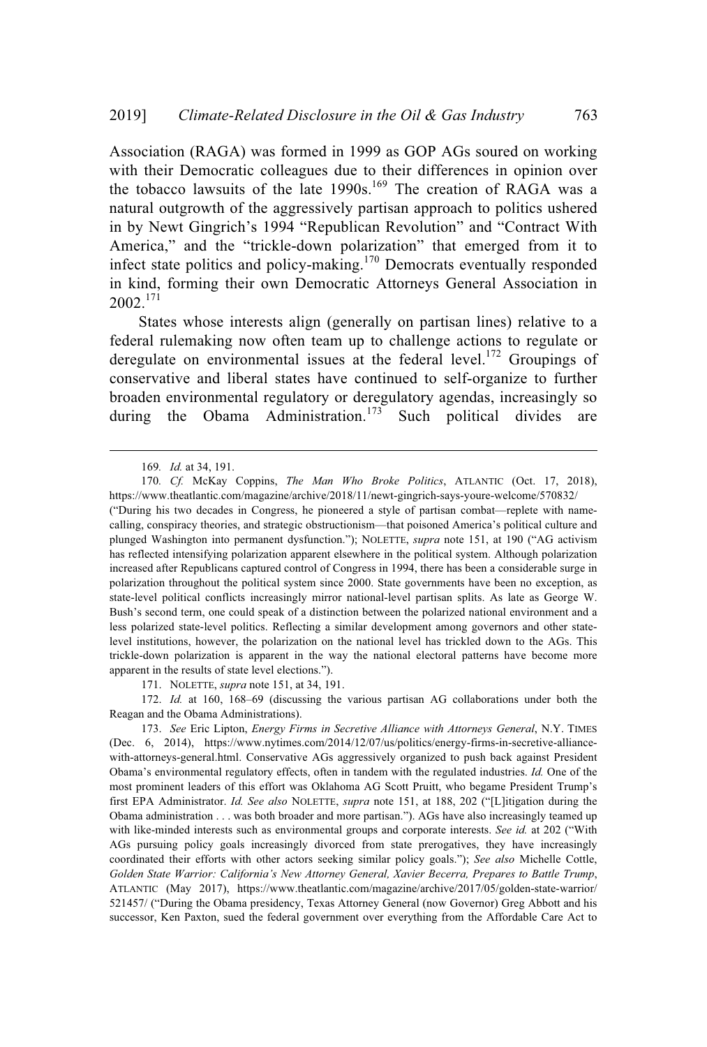Association (RAGA) was formed in 1999 as GOP AGs soured on working with their Democratic colleagues due to their differences in opinion over the tobacco lawsuits of the late 1990s.[169] The creation of RAGA was a natural outgrowth of the aggressively partisan approach to politics ushered in by Newt Gingrich's 1994 "Republican Revolution" and "Contract With America," and the "trickle-down polarization" that emerged from it to infect state politics and policy-making.[170] Democrats eventually responded in kind, forming their own Democratic Attorneys General Association in 2002.[171]

States whose interests align (generally on partisan lines) relative to a federal rulemaking now often team up to challenge actions to regulate or deregulate on environmental issues at the federal level.[172] Groupings of conservative and liberal states have continued to self-organize to further broaden environmental regulatory or deregulatory agendas, increasingly so during the Obama Administration.[173] Such political divides are

---

169. *Id.* at 34, 191.

170. *Cf.* McKay Coppins, *The Man Who Broke Politics*, ATLANTIC (Oct. 17, 2018), https://www.theatlantic.com/magazine/archive/2018/11/newt-gingrich-says-youre-welcome/570832/ ("During his two decades in Congress, he pioneered a style of partisan combat—replete with name-calling, conspiracy theories, and strategic obstructionism—that poisoned America's political culture and plunged Washington into permanent dysfunction."); NOLETTE, *supra* note 151, at 190 ("AG activism has reflected intensifying polarization apparent elsewhere in the political system. Although polarization increased after Republicans captured control of Congress in 1994, there has been a considerable surge in polarization throughout the political system since 2000. State governments have been no exception, as state-level political conflicts increasingly mirror national-level partisan splits. As late as George W. Bush's second term, one could speak of a distinction between the polarized national environment and a less polarized state-level politics. Reflecting a similar development among governors and other state-level institutions, however, the polarization on the national level has trickled down to the AGs. This trickle-down polarization is apparent in the way the national electoral patterns have become more apparent in the results of state level elections.").

171. NOLETTE, *supra* note 151, at 34, 191.

172. *Id.* at 160, 168–69 (discussing the various partisan AG collaborations under both the Reagan and the Obama Administrations).

173. *See* Eric Lipton, *Energy Firms in Secretive Alliance with Attorneys General*, N.Y. TIMES (Dec. 6, 2014), https://www.nytimes.com/2014/12/07/us/politics/energy-firms-in-secretive-alliance-with-attorneys-general.html. Conservative AGs aggressively organized to push back against President Obama's environmental regulatory effects, often in tandem with the regulated industries. *Id.* One of the most prominent leaders of this effort was Oklahoma AG Scott Pruitt, who begame President Trump's first EPA Administrator. *Id. See also* NOLETTE, *supra* note 151, at 188, 202 ("[L]itigation during the Obama administration . . . was both broader and more partisan."). AGs have also increasingly teamed up with like-minded interests such as environmental groups and corporate interests. *See id.* at 202 ("With AGs pursuing policy goals increasingly divorced from state prerogatives, they have increasingly coordinated their efforts with other actors seeking similar policy goals."); *See also* Michelle Cottle, *Golden State Warrior: California's New Attorney General, Xavier Becerra, Prepares to Battle Trump*, ATLANTIC (May 2017), https://www.theatlantic.com/magazine/archive/2017/05/golden-state-warrior/521457/ ("During the Obama presidency, Texas Attorney General (now Governor) Greg Abbott and his successor, Ken Paxton, sued the federal government over everything from the Affordable Care Act to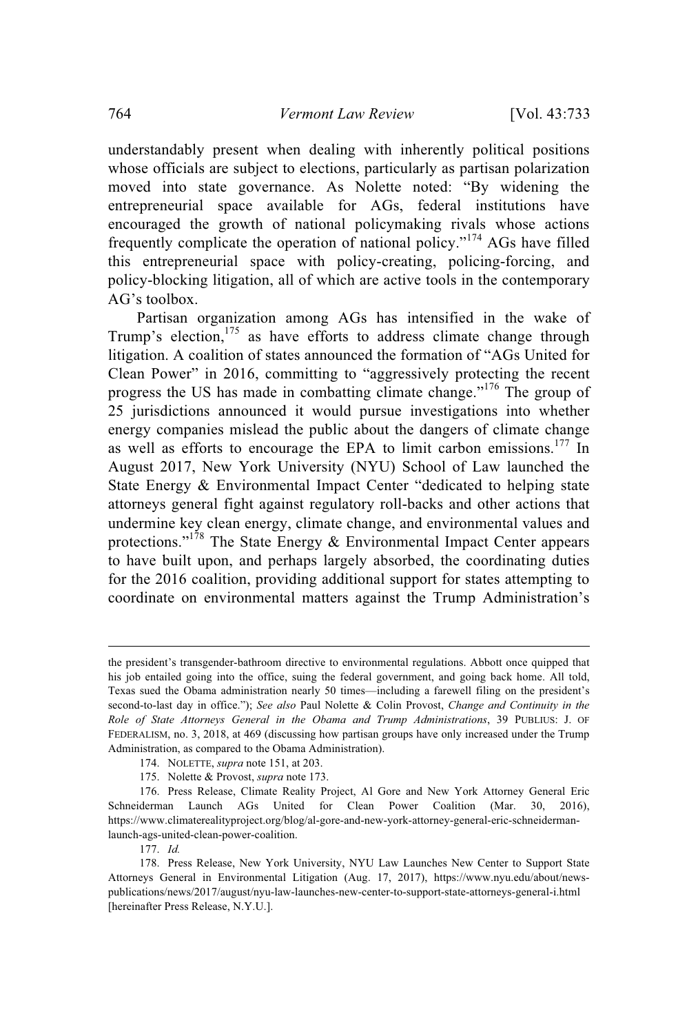understandably present when dealing with inherently political positions whose officials are subject to elections, particularly as partisan polarization moved into state governance. As Nolette noted: "By widening the entrepreneurial space available for AGs, federal institutions have encouraged the growth of national policymaking rivals whose actions frequently complicate the operation of national policy."[174] AGs have filled this entrepreneurial space with policy-creating, policing-forcing, and policy-blocking litigation, all of which are active tools in the contemporary AG's toolbox.

Partisan organization among AGs has intensified in the wake of Trump's election,[175] as have efforts to address climate change through litigation. A coalition of states announced the formation of "AGs United for Clean Power" in 2016, committing to "aggressively protecting the recent progress the US has made in combatting climate change."[176] The group of 25 jurisdictions announced it would pursue investigations into whether energy companies mislead the public about the dangers of climate change as well as efforts to encourage the EPA to limit carbon emissions.[177] In August 2017, New York University (NYU) School of Law launched the State Energy & Environmental Impact Center "dedicated to helping state attorneys general fight against regulatory roll-backs and other actions that undermine key clean energy, climate change, and environmental values and protections."[178] The State Energy & Environmental Impact Center appears to have built upon, and perhaps largely absorbed, the coordinating duties for the 2016 coalition, providing additional support for states attempting to coordinate on environmental matters against the Trump Administration's

---

the president's transgender-bathroom directive to environmental regulations. Abbott once quipped that his job entailed going into the office, suing the federal government, and going back home. All told, Texas sued the Obama administration nearly 50 times—including a farewell filing on the president's second-to-last day in office."); *See also* Paul Nolette & Colin Provost, *Change and Continuity in the Role of State Attorneys General in the Obama and Trump Administrations*, 39 PUBLIUS: J. OF FEDERALISM, no. 3, 2018, at 469 (discussing how partisan groups have only increased under the Trump Administration, as compared to the Obama Administration).

174. NOLETTE, *supra* note 151, at 203.

175. Nolette & Provost, *supra* note 173.

176. Press Release, Climate Reality Project, Al Gore and New York Attorney General Eric Schneiderman Launch AGs United for Clean Power Coalition (Mar. 30, 2016), https://www.climaterealityproject.org/blog/al-gore-and-new-york-attorney-general-eric-schneiderman-launch-ags-united-clean-power-coalition.

177. *Id.*

178. Press Release, New York University, NYU Law Launches New Center to Support State Attorneys General in Environmental Litigation (Aug. 17, 2017), https://www.nyu.edu/about/news-publications/news/2017/august/nyu-law-launches-new-center-to-support-state-attorneys-general-i.html [hereinafter Press Release, N.Y.U.].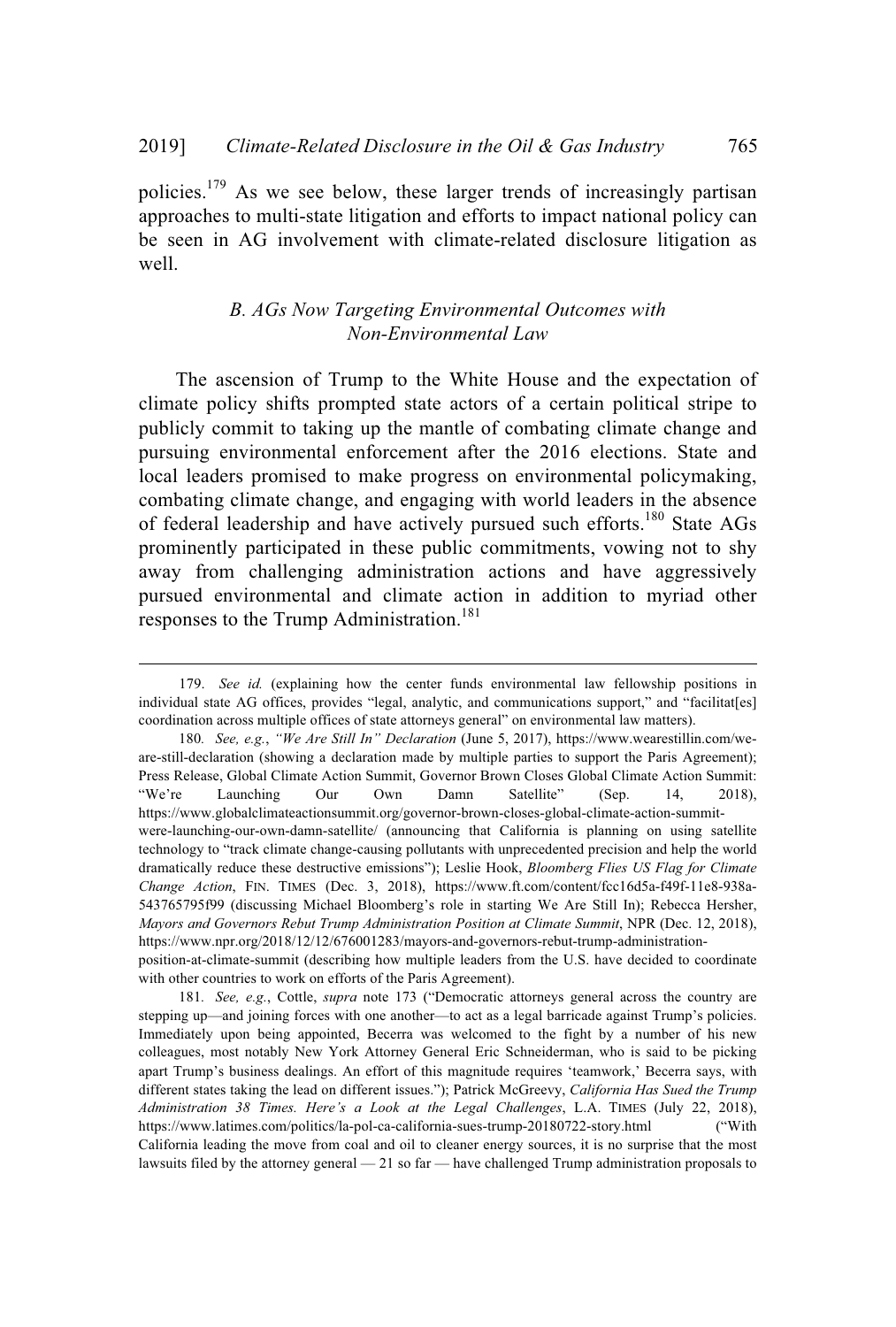policies.[179] As we see below, these larger trends of increasingly partisan approaches to multi-state litigation and efforts to impact national policy can be seen in AG involvement with climate-related disclosure litigation as well.

### *B. AGs Now Targeting Environmental Outcomes with Non-Environmental Law*

The ascension of Trump to the White House and the expectation of climate policy shifts prompted state actors of a certain political stripe to publicly commit to taking up the mantle of combating climate change and pursuing environmental enforcement after the 2016 elections. State and local leaders promised to make progress on environmental policymaking, combating climate change, and engaging with world leaders in the absence of federal leadership and have actively pursued such efforts.[180] State AGs prominently participated in these public commitments, vowing not to shy away from challenging administration actions and have aggressively pursued environmental and climate action in addition to myriad other responses to the Trump Administration.[181]

---

179. *See id.* (explaining how the center funds environmental law fellowship positions in individual state AG offices, provides "legal, analytic, and communications support," and "facilitat[es] coordination across multiple offices of state attorneys general" on environmental law matters).

180. *See, e.g.*, *"We Are Still In" Declaration* (June 5, 2017), https://www.wearestillin.com/we-are-still-declaration (showing a declaration made by multiple parties to support the Paris Agreement); Press Release, Global Climate Action Summit, Governor Brown Closes Global Climate Action Summit: "We're Launching Our Own Damn Satellite" (Sep. 14, 2018), https://www.globalclimateactionsummit.org/governor-brown-closes-global-climate-action-summit-were-launching-our-own-damn-satellite/ (announcing that California is planning on using satellite technology to "track climate change-causing pollutants with unprecedented precision and help the world dramatically reduce these destructive emissions"); Leslie Hook, *Bloomberg Flies US Flag for Climate Change Action*, FIN. TIMES (Dec. 3, 2018), https://www.ft.com/content/fcc16d5a-f49f-11e8-938a-543765795f99 (discussing Michael Bloomberg's role in starting We Are Still In); Rebecca Hersher, *Mayors and Governors Rebut Trump Administration Position at Climate Summit*, NPR (Dec. 12, 2018), https://www.npr.org/2018/12/12/676001283/mayors-and-governors-rebut-trump-administration-position-at-climate-summit (describing how multiple leaders from the U.S. have decided to coordinate with other countries to work on efforts of the Paris Agreement).

181. *See, e.g.*, Cottle, *supra* note 173 ("Democratic attorneys general across the country are stepping up—and joining forces with one another—to act as a legal barricade against Trump's policies. Immediately upon being appointed, Becerra was welcomed to the fight by a number of his new colleagues, most notably New York Attorney General Eric Schneiderman, who is said to be picking apart Trump's business dealings. An effort of this magnitude requires 'teamwork,' Becerra says, with different states taking the lead on different issues."); Patrick McGreevy, *California Has Sued the Trump Administration 38 Times. Here's a Look at the Legal Challenges*, L.A. TIMES (July 22, 2018), https://www.latimes.com/politics/la-pol-ca-california-sues-trump-20180722-story.html ("With California leading the move from coal and oil to cleaner energy sources, it is no surprise that the most lawsuits filed by the attorney general — 21 so far — have challenged Trump administration proposals to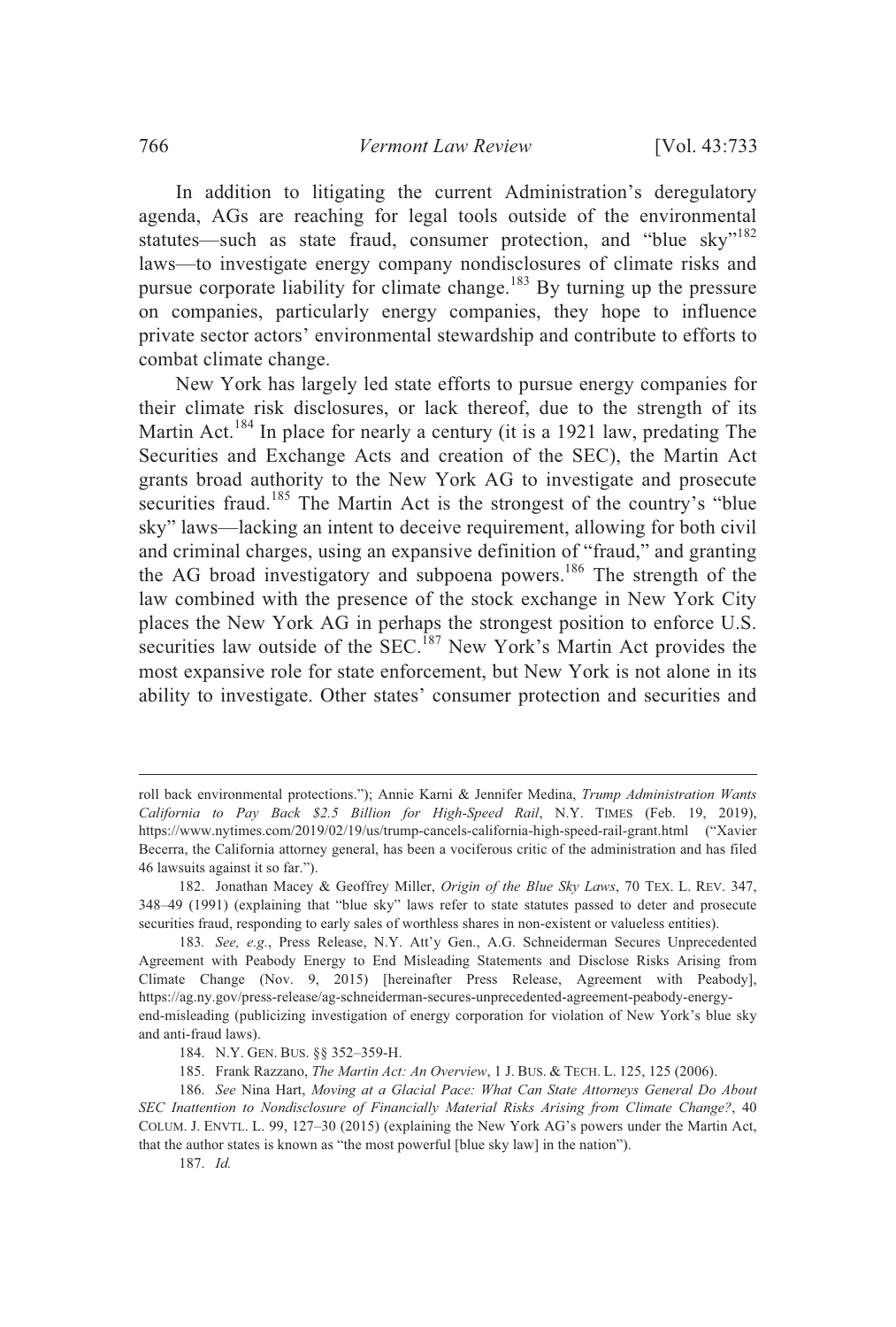In addition to litigating the current Administration's deregulatory agenda, AGs are reaching for legal tools outside of the environmental statutes—such as state fraud, consumer protection, and "blue sky"[182] laws—to investigate energy company nondisclosures of climate risks and pursue corporate liability for climate change.[183] By turning up the pressure on companies, particularly energy companies, they hope to influence private sector actors' environmental stewardship and contribute to efforts to combat climate change.

New York has largely led state efforts to pursue energy companies for their climate risk disclosures, or lack thereof, due to the strength of its Martin Act.[184] In place for nearly a century (it is a 1921 law, predating The Securities and Exchange Acts and creation of the SEC), the Martin Act grants broad authority to the New York AG to investigate and prosecute securities fraud.[185] The Martin Act is the strongest of the country's "blue sky" laws—lacking an intent to deceive requirement, allowing for both civil and criminal charges, using an expansive definition of "fraud," and granting the AG broad investigatory and subpoena powers.[186] The strength of the law combined with the presence of the stock exchange in New York City places the New York AG in perhaps the strongest position to enforce U.S. securities law outside of the SEC.[187] New York's Martin Act provides the most expansive role for state enforcement, but New York is not alone in its ability to investigate. Other states' consumer protection and securities and

---

roll back environmental protections."); Annie Karni & Jennifer Medina, *Trump Administration Wants California to Pay Back $2.5 Billion for High-Speed Rail*, N.Y. TIMES (Feb. 19, 2019), https://www.nytimes.com/2019/02/19/us/trump-cancels-california-high-speed-rail-grant.html ("Xavier Becerra, the California attorney general, has been a vociferous critic of the administration and has filed 46 lawsuits against it so far.").

182. Jonathan Macey & Geoffrey Miller, *Origin of the Blue Sky Laws*, 70 TEX. L. REV. 347, 348–49 (1991) (explaining that "blue sky" laws refer to state statutes passed to deter and prosecute securities fraud, responding to early sales of worthless shares in non-existent or valueless entities).

183. *See, e.g.*, Press Release, N.Y. Att'y Gen., A.G. Schneiderman Secures Unprecedented Agreement with Peabody Energy to End Misleading Statements and Disclose Risks Arising from Climate Change (Nov. 9, 2015) [hereinafter Press Release, Agreement with Peabody], https://ag.ny.gov/press-release/ag-schneiderman-secures-unprecedented-agreement-peabody-energy-end-misleading (publicizing investigation of energy corporation for violation of New York's blue sky and anti-fraud laws).

184. N.Y. GEN. BUS. §§ 352–359-H.

185. Frank Razzano, *The Martin Act: An Overview*, 1 J. BUS. & TECH. L. 125, 125 (2006).

186. *See* Nina Hart, *Moving at a Glacial Pace: What Can State Attorneys General Do About SEC Inattention to Nondisclosure of Financially Material Risks Arising from Climate Change?*, 40 COLUM. J. ENVTL. L. 99, 127–30 (2015) (explaining the New York AG's powers under the Martin Act, that the author states is known as "the most powerful [blue sky law] in the nation").

187. *Id.*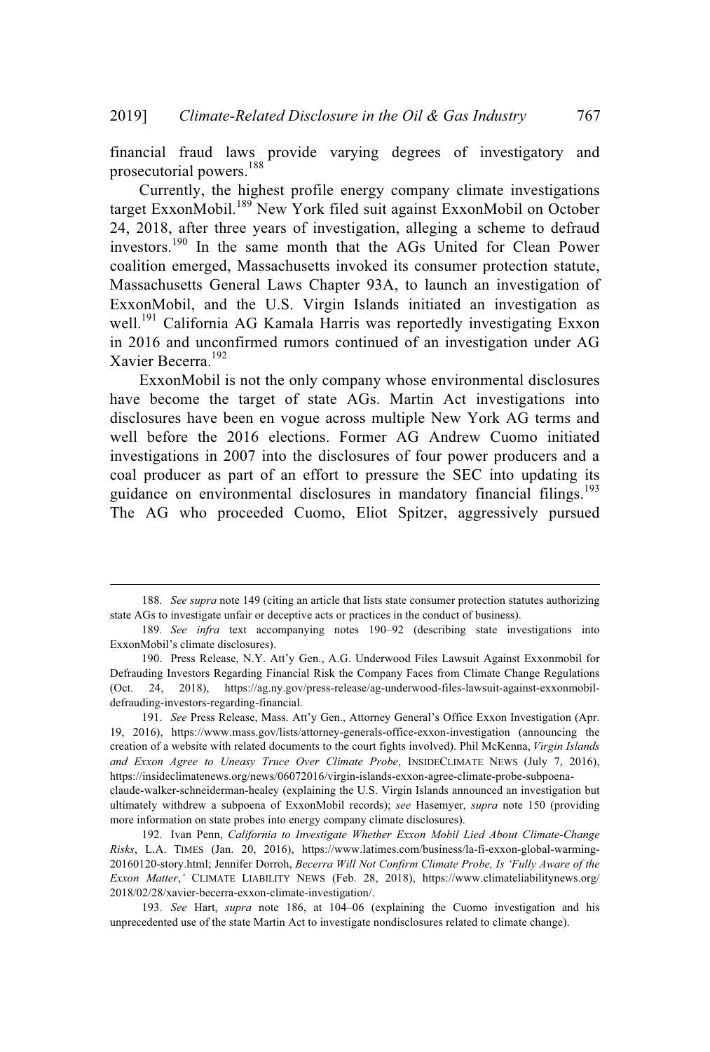financial fraud laws provide varying degrees of investigatory and prosecutorial powers.[188]

Currently, the highest profile energy company climate investigations target ExxonMobil.[189] New York filed suit against ExxonMobil on October 24, 2018, after three years of investigation, alleging a scheme to defraud investors.[190] In the same month that the AGs United for Clean Power coalition emerged, Massachusetts invoked its consumer protection statute, Massachusetts General Laws Chapter 93A, to launch an investigation of ExxonMobil, and the U.S. Virgin Islands initiated an investigation as well.[191] California AG Kamala Harris was reportedly investigating Exxon in 2016 and unconfirmed rumors continued of an investigation under AG Xavier Becerra.[192]

ExxonMobil is not the only company whose environmental disclosures have become the target of state AGs. Martin Act investigations into disclosures have been en vogue across multiple New York AG terms and well before the 2016 elections. Former AG Andrew Cuomo initiated investigations in 2007 into the disclosures of four power producers and a coal producer as part of an effort to pressure the SEC into updating its guidance on environmental disclosures in mandatory financial filings.[193] The AG who proceeded Cuomo, Eliot Spitzer, aggressively pursued

---

188. *See supra* note 149 (citing an article that lists state consumer protection statutes authorizing state AGs to investigate unfair or deceptive acts or practices in the conduct of business).

189. *See infra* text accompanying notes 190–92 (describing state investigations into ExxonMobil's climate disclosures).

190. Press Release, N.Y. Att'y Gen., A.G. Underwood Files Lawsuit Against Exxonmobil for Defrauding Investors Regarding Financial Risk the Company Faces from Climate Change Regulations (Oct. 24, 2018), https://ag.ny.gov/press-release/ag-underwood-files-lawsuit-against-exxonmobil-defrauding-investors-regarding-financial.

191. *See* Press Release, Mass. Att'y Gen., Attorney General's Office Exxon Investigation (Apr. 19, 2016), https://www.mass.gov/lists/attorney-generals-office-exxon-investigation (announcing the creation of a website with related documents to the court fights involved). Phil McKenna, *Virgin Islands and Exxon Agree to Uneasy Truce Over Climate Probe*, INSIDECLIMATE NEWS (July 7, 2016), https://insideclimatenews.org/news/06072016/virgin-islands-exxon-agree-climate-probe-subpoena-claude-walker-schneiderman-healey (explaining the U.S. Virgin Islands announced an investigation but ultimately withdrew a subpoena of ExxonMobil records); *see* Hasemyer, *supra* note 150 (providing more information on state probes into energy company climate disclosures).

192. Ivan Penn, *California to Investigate Whether Exxon Mobil Lied About Climate-Change Risks*, L.A. TIMES (Jan. 20, 2016), https://www.latimes.com/business/la-fi-exxon-global-warming-20160120-story.html; Jennifer Dorroh, *Becerra Will Not Confirm Climate Probe, Is 'Fully Aware of the Exxon Matter,'* CLIMATE LIABILITY NEWS (Feb. 28, 2018), https://www.climateliabilitynews.org/2018/02/28/xavier-becerra-exxon-climate-investigation/.

193. *See* Hart, *supra* note 186, at 104–06 (explaining the Cuomo investigation and his unprecedented use of the state Martin Act to investigate nondisclosures related to climate change).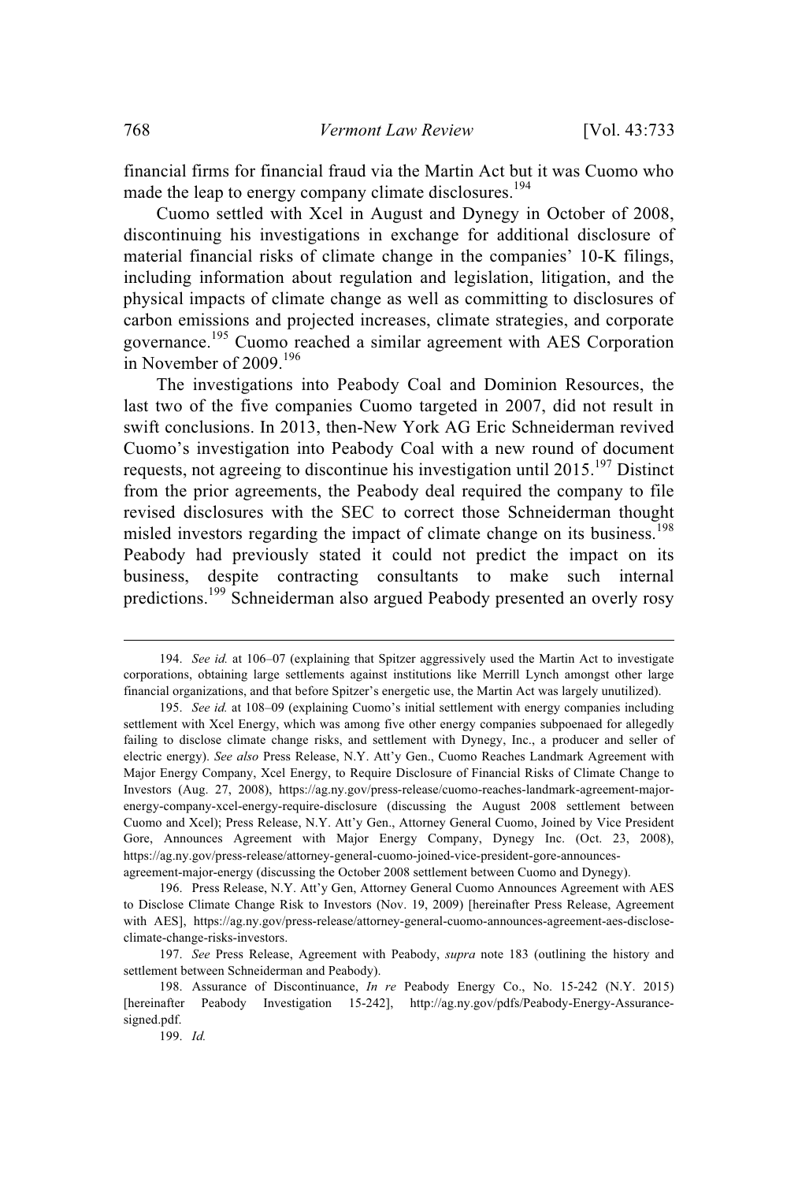financial firms for financial fraud via the Martin Act but it was Cuomo who made the leap to energy company climate disclosures.[194]

Cuomo settled with Xcel in August and Dynegy in October of 2008, discontinuing his investigations in exchange for additional disclosure of material financial risks of climate change in the companies' 10-K filings, including information about regulation and legislation, litigation, and the physical impacts of climate change as well as committing to disclosures of carbon emissions and projected increases, climate strategies, and corporate governance.[195] Cuomo reached a similar agreement with AES Corporation in November of 2009.[196]

The investigations into Peabody Coal and Dominion Resources, the last two of the five companies Cuomo targeted in 2007, did not result in swift conclusions. In 2013, then-New York AG Eric Schneiderman revived Cuomo's investigation into Peabody Coal with a new round of document requests, not agreeing to discontinue his investigation until 2015.[197] Distinct from the prior agreements, the Peabody deal required the company to file revised disclosures with the SEC to correct those Schneiderman thought misled investors regarding the impact of climate change on its business.[198] Peabody had previously stated it could not predict the impact on its business, despite contracting consultants to make such internal predictions.[199] Schneiderman also argued Peabody presented an overly rosy

---

194. *See id.* at 106–07 (explaining that Spitzer aggressively used the Martin Act to investigate corporations, obtaining large settlements against institutions like Merrill Lynch amongst other large financial organizations, and that before Spitzer's energetic use, the Martin Act was largely unutilized).

195. *See id.* at 108–09 (explaining Cuomo's initial settlement with energy companies including settlement with Xcel Energy, which was among five other energy companies subpoenaed for allegedly failing to disclose climate change risks, and settlement with Dynegy, Inc., a producer and seller of electric energy). *See also* Press Release, N.Y. Att'y Gen., Cuomo Reaches Landmark Agreement with Major Energy Company, Xcel Energy, to Require Disclosure of Financial Risks of Climate Change to Investors (Aug. 27, 2008), https://ag.ny.gov/press-release/cuomo-reaches-landmark-agreement-major-energy-company-xcel-energy-require-disclosure (discussing the August 2008 settlement between Cuomo and Xcel); Press Release, N.Y. Att'y Gen., Attorney General Cuomo, Joined by Vice President Gore, Announces Agreement with Major Energy Company, Dynegy Inc. (Oct. 23, 2008), https://ag.ny.gov/press-release/attorney-general-cuomo-joined-vice-president-gore-announces-agreement-major-energy (discussing the October 2008 settlement between Cuomo and Dynegy).

196. Press Release, N.Y. Att'y Gen, Attorney General Cuomo Announces Agreement with AES to Disclose Climate Change Risk to Investors (Nov. 19, 2009) [hereinafter Press Release, Agreement with AES], https://ag.ny.gov/press-release/attorney-general-cuomo-announces-agreement-aes-disclose-climate-change-risks-investors.

197. *See* Press Release, Agreement with Peabody, *supra* note 183 (outlining the history and settlement between Schneiderman and Peabody).

198. Assurance of Discontinuance, *In re* Peabody Energy Co., No. 15-242 (N.Y. 2015) [hereinafter Peabody Investigation 15-242], http://ag.ny.gov/pdfs/Peabody-Energy-Assurance-signed.pdf.

199. *Id.*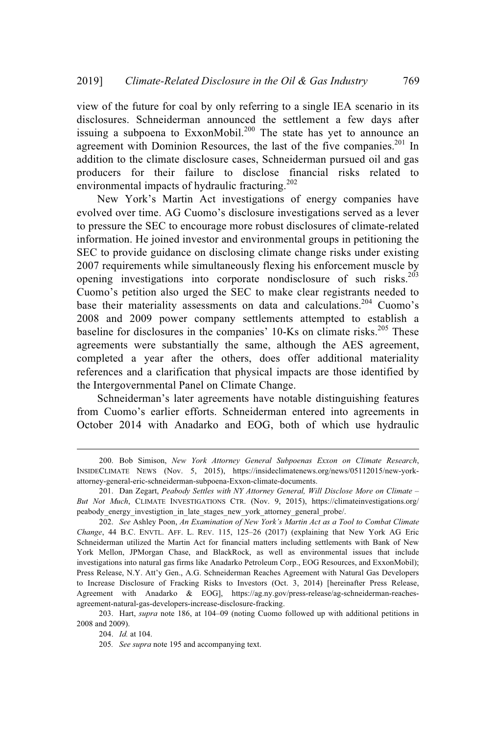view of the future for coal by only referring to a single IEA scenario in its disclosures. Schneiderman announced the settlement a few days after issuing a subpoena to ExxonMobil.[200] The state has yet to announce an agreement with Dominion Resources, the last of the five companies.[201] In addition to the climate disclosure cases, Schneiderman pursued oil and gas producers for their failure to disclose financial risks related to environmental impacts of hydraulic fracturing.[202]

New York's Martin Act investigations of energy companies have evolved over time. AG Cuomo's disclosure investigations served as a lever to pressure the SEC to encourage more robust disclosures of climate-related information. He joined investor and environmental groups in petitioning the SEC to provide guidance on disclosing climate change risks under existing 2007 requirements while simultaneously flexing his enforcement muscle by opening investigations into corporate nondisclosure of such risks.[203] Cuomo's petition also urged the SEC to make clear registrants needed to base their materiality assessments on data and calculations.[204] Cuomo's 2008 and 2009 power company settlements attempted to establish a baseline for disclosures in the companies' 10-Ks on climate risks.[205] These agreements were substantially the same, although the AES agreement, completed a year after the others, does offer additional materiality references and a clarification that physical impacts are those identified by the Intergovernmental Panel on Climate Change.

Schneiderman's later agreements have notable distinguishing features from Cuomo's earlier efforts. Schneiderman entered into agreements in October 2014 with Anadarko and EOG, both of which use hydraulic

---

200. Bob Simison, *New York Attorney General Subpoenas Exxon on Climate Research*, INSIDECLIMATE NEWS (Nov. 5, 2015), https://insideclimatenews.org/news/05112015/new-york-attorney-general-eric-schneiderman-subpoena-Exxon-climate-documents.

201. Dan Zegart, *Peabody Settles with NY Attorney General, Will Disclose More on Climate – But Not Much*, CLIMATE INVESTIGATIONS CTR. (Nov. 9, 2015), https://climateinvestigations.org/peabody_energy_investigtion_in_late_stages_new_york_attorney_general_probe/.

202. *See* Ashley Poon, *An Examination of New York's Martin Act as a Tool to Combat Climate Change*, 44 B.C. ENVTL. AFF. L. REV. 115, 125–26 (2017) (explaining that New York AG Eric Schneiderman utilized the Martin Act for financial matters including settlements with Bank of New York Mellon, JPMorgan Chase, and BlackRock, as well as environmental issues that include investigations into natural gas firms like Anadarko Petroleum Corp., EOG Resources, and ExxonMobil); Press Release, N.Y. Att'y Gen., A.G. Schneiderman Reaches Agreement with Natural Gas Developers to Increase Disclosure of Fracking Risks to Investors (Oct. 3, 2014) [hereinafter Press Release, Agreement with Anadarko & EOG], https://ag.ny.gov/press-release/ag-schneiderman-reaches-agreement-natural-gas-developers-increase-disclosure-fracking.

203. Hart, *supra* note 186, at 104–09 (noting Cuomo followed up with additional petitions in 2008 and 2009).

204. *Id.* at 104.

205. *See supra* note 195 and accompanying text.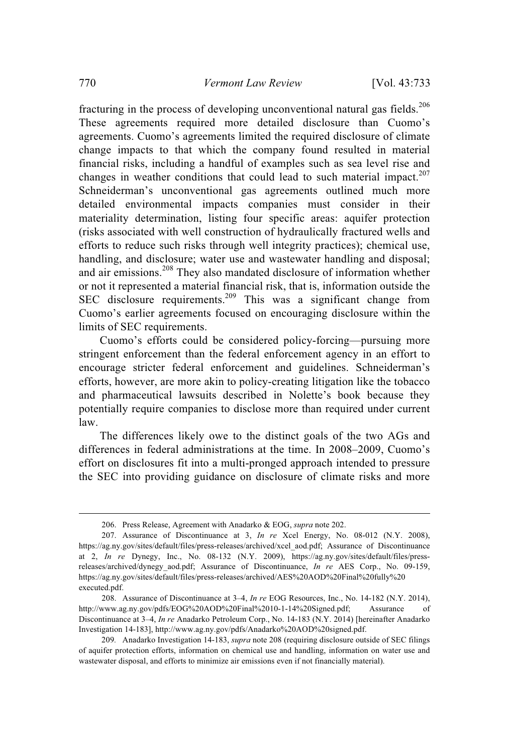fracturing in the process of developing unconventional natural gas fields.[206] These agreements required more detailed disclosure than Cuomo's agreements. Cuomo's agreements limited the required disclosure of climate change impacts to that which the company found resulted in material financial risks, including a handful of examples such as sea level rise and changes in weather conditions that could lead to such material impact.[207] Schneiderman's unconventional gas agreements outlined much more detailed environmental impacts companies must consider in their materiality determination, listing four specific areas: aquifer protection (risks associated with well construction of hydraulically fractured wells and efforts to reduce such risks through well integrity practices); chemical use, handling, and disclosure; water use and wastewater handling and disposal; and air emissions.[208] They also mandated disclosure of information whether or not it represented a material financial risk, that is, information outside the SEC disclosure requirements.[209] This was a significant change from Cuomo's earlier agreements focused on encouraging disclosure within the limits of SEC requirements.

Cuomo's efforts could be considered policy-forcing—pursuing more stringent enforcement than the federal enforcement agency in an effort to encourage stricter federal enforcement and guidelines. Schneiderman's efforts, however, are more akin to policy-creating litigation like the tobacco and pharmaceutical lawsuits described in Nolette's book because they potentially require companies to disclose more than required under current law.

The differences likely owe to the distinct goals of the two AGs and differences in federal administrations at the time. In 2008–2009, Cuomo's effort on disclosures fit into a multi-pronged approach intended to pressure the SEC into providing guidance on disclosure of climate risks and more

---

206. Press Release, Agreement with Anadarko & EOG, *supra* note 202.

207. Assurance of Discontinuance at 3, *In re* Xcel Energy, No. 08-012 (N.Y. 2008), https://ag.ny.gov/sites/default/files/press-releases/archived/xcel_aod.pdf; Assurance of Discontinuance at 2, *In re* Dynegy, Inc., No. 08-132 (N.Y. 2009), https://ag.ny.gov/sites/default/files/press-releases/archived/dynegy_aod.pdf; Assurance of Discontinuance, *In re* AES Corp., No. 09-159, https://ag.ny.gov/sites/default/files/press-releases/archived/AES%20AOD%20Final%20fully%20executed.pdf.

208. Assurance of Discontinuance at 3–4, *In re* EOG Resources, Inc., No. 14-182 (N.Y. 2014), http://www.ag.ny.gov/pdfs/EOG%20AOD%20Final%2010-1-14%20Signed.pdf; Assurance of Discontinuance at 3–4, *In re* Anadarko Petroleum Corp., No. 14-183 (N.Y. 2014) [hereinafter Anadarko Investigation 14-183], http://www.ag.ny.gov/pdfs/Anadarko%20AOD%20signed.pdf.

209. Anadarko Investigation 14-183, *supra* note 208 (requiring disclosure outside of SEC filings of aquifer protection efforts, information on chemical use and handling, information on water use and wastewater disposal, and efforts to minimize air emissions even if not financially material).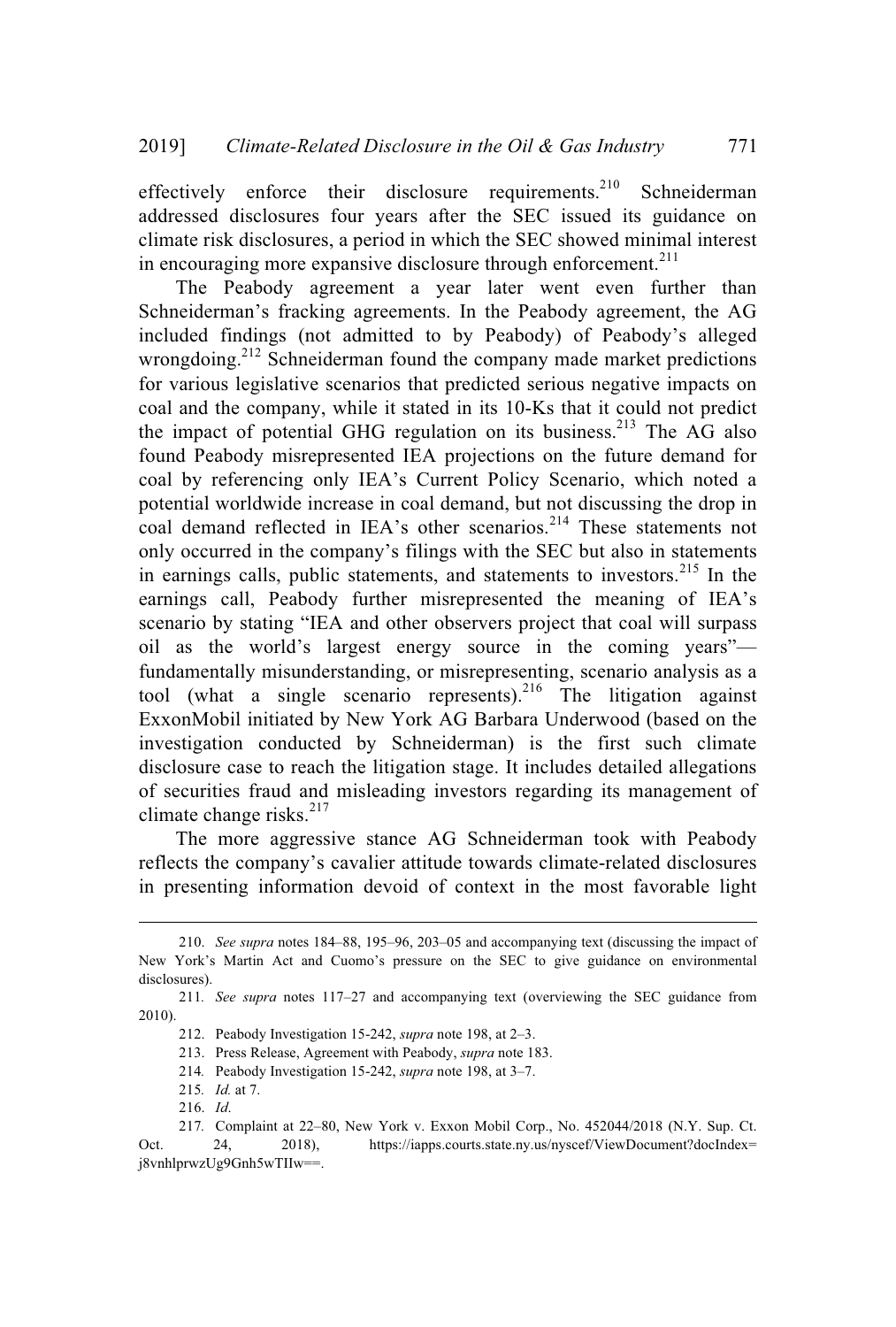effectively enforce their disclosure requirements.[210] Schneiderman addressed disclosures four years after the SEC issued its guidance on climate risk disclosures, a period in which the SEC showed minimal interest in encouraging more expansive disclosure through enforcement.[211]

The Peabody agreement a year later went even further than Schneiderman's fracking agreements. In the Peabody agreement, the AG included findings (not admitted to by Peabody) of Peabody's alleged wrongdoing.[212] Schneiderman found the company made market predictions for various legislative scenarios that predicted serious negative impacts on coal and the company, while it stated in its 10-Ks that it could not predict the impact of potential GHG regulation on its business.[213] The AG also found Peabody misrepresented IEA projections on the future demand for coal by referencing only IEA's Current Policy Scenario, which noted a potential worldwide increase in coal demand, but not discussing the drop in coal demand reflected in IEA's other scenarios.[214] These statements not only occurred in the company's filings with the SEC but also in statements in earnings calls, public statements, and statements to investors.[215] In the earnings call, Peabody further misrepresented the meaning of IEA's scenario by stating "IEA and other observers project that coal will surpass oil as the world's largest energy source in the coming years"—fundamentally misunderstanding, or misrepresenting, scenario analysis as a tool (what a single scenario represents).[216] The litigation against ExxonMobil initiated by New York AG Barbara Underwood (based on the investigation conducted by Schneiderman) is the first such climate disclosure case to reach the litigation stage. It includes detailed allegations of securities fraud and misleading investors regarding its management of climate change risks.[217]

The more aggressive stance AG Schneiderman took with Peabody reflects the company's cavalier attitude towards climate-related disclosures in presenting information devoid of context in the most favorable light

---

210. *See supra* notes 184–88, 195–96, 203–05 and accompanying text (discussing the impact of New York's Martin Act and Cuomo's pressure on the SEC to give guidance on environmental disclosures).

211. *See supra* notes 117–27 and accompanying text (overviewing the SEC guidance from 2010).

212. Peabody Investigation 15-242, *supra* note 198, at 2–3.

213. Press Release, Agreement with Peabody, *supra* note 183.

214. Peabody Investigation 15-242, *supra* note 198, at 3–7.

215. *Id.* at 7.

216. *Id.*

217. Complaint at 22–80, New York v. Exxon Mobil Corp., No. 452044/2018 (N.Y. Sup. Ct. Oct. 24, 2018), https://iapps.courts.state.ny.us/nyscef/ViewDocument?docIndex=j8vnhlprwzUg9Gnh5wTIIw==.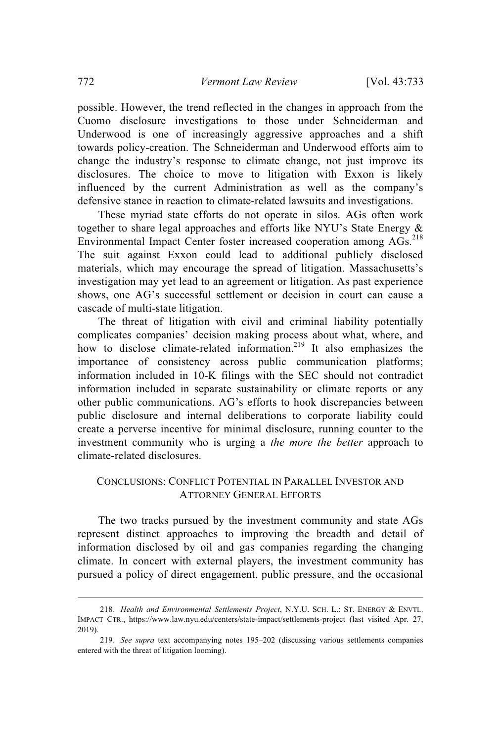possible. However, the trend reflected in the changes in approach from the Cuomo disclosure investigations to those under Schneiderman and Underwood is one of increasingly aggressive approaches and a shift towards policy-creation. The Schneiderman and Underwood efforts aim to change the industry's response to climate change, not just improve its disclosures. The choice to move to litigation with Exxon is likely influenced by the current Administration as well as the company's defensive stance in reaction to climate-related lawsuits and investigations.

These myriad state efforts do not operate in silos. AGs often work together to share legal approaches and efforts like NYU's State Energy & Environmental Impact Center foster increased cooperation among AGs.[218] The suit against Exxon could lead to additional publicly disclosed materials, which may encourage the spread of litigation. Massachusetts's investigation may yet lead to an agreement or litigation. As past experience shows, one AG's successful settlement or decision in court can cause a cascade of multi-state litigation.

The threat of litigation with civil and criminal liability potentially complicates companies' decision making process about what, where, and how to disclose climate-related information.[219] It also emphasizes the importance of consistency across public communication platforms; information included in 10-K filings with the SEC should not contradict information included in separate sustainability or climate reports or any other public communications. AG's efforts to hook discrepancies between public disclosure and internal deliberations to corporate liability could create a perverse incentive for minimal disclosure, running counter to the investment community who is urging a *the more the better* approach to climate-related disclosures.

## CONCLUSIONS: CONFLICT POTENTIAL IN PARALLEL INVESTOR AND ATTORNEY GENERAL EFFORTS

The two tracks pursued by the investment community and state AGs represent distinct approaches to improving the breadth and detail of information disclosed by oil and gas companies regarding the changing climate. In concert with external players, the investment community has pursued a policy of direct engagement, public pressure, and the occasional

---

218. *Health and Environmental Settlements Project*, N.Y.U. SCH. L.: ST. ENERGY & ENVTL. IMPACT CTR., https://www.law.nyu.edu/centers/state-impact/settlements-project (last visited Apr. 27, 2019).

219. *See supra* text accompanying notes 195–202 (discussing various settlements companies entered with the threat of litigation looming).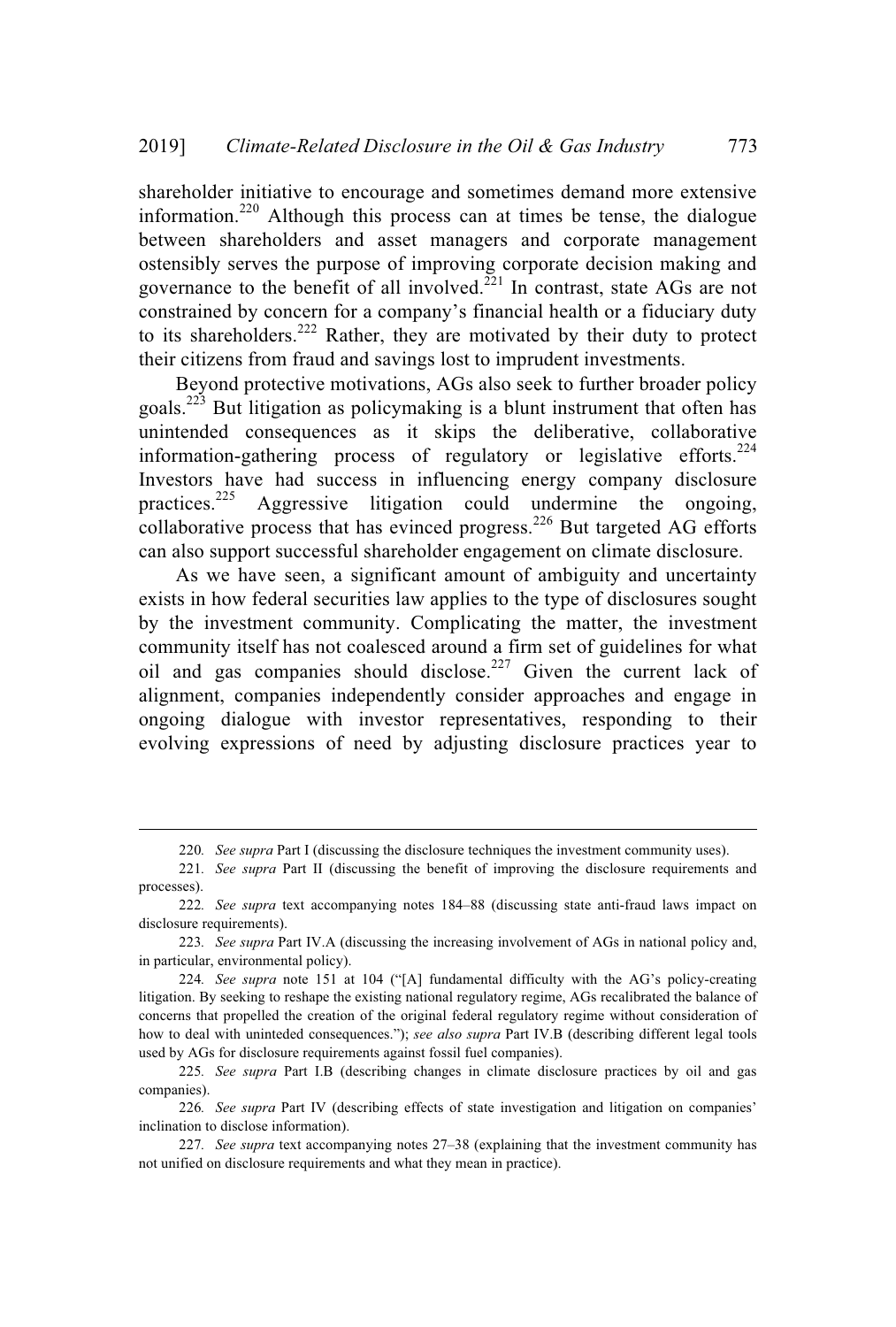shareholder initiative to encourage and sometimes demand more extensive information.[220] Although this process can at times be tense, the dialogue between shareholders and asset managers and corporate management ostensibly serves the purpose of improving corporate decision making and governance to the benefit of all involved.[221] In contrast, state AGs are not constrained by concern for a company's financial health or a fiduciary duty to its shareholders.[222] Rather, they are motivated by their duty to protect their citizens from fraud and savings lost to imprudent investments.

Beyond protective motivations, AGs also seek to further broader policy goals.[223] But litigation as policymaking is a blunt instrument that often has unintended consequences as it skips the deliberative, collaborative information-gathering process of regulatory or legislative efforts.[224] Investors have had success in influencing energy company disclosure practices.[225] Aggressive litigation could undermine the ongoing, collaborative process that has evinced progress.[226] But targeted AG efforts can also support successful shareholder engagement on climate disclosure.

As we have seen, a significant amount of ambiguity and uncertainty exists in how federal securities law applies to the type of disclosures sought by the investment community. Complicating the matter, the investment community itself has not coalesced around a firm set of guidelines for what oil and gas companies should disclose.[227] Given the current lack of alignment, companies independently consider approaches and engage in ongoing dialogue with investor representatives, responding to their evolving expressions of need by adjusting disclosure practices year to

---

220. *See supra* Part I (discussing the disclosure techniques the investment community uses).

221. *See supra* Part II (discussing the benefit of improving the disclosure requirements and processes).

222. *See supra* text accompanying notes 184–88 (discussing state anti-fraud laws impact on disclosure requirements).

223. *See supra* Part IV.A (discussing the increasing involvement of AGs in national policy and, in particular, environmental policy).

224. *See supra* note 151 at 104 ("[A] fundamental difficulty with the AG's policy-creating litigation. By seeking to reshape the existing national regulatory regime, AGs recalibrated the balance of concerns that propelled the creation of the original federal regulatory regime without consideration of how to deal with uninteded consequences."); *see also supra* Part IV.B (describing different legal tools used by AGs for disclosure requirements against fossil fuel companies).

225. *See supra* Part I.B (describing changes in climate disclosure practices by oil and gas companies).

226. *See supra* Part IV (describing effects of state investigation and litigation on companies' inclination to disclose information).

227. *See supra* text accompanying notes 27–38 (explaining that the investment community has not unified on disclosure requirements and what they mean in practice).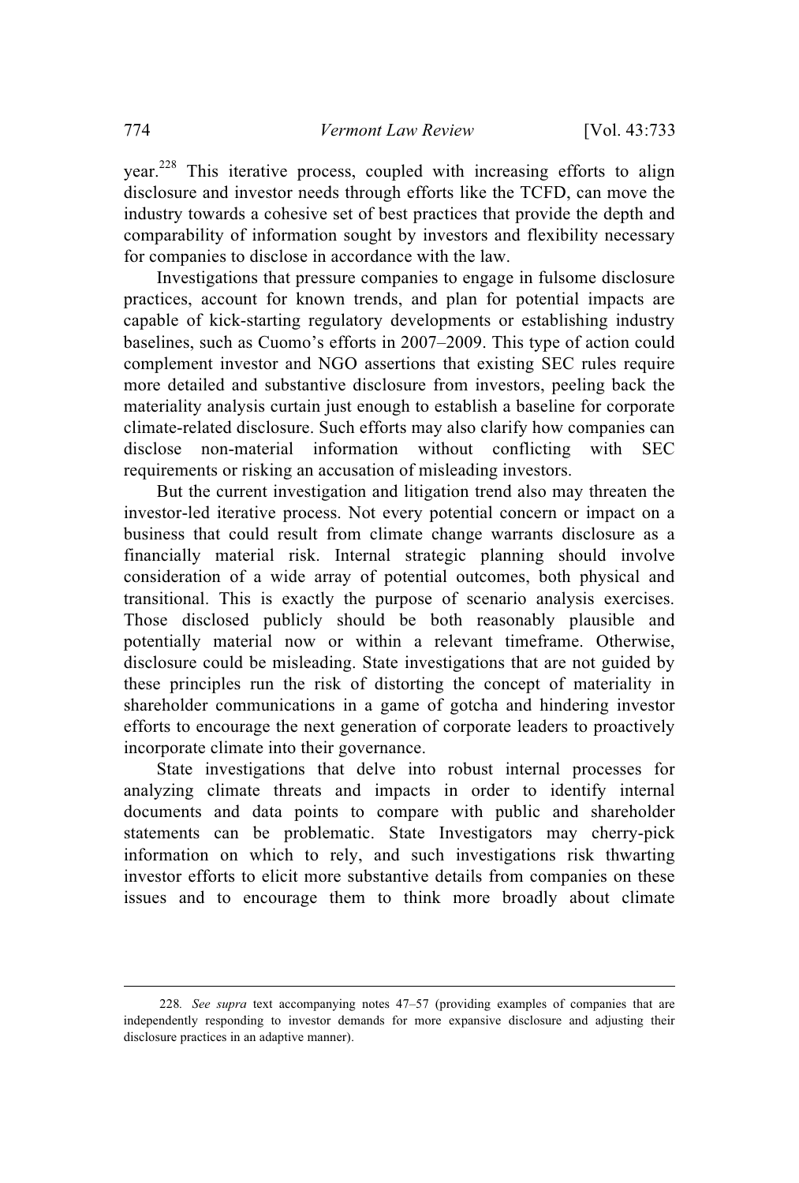year.[228] This iterative process, coupled with increasing efforts to align disclosure and investor needs through efforts like the TCFD, can move the industry towards a cohesive set of best practices that provide the depth and comparability of information sought by investors and flexibility necessary for companies to disclose in accordance with the law.

Investigations that pressure companies to engage in fulsome disclosure practices, account for known trends, and plan for potential impacts are capable of kick-starting regulatory developments or establishing industry baselines, such as Cuomo's efforts in 2007–2009. This type of action could complement investor and NGO assertions that existing SEC rules require more detailed and substantive disclosure from investors, peeling back the materiality analysis curtain just enough to establish a baseline for corporate climate-related disclosure. Such efforts may also clarify how companies can disclose non-material information without conflicting with SEC requirements or risking an accusation of misleading investors.

But the current investigation and litigation trend also may threaten the investor-led iterative process. Not every potential concern or impact on a business that could result from climate change warrants disclosure as a financially material risk. Internal strategic planning should involve consideration of a wide array of potential outcomes, both physical and transitional. This is exactly the purpose of scenario analysis exercises. Those disclosed publicly should be both reasonably plausible and potentially material now or within a relevant timeframe. Otherwise, disclosure could be misleading. State investigations that are not guided by these principles run the risk of distorting the concept of materiality in shareholder communications in a game of gotcha and hindering investor efforts to encourage the next generation of corporate leaders to proactively incorporate climate into their governance.

State investigations that delve into robust internal processes for analyzing climate threats and impacts in order to identify internal documents and data points to compare with public and shareholder statements can be problematic. State Investigators may cherry-pick information on which to rely, and such investigations risk thwarting investor efforts to elicit more substantive details from companies on these issues and to encourage them to think more broadly about climate

---

228. *See supra* text accompanying notes 47–57 (providing examples of companies that are independently responding to investor demands for more expansive disclosure and adjusting their disclosure practices in an adaptive manner).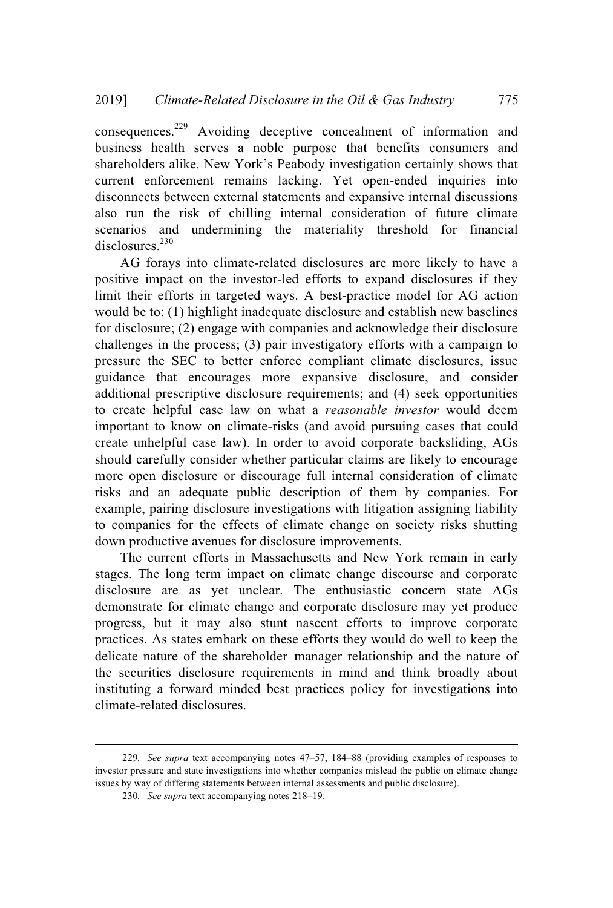consequences.[229] Avoiding deceptive concealment of information and business health serves a noble purpose that benefits consumers and shareholders alike. New York's Peabody investigation certainly shows that current enforcement remains lacking. Yet open-ended inquiries into disconnects between external statements and expansive internal discussions also run the risk of chilling internal consideration of future climate scenarios and undermining the materiality threshold for financial disclosures.[230]

AG forays into climate-related disclosures are more likely to have a positive impact on the investor-led efforts to expand disclosures if they limit their efforts in targeted ways. A best-practice model for AG action would be to: (1) highlight inadequate disclosure and establish new baselines for disclosure; (2) engage with companies and acknowledge their disclosure challenges in the process; (3) pair investigatory efforts with a campaign to pressure the SEC to better enforce compliant climate disclosures, issue guidance that encourages more expansive disclosure, and consider additional prescriptive disclosure requirements; and (4) seek opportunities to create helpful case law on what a *reasonable investor* would deem important to know on climate-risks (and avoid pursuing cases that could create unhelpful case law). In order to avoid corporate backsliding, AGs should carefully consider whether particular claims are likely to encourage more open disclosure or discourage full internal consideration of climate risks and an adequate public description of them by companies. For example, pairing disclosure investigations with litigation assigning liability to companies for the effects of climate change on society risks shutting down productive avenues for disclosure improvements.

The current efforts in Massachusetts and New York remain in early stages. The long term impact on climate change discourse and corporate disclosure are as yet unclear. The enthusiastic concern state AGs demonstrate for climate change and corporate disclosure may yet produce progress, but it may also stunt nascent efforts to improve corporate practices. As states embark on these efforts they would do well to keep the delicate nature of the shareholder–manager relationship and the nature of the securities disclosure requirements in mind and think broadly about instituting a forward minded best practices policy for investigations into climate-related disclosures.

---

229. *See supra* text accompanying notes 47–57, 184–88 (providing examples of responses to investor pressure and state investigations into whether companies mislead the public on climate change issues by way of differing statements between internal assessments and public disclosure).

230. *See supra* text accompanying notes 218–19.